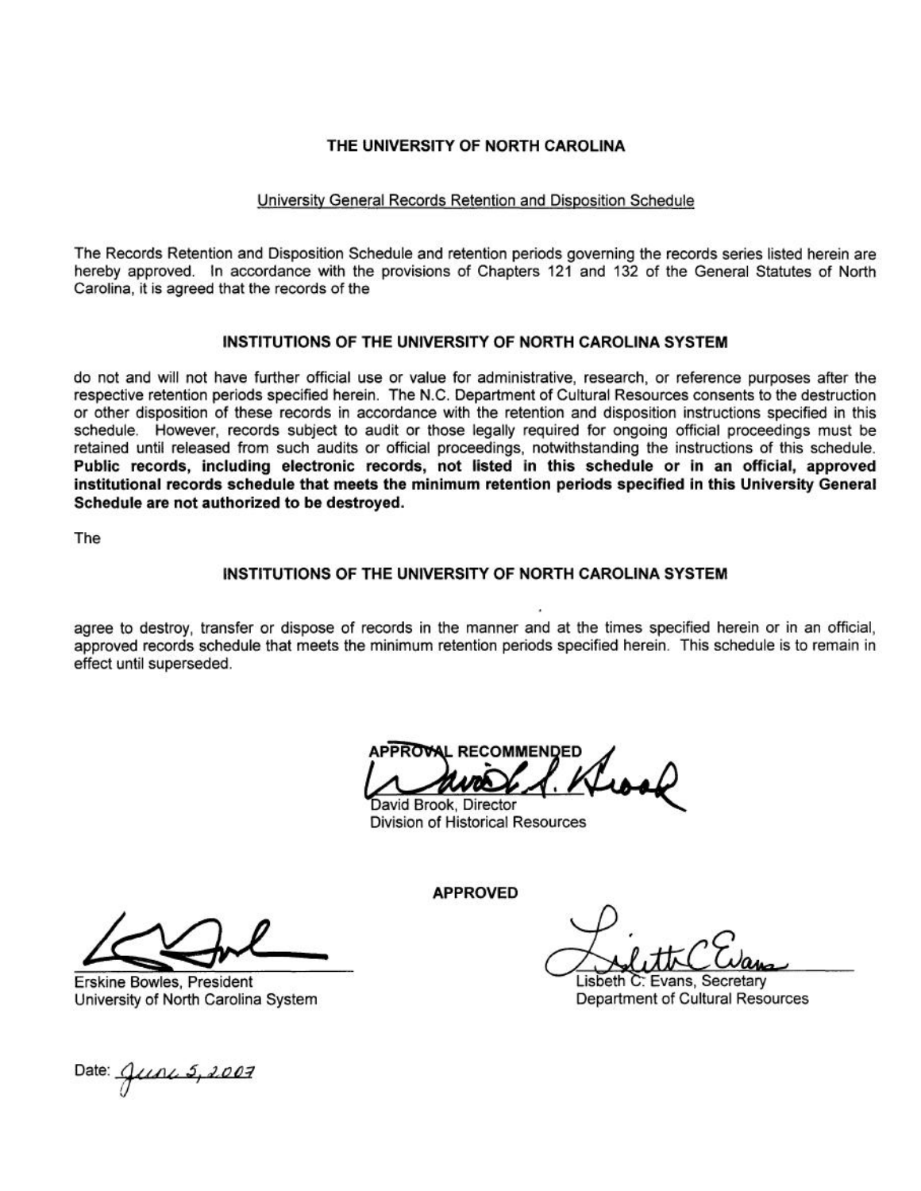# THE UNIVERSITY OF NORTH CAROLINA

University General Records Retention and Disposition Schedule

The Records Retention and Disposition Schedule and retention periods governing the records series listed herein are hereby approved. In accordance with the provisions of Chapters 121 and 132 of the General Statutes of North Carolina, it is agreed that the records of the

## INSTITUTIONS OF THE UNIVERSITY OF NORTH CAROLINA SYSTEM

do not and will not have further official use or value for administrative, research, or reference purposes after the respective retention periods specified herein. The N.C. Department of Cultural Resources consents to the destruction or other disposition of these records in accordance with the retention and disposition instructions specified in this schedule. However, records subject to audit or those legally required for ongoing official proceedings must be retained until released from such audits or official proceedings, notwithstanding the instructions of this schedule. **Public records, including electronic records, not listed in this schedule or in an official, approved institutional records schedule that meets the minimum retention periods specified in this University General Schedule are not authorized to be destroyed.**

The

## INSTITUTIONS OF THE UNIVERSITY OF NORTH CAROLINA SYSTEM

agree to destroy, transfer or dispose of records in the manner and at the times specified herein or in an official, approved records schedule that meets the minimum retention periods specified herein. This schedule is to remain in effect until superseded.

**APPROVAL RECOMMENDED**

David Brook, Director
Division of Historical Resources

**APPROVED**

Erskine Bowles, President
University of North Carolina System

Lisbeth C. Evans, Secretary
Department of Cultural Resources

Date: June 5, 2007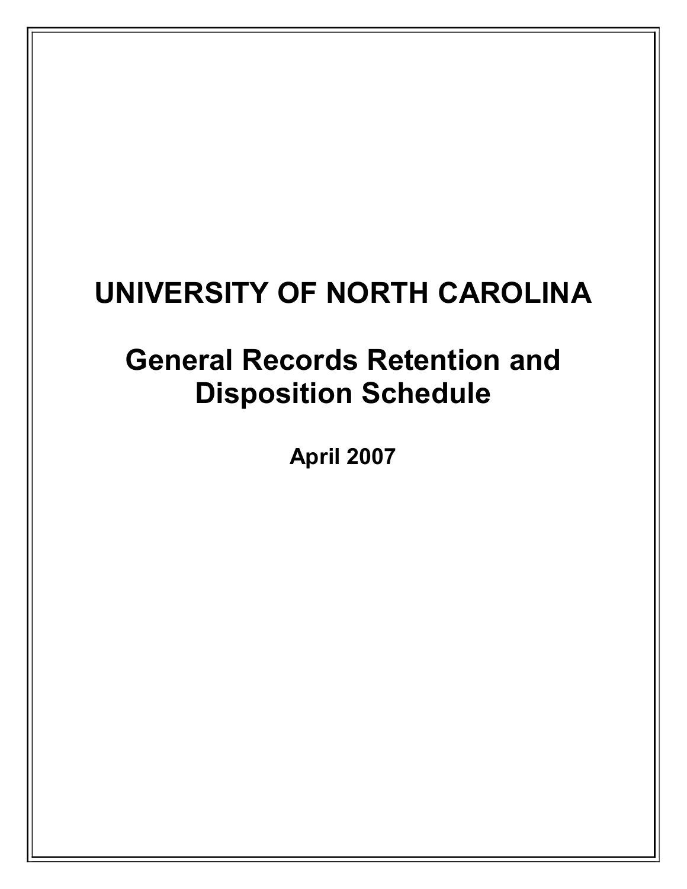# UNIVERSITY OF NORTH CAROLINA

## General Records Retention and Disposition Schedule

**April 2007**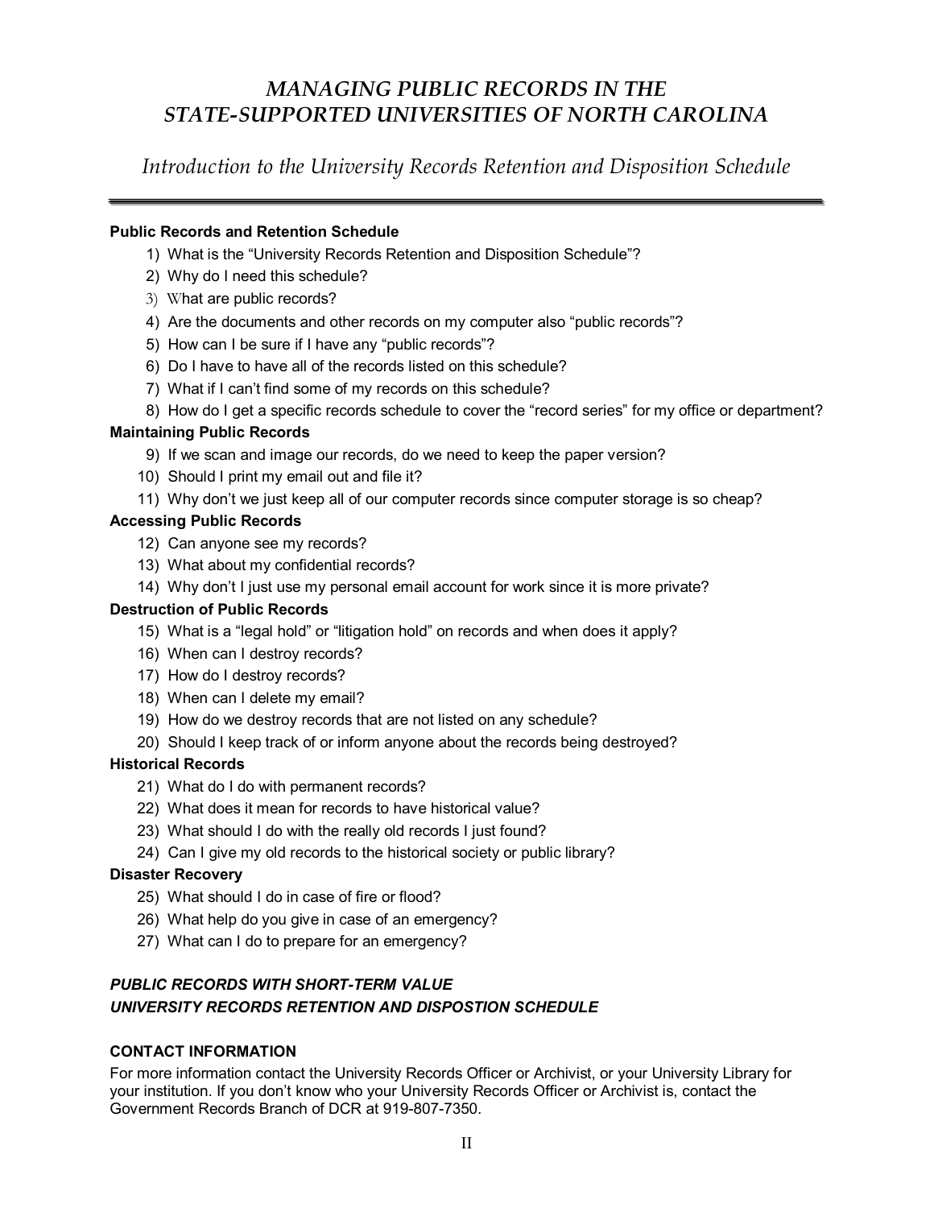# *MANAGING PUBLIC RECORDS IN THE STATE-SUPPORTED UNIVERSITIES OF NORTH CAROLINA*

## *Introduction to the University Records Retention and Disposition Schedule*

**Public Records and Retention Schedule**

1) What is the "University Records Retention and Disposition Schedule"?
2) Why do I need this schedule?
3) What are public records?
4) Are the documents and other records on my computer also "public records"?
5) How can I be sure if I have any "public records"?
6) Do I have to have all of the records listed on this schedule?
7) What if I can't find some of my records on this schedule?
8) How do I get a specific records schedule to cover the "record series" for my office or department?

**Maintaining Public Records**

9) If we scan and image our records, do we need to keep the paper version?
10) Should I print my email out and file it?
11) Why don't we just keep all of our computer records since computer storage is so cheap?

**Accessing Public Records**

12) Can anyone see my records?
13) What about my confidential records?
14) Why don't I just use my personal email account for work since it is more private?

**Destruction of Public Records**

15) What is a "legal hold" or "litigation hold" on records and when does it apply?
16) When can I destroy records?
17) How do I destroy records?
18) When can I delete my email?
19) How do we destroy records that are not listed on any schedule?
20) Should I keep track of or inform anyone about the records being destroyed?

**Historical Records**

21) What do I do with permanent records?
22) What does it mean for records to have historical value?
23) What should I do with the really old records I just found?
24) Can I give my old records to the historical society or public library?

**Disaster Recovery**

25) What should I do in case of fire or flood?
26) What help do you give in case of an emergency?
27) What can I do to prepare for an emergency?

***PUBLIC RECORDS WITH SHORT-TERM VALUE***
***UNIVERSITY RECORDS RETENTION AND DISPOSTION SCHEDULE***

**CONTACT INFORMATION**

For more information contact the University Records Officer or Archivist, or your University Library for your institution. If you don't know who your University Records Officer or Archivist is, contact the Government Records Branch of DCR at 919-807-7350.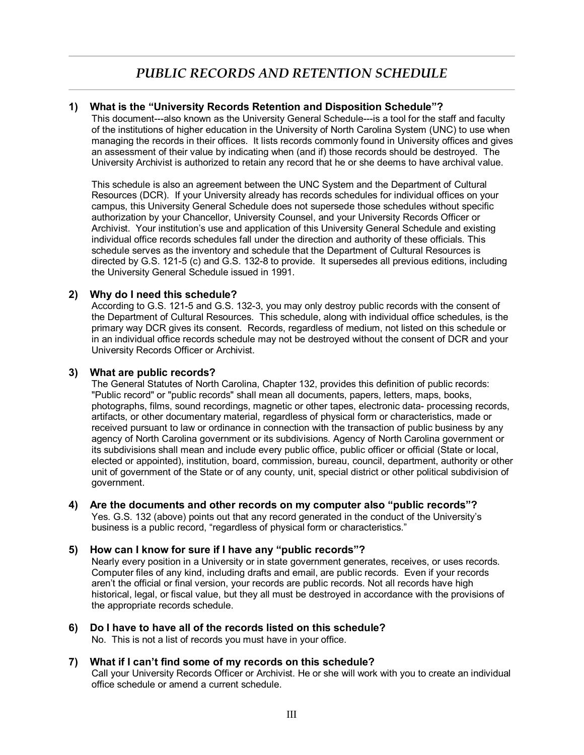# *PUBLIC RECORDS AND RETENTION SCHEDULE*

### 1) What is the "University Records Retention and Disposition Schedule"?

This document---also known as the University General Schedule---is a tool for the staff and faculty of the institutions of higher education in the University of North Carolina System (UNC) to use when managing the records in their offices. It lists records commonly found in University offices and gives an assessment of their value by indicating when (and if) those records should be destroyed. The University Archivist is authorized to retain any record that he or she deems to have archival value.

This schedule is also an agreement between the UNC System and the Department of Cultural Resources (DCR). If your University already has records schedules for individual offices on your campus, this University General Schedule does not supersede those schedules without specific authorization by your Chancellor, University Counsel, and your University Records Officer or Archivist. Your institution's use and application of this University General Schedule and existing individual office records schedules fall under the direction and authority of these officials. This schedule serves as the inventory and schedule that the Department of Cultural Resources is directed by G.S. 121-5 (c) and G.S. 132-8 to provide. It supersedes all previous editions, including the University General Schedule issued in 1991.

### 2) Why do I need this schedule?

According to G.S. 121-5 and G.S. 132-3, you may only destroy public records with the consent of the Department of Cultural Resources. This schedule, along with individual office schedules, is the primary way DCR gives its consent. Records, regardless of medium, not listed on this schedule or in an individual office records schedule may not be destroyed without the consent of DCR and your University Records Officer or Archivist.

### 3) What are public records?

The General Statutes of North Carolina, Chapter 132, provides this definition of public records: "Public record" or "public records" shall mean all documents, papers, letters, maps, books, photographs, films, sound recordings, magnetic or other tapes, electronic data- processing records, artifacts, or other documentary material, regardless of physical form or characteristics, made or received pursuant to law or ordinance in connection with the transaction of public business by any agency of North Carolina government or its subdivisions. Agency of North Carolina government or its subdivisions shall mean and include every public office, public officer or official (State or local, elected or appointed), institution, board, commission, bureau, council, department, authority or other unit of government of the State or of any county, unit, special district or other political subdivision of government.

### 4) Are the documents and other records on my computer also "public records"?

Yes. G.S. 132 (above) points out that any record generated in the conduct of the University's business is a public record, "regardless of physical form or characteristics."

### 5) How can I know for sure if I have any "public records"?

Nearly every position in a University or in state government generates, receives, or uses records. Computer files of any kind, including drafts and email, are public records. Even if your records aren't the official or final version, your records are public records. Not all records have high historical, legal, or fiscal value, but they all must be destroyed in accordance with the provisions of the appropriate records schedule.

### 6) Do I have to have all of the records listed on this schedule?

No. This is not a list of records you must have in your office.

### 7) What if I can't find some of my records on this schedule?

Call your University Records Officer or Archivist. He or she will work with you to create an individual office schedule or amend a current schedule.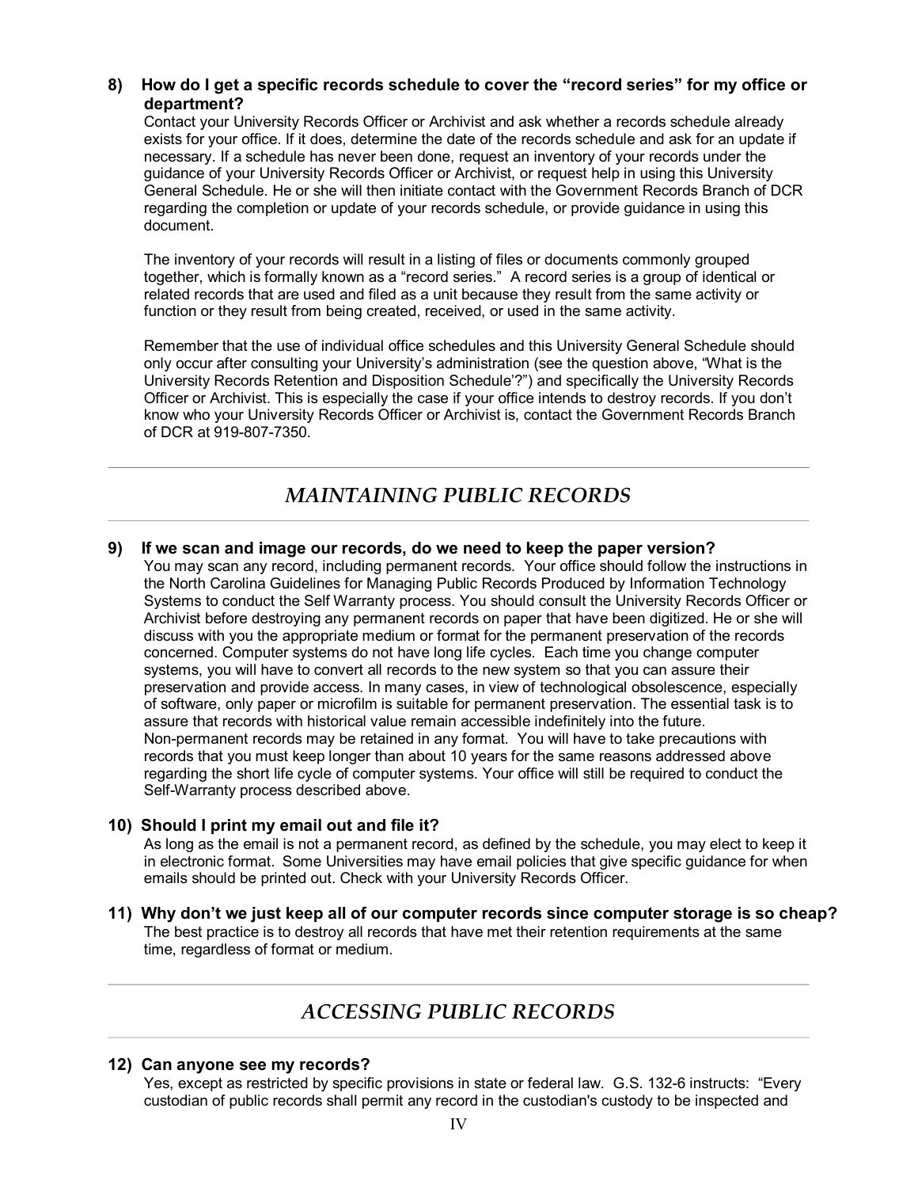**8) How do I get a specific records schedule to cover the "record series" for my office or department?**

Contact your University Records Officer or Archivist and ask whether a records schedule already exists for your office. If it does, determine the date of the records schedule and ask for an update if necessary. If a schedule has never been done, request an inventory of your records under the guidance of your University Records Officer or Archivist, or request help in using this University General Schedule. He or she will then initiate contact with the Government Records Branch of DCR regarding the completion or update of your records schedule, or provide guidance in using this document.

The inventory of your records will result in a listing of files or documents commonly grouped together, which is formally known as a "record series." A record series is a group of identical or related records that are used and filed as a unit because they result from the same activity or function or they result from being created, received, or used in the same activity.

Remember that the use of individual office schedules and this University General Schedule should only occur after consulting your University's administration (see the question above, "What is the University Records Retention and Disposition Schedule'?") and specifically the University Records Officer or Archivist. This is especially the case if your office intends to destroy records. If you don't know who your University Records Officer or Archivist is, contact the Government Records Branch of DCR at 919-807-7350.

## *MAINTAINING PUBLIC RECORDS*

**9) If we scan and image our records, do we need to keep the paper version?**

You may scan any record, including permanent records. Your office should follow the instructions in the North Carolina Guidelines for Managing Public Records Produced by Information Technology Systems to conduct the Self Warranty process. You should consult the University Records Officer or Archivist before destroying any permanent records on paper that have been digitized. He or she will discuss with you the appropriate medium or format for the permanent preservation of the records concerned. Computer systems do not have long life cycles. Each time you change computer systems, you will have to convert all records to the new system so that you can assure their preservation and provide access. In many cases, in view of technological obsolescence, especially of software, only paper or microfilm is suitable for permanent preservation. The essential task is to assure that records with historical value remain accessible indefinitely into the future. Non-permanent records may be retained in any format. You will have to take precautions with records that you must keep longer than about 10 years for the same reasons addressed above regarding the short life cycle of computer systems. Your office will still be required to conduct the Self-Warranty process described above.

**10) Should I print my email out and file it?**

As long as the email is not a permanent record, as defined by the schedule, you may elect to keep it in electronic format. Some Universities may have email policies that give specific guidance for when emails should be printed out. Check with your University Records Officer.

**11) Why don't we just keep all of our computer records since computer storage is so cheap?**

The best practice is to destroy all records that have met their retention requirements at the same time, regardless of format or medium.

## *ACCESSING PUBLIC RECORDS*

**12) Can anyone see my records?**

Yes, except as restricted by specific provisions in state or federal law. G.S. 132-6 instructs: "Every custodian of public records shall permit any record in the custodian's custody to be inspected and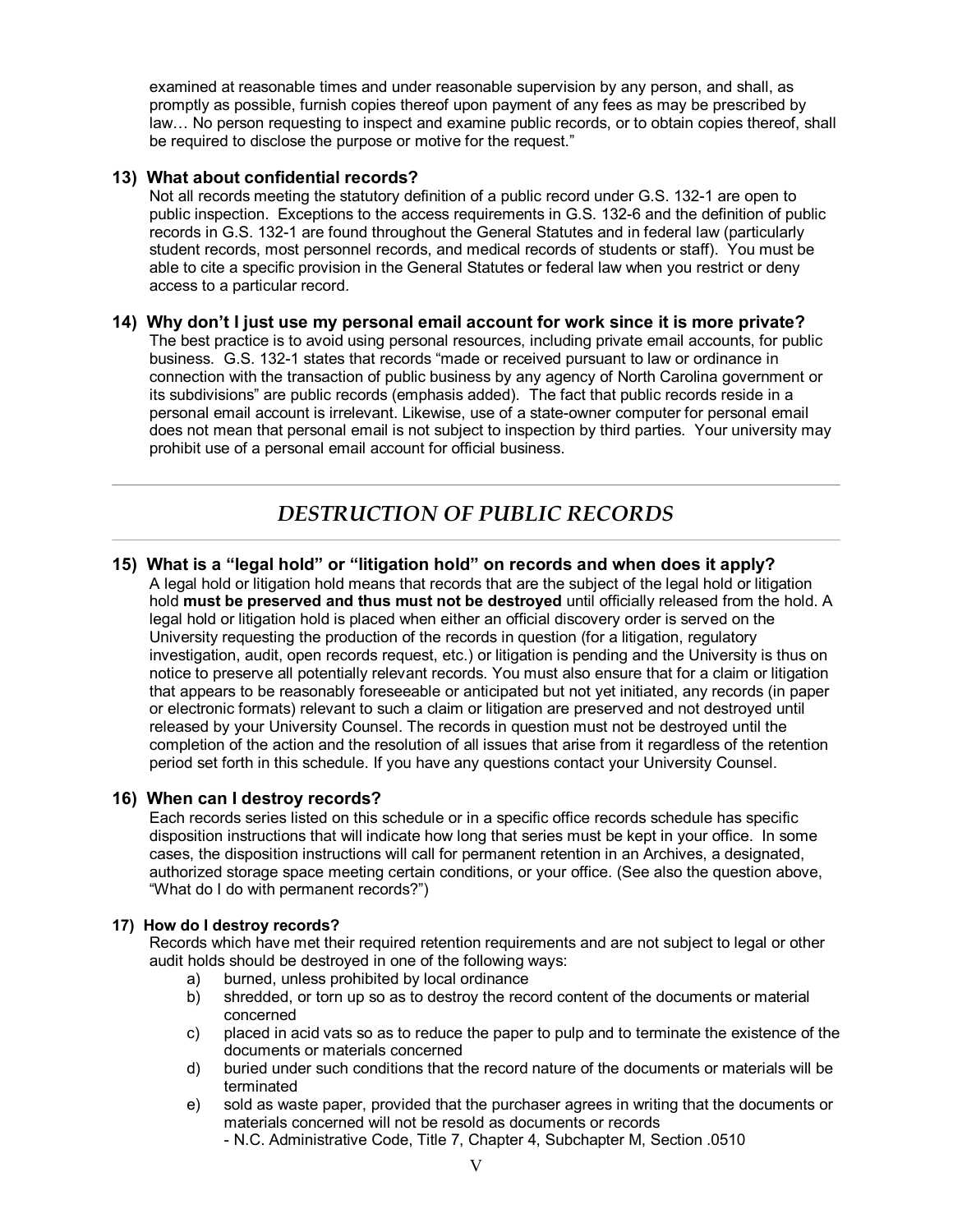examined at reasonable times and under reasonable supervision by any person, and shall, as promptly as possible, furnish copies thereof upon payment of any fees as may be prescribed by law… No person requesting to inspect and examine public records, or to obtain copies thereof, shall be required to disclose the purpose or motive for the request."

### 13) What about confidential records?

Not all records meeting the statutory definition of a public record under G.S. 132-1 are open to public inspection. Exceptions to the access requirements in G.S. 132-6 and the definition of public records in G.S. 132-1 are found throughout the General Statutes and in federal law (particularly student records, most personnel records, and medical records of students or staff). You must be able to cite a specific provision in the General Statutes or federal law when you restrict or deny access to a particular record.

### 14) Why don't I just use my personal email account for work since it is more private?

The best practice is to avoid using personal resources, including private email accounts, for public business. G.S. 132-1 states that records "made or received pursuant to law or ordinance in connection with the transaction of public business by any agency of North Carolina government or its subdivisions" are public records (emphasis added). The fact that public records reside in a personal email account is irrelevant. Likewise, use of a state-owner computer for personal email does not mean that personal email is not subject to inspection by third parties. Your university may prohibit use of a personal email account for official business.

---

## *DESTRUCTION OF PUBLIC RECORDS*

---

### 15) What is a "legal hold" or "litigation hold" on records and when does it apply?

A legal hold or litigation hold means that records that are the subject of the legal hold or litigation hold **must be preserved and thus must not be destroyed** until officially released from the hold. A legal hold or litigation hold is placed when either an official discovery order is served on the University requesting the production of the records in question (for a litigation, regulatory investigation, audit, open records request, etc.) or litigation is pending and the University is thus on notice to preserve all potentially relevant records. You must also ensure that for a claim or litigation that appears to be reasonably foreseeable or anticipated but not yet initiated, any records (in paper or electronic formats) relevant to such a claim or litigation are preserved and not destroyed until released by your University Counsel. The records in question must not be destroyed until the completion of the action and the resolution of all issues that arise from it regardless of the retention period set forth in this schedule. If you have any questions contact your University Counsel.

### 16) When can I destroy records?

Each records series listed on this schedule or in a specific office records schedule has specific disposition instructions that will indicate how long that series must be kept in your office. In some cases, the disposition instructions will call for permanent retention in an Archives, a designated, authorized storage space meeting certain conditions, or your office. (See also the question above, "What do I do with permanent records?")

#### 17) How do I destroy records?

Records which have met their required retention requirements and are not subject to legal or other audit holds should be destroyed in one of the following ways:

a) burned, unless prohibited by local ordinance
b) shredded, or torn up so as to destroy the record content of the documents or material concerned
c) placed in acid vats so as to reduce the paper to pulp and to terminate the existence of the documents or materials concerned
d) buried under such conditions that the record nature of the documents or materials will be terminated
e) sold as waste paper, provided that the purchaser agrees in writing that the documents or materials concerned will not be resold as documents or records

- N.C. Administrative Code, Title 7, Chapter 4, Subchapter M, Section .0510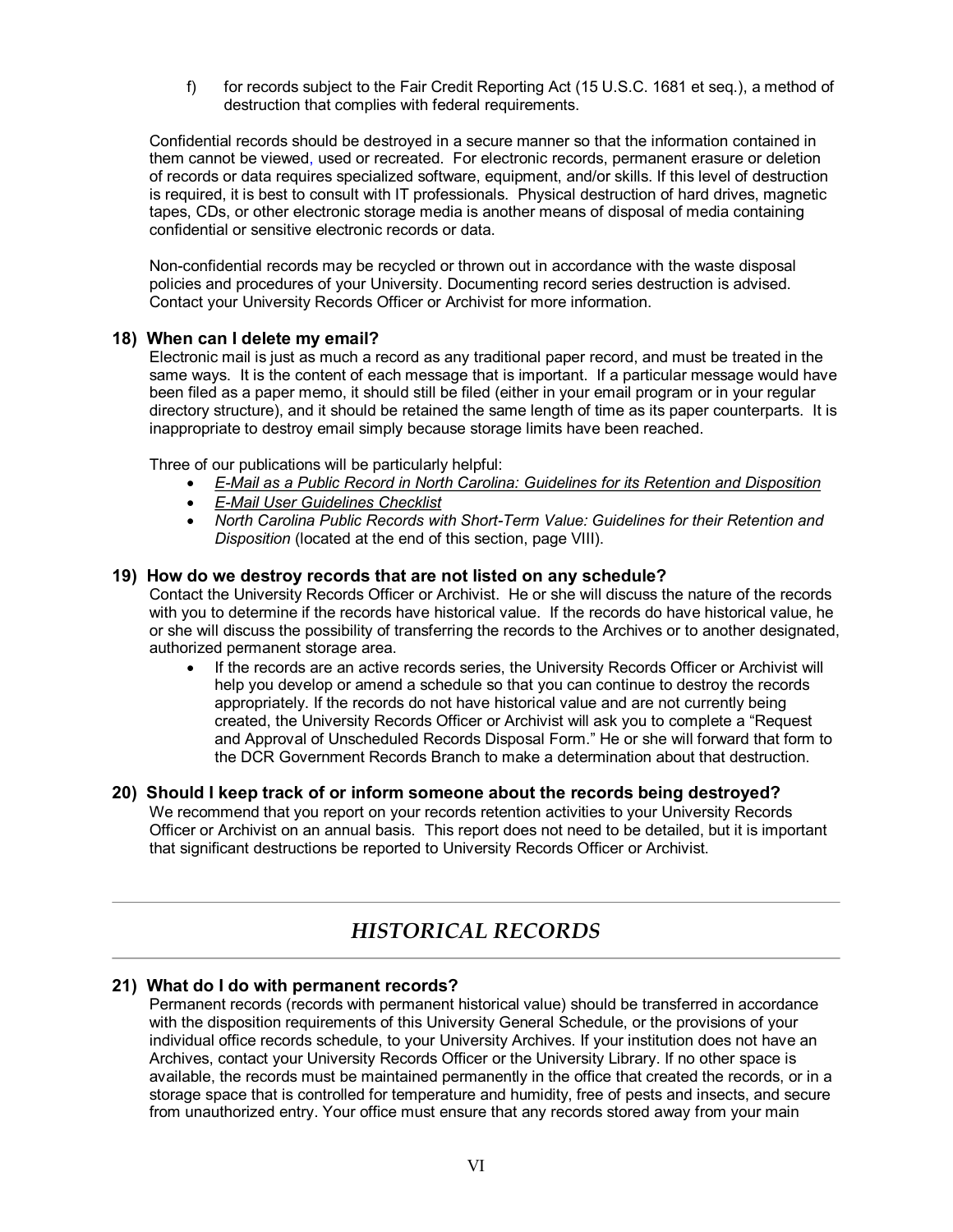f) for records subject to the Fair Credit Reporting Act (15 U.S.C. 1681 et seq.), a method of destruction that complies with federal requirements.

Confidential records should be destroyed in a secure manner so that the information contained in them cannot be viewed, used or recreated. For electronic records, permanent erasure or deletion of records or data requires specialized software, equipment, and/or skills. If this level of destruction is required, it is best to consult with IT professionals. Physical destruction of hard drives, magnetic tapes, CDs, or other electronic storage media is another means of disposal of media containing confidential or sensitive electronic records or data.

Non-confidential records may be recycled or thrown out in accordance with the waste disposal policies and procedures of your University. Documenting record series destruction is advised. Contact your University Records Officer or Archivist for more information.

### 18) When can I delete my email?

Electronic mail is just as much a record as any traditional paper record, and must be treated in the same ways. It is the content of each message that is important. If a particular message would have been filed as a paper memo, it should still be filed (either in your email program or in your regular directory structure), and it should be retained the same length of time as its paper counterparts. It is inappropriate to destroy email simply because storage limits have been reached.

Three of our publications will be particularly helpful:

- *E-Mail as a Public Record in North Carolina: Guidelines for its Retention and Disposition*
- *E-Mail User Guidelines Checklist*
- *North Carolina Public Records with Short-Term Value: Guidelines for their Retention and Disposition* (located at the end of this section, page VIII).

### 19) How do we destroy records that are not listed on any schedule?

Contact the University Records Officer or Archivist. He or she will discuss the nature of the records with you to determine if the records have historical value. If the records do have historical value, he or she will discuss the possibility of transferring the records to the Archives or to another designated, authorized permanent storage area.

- If the records are an active records series, the University Records Officer or Archivist will help you develop or amend a schedule so that you can continue to destroy the records appropriately. If the records do not have historical value and are not currently being created, the University Records Officer or Archivist will ask you to complete a "Request and Approval of Unscheduled Records Disposal Form." He or she will forward that form to the DCR Government Records Branch to make a determination about that destruction.

### 20) Should I keep track of or inform someone about the records being destroyed?

We recommend that you report on your records retention activities to your University Records Officer or Archivist on an annual basis. This report does not need to be detailed, but it is important that significant destructions be reported to University Records Officer or Archivist.

## *HISTORICAL RECORDS*

### 21) What do I do with permanent records?

Permanent records (records with permanent historical value) should be transferred in accordance with the disposition requirements of this University General Schedule, or the provisions of your individual office records schedule, to your University Archives. If your institution does not have an Archives, contact your University Records Officer or the University Library. If no other space is available, the records must be maintained permanently in the office that created the records, or in a storage space that is controlled for temperature and humidity, free of pests and insects, and secure from unauthorized entry. Your office must ensure that any records stored away from your main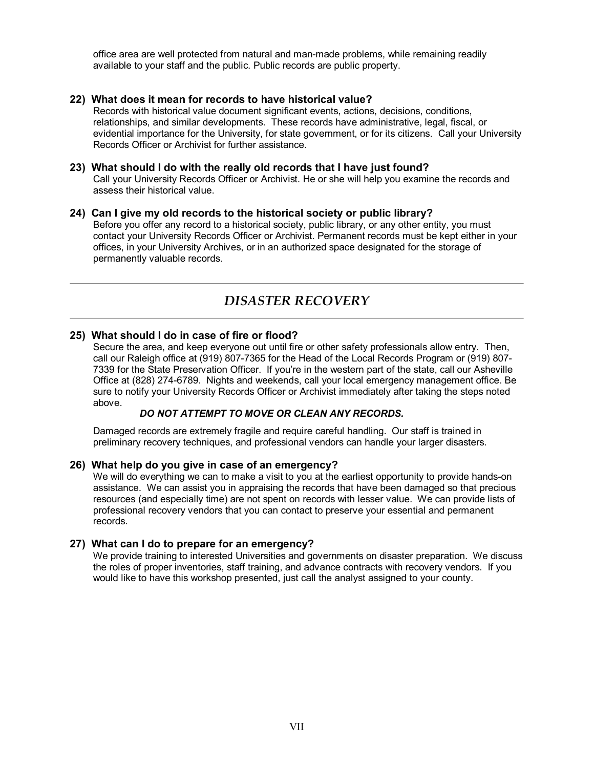office area are well protected from natural and man-made problems, while remaining readily available to your staff and the public. Public records are public property.

**22) What does it mean for records to have historical value?**

Records with historical value document significant events, actions, decisions, conditions, relationships, and similar developments. These records have administrative, legal, fiscal, or evidential importance for the University, for state government, or for its citizens. Call your University Records Officer or Archivist for further assistance.

**23) What should I do with the really old records that I have just found?**

Call your University Records Officer or Archivist. He or she will help you examine the records and assess their historical value.

**24) Can I give my old records to the historical society or public library?**

Before you offer any record to a historical society, public library, or any other entity, you must contact your University Records Officer or Archivist. Permanent records must be kept either in your offices, in your University Archives, or in an authorized space designated for the storage of permanently valuable records.

---

## *DISASTER RECOVERY*

---

**25) What should I do in case of fire or flood?**

Secure the area, and keep everyone out until fire or other safety professionals allow entry. Then, call our Raleigh office at (919) 807-7365 for the Head of the Local Records Program or (919) 807-7339 for the State Preservation Officer. If you're in the western part of the state, call our Asheville Office at (828) 274-6789. Nights and weekends, call your local emergency management office. Be sure to notify your University Records Officer or Archivist immediately after taking the steps noted above.

***DO NOT ATTEMPT TO MOVE OR CLEAN ANY RECORDS.***

Damaged records are extremely fragile and require careful handling. Our staff is trained in preliminary recovery techniques, and professional vendors can handle your larger disasters.

**26) What help do you give in case of an emergency?**

We will do everything we can to make a visit to you at the earliest opportunity to provide hands-on assistance. We can assist you in appraising the records that have been damaged so that precious resources (and especially time) are not spent on records with lesser value. We can provide lists of professional recovery vendors that you can contact to preserve your essential and permanent records.

**27) What can I do to prepare for an emergency?**

We provide training to interested Universities and governments on disaster preparation. We discuss the roles of proper inventories, staff training, and advance contracts with recovery vendors. If you would like to have this workshop presented, just call the analyst assigned to your county.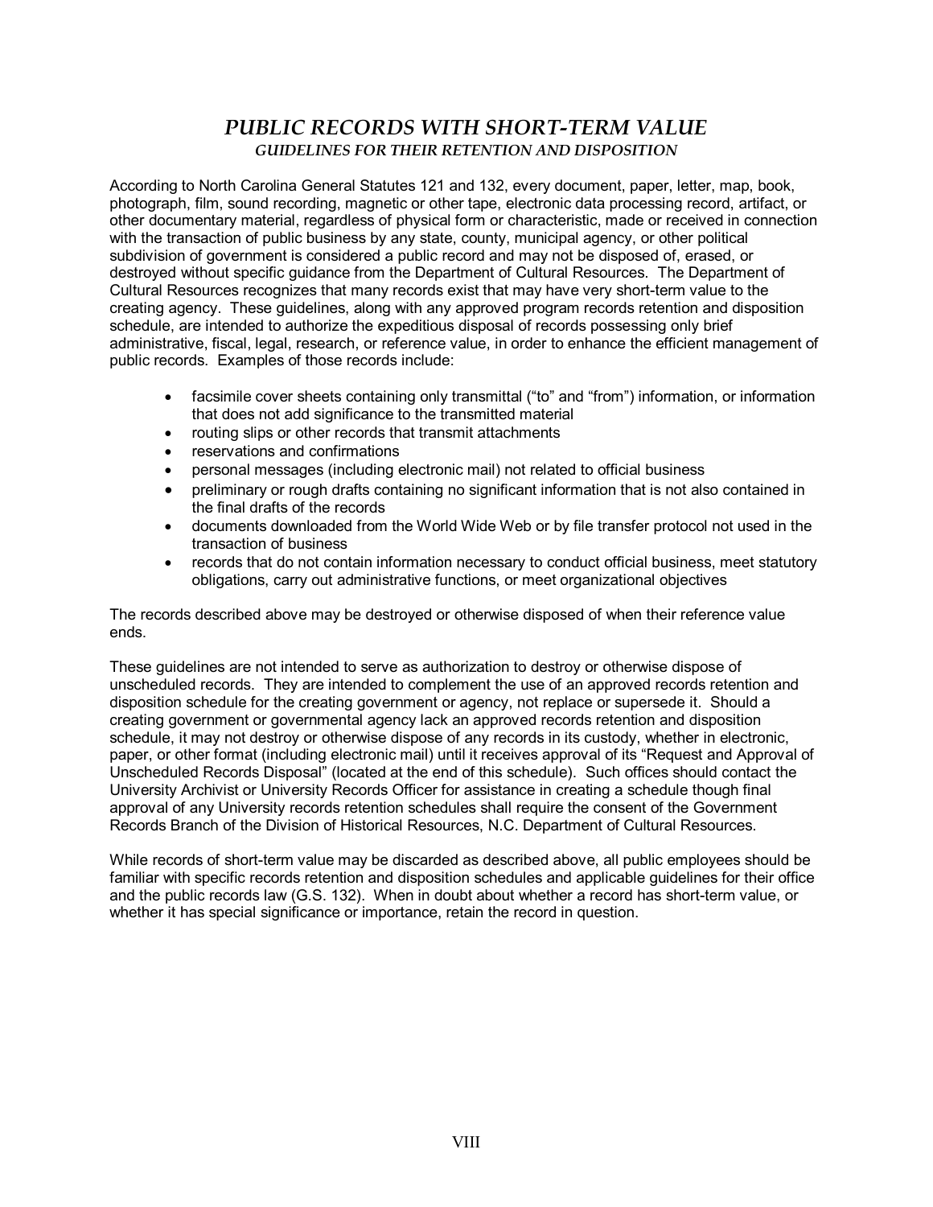# *PUBLIC RECORDS WITH SHORT-TERM VALUE*

## *GUIDELINES FOR THEIR RETENTION AND DISPOSITION*

According to North Carolina General Statutes 121 and 132, every document, paper, letter, map, book, photograph, film, sound recording, magnetic or other tape, electronic data processing record, artifact, or other documentary material, regardless of physical form or characteristic, made or received in connection with the transaction of public business by any state, county, municipal agency, or other political subdivision of government is considered a public record and may not be disposed of, erased, or destroyed without specific guidance from the Department of Cultural Resources. The Department of Cultural Resources recognizes that many records exist that may have very short-term value to the creating agency. These guidelines, along with any approved program records retention and disposition schedule, are intended to authorize the expeditious disposal of records possessing only brief administrative, fiscal, legal, research, or reference value, in order to enhance the efficient management of public records. Examples of those records include:

- facsimile cover sheets containing only transmittal ("to" and "from") information, or information that does not add significance to the transmitted material
- routing slips or other records that transmit attachments
- reservations and confirmations
- personal messages (including electronic mail) not related to official business
- preliminary or rough drafts containing no significant information that is not also contained in the final drafts of the records
- documents downloaded from the World Wide Web or by file transfer protocol not used in the transaction of business
- records that do not contain information necessary to conduct official business, meet statutory obligations, carry out administrative functions, or meet organizational objectives

The records described above may be destroyed or otherwise disposed of when their reference value ends.

These guidelines are not intended to serve as authorization to destroy or otherwise dispose of unscheduled records. They are intended to complement the use of an approved records retention and disposition schedule for the creating government or agency, not replace or supersede it. Should a creating government or governmental agency lack an approved records retention and disposition schedule, it may not destroy or otherwise dispose of any records in its custody, whether in electronic, paper, or other format (including electronic mail) until it receives approval of its "Request and Approval of Unscheduled Records Disposal" (located at the end of this schedule). Such offices should contact the University Archivist or University Records Officer for assistance in creating a schedule though final approval of any University records retention schedules shall require the consent of the Government Records Branch of the Division of Historical Resources, N.C. Department of Cultural Resources.

While records of short-term value may be discarded as described above, all public employees should be familiar with specific records retention and disposition schedules and applicable guidelines for their office and the public records law (G.S. 132). When in doubt about whether a record has short-term value, or whether it has special significance or importance, retain the record in question.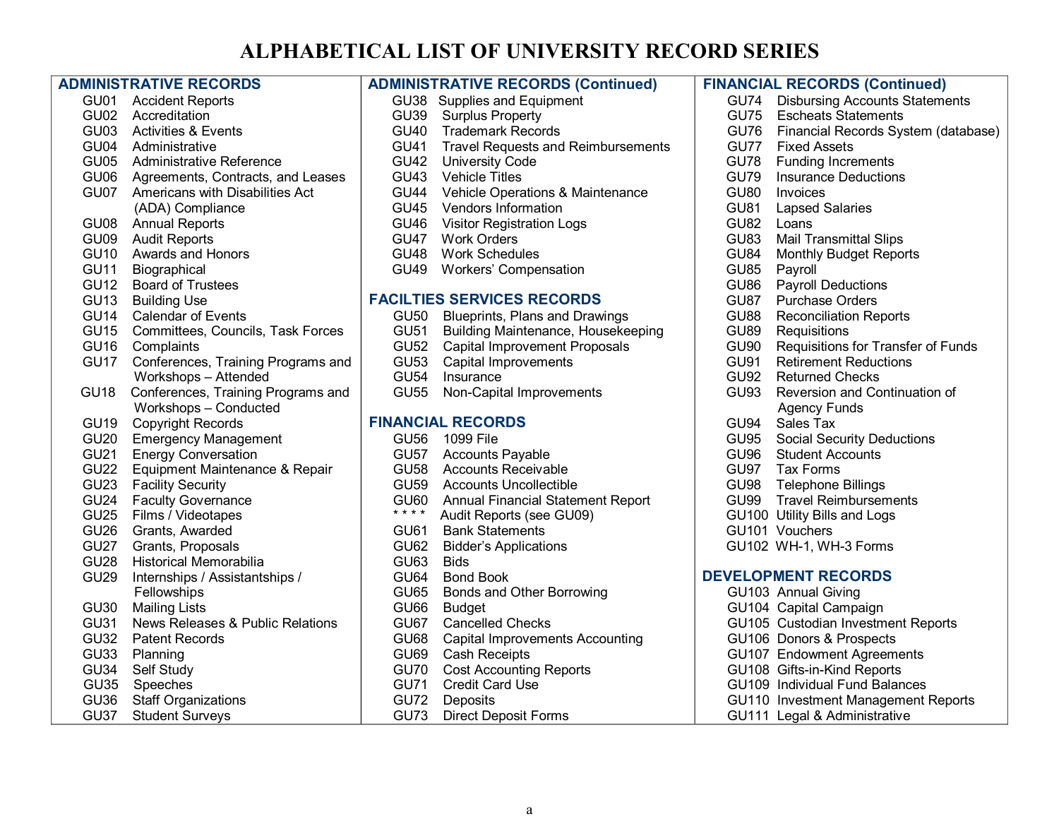# ALPHABETICAL LIST OF UNIVERSITY RECORD SERIES

## ADMINISTRATIVE RECORDS

- GU01 Accident Reports
- GU02 Accreditation
- GU03 Activities & Events
- GU04 Administrative
- GU05 Administrative Reference
- GU06 Agreements, Contracts, and Leases
- GU07 Americans with Disabilities Act (ADA) Compliance
- GU08 Annual Reports
- GU09 Audit Reports
- GU10 Awards and Honors
- GU11 Biographical
- GU12 Board of Trustees
- GU13 Building Use
- GU14 Calendar of Events
- GU15 Committees, Councils, Task Forces
- GU16 Complaints
- GU17 Conferences, Training Programs and Workshops – Attended
- GU18 Conferences, Training Programs and Workshops – Conducted
- GU19 Copyright Records
- GU20 Emergency Management
- GU21 Energy Conversation
- GU22 Equipment Maintenance & Repair
- GU23 Facility Security
- GU24 Faculty Governance
- GU25 Films / Videotapes
- GU26 Grants, Awarded
- GU27 Grants, Proposals
- GU28 Historical Memorabilia
- GU29 Internships / Assistantships / Fellowships
- GU30 Mailing Lists
- GU31 News Releases & Public Relations
- GU32 Patent Records
- GU33 Planning
- GU34 Self Study
- GU35 Speeches
- GU36 Staff Organizations
- GU37 Student Surveys

## ADMINISTRATIVE RECORDS (Continued)

- GU38 Supplies and Equipment
- GU39 Surplus Property
- GU40 Trademark Records
- GU41 Travel Requests and Reimbursements
- GU42 University Code
- GU43 Vehicle Titles
- GU44 Vehicle Operations & Maintenance
- GU45 Vendors Information
- GU46 Visitor Registration Logs
- GU47 Work Orders
- GU48 Work Schedules
- GU49 Workers' Compensation

## FACILTIES SERVICES RECORDS

- GU50 Blueprints, Plans and Drawings
- GU51 Building Maintenance, Housekeeping
- GU52 Capital Improvement Proposals
- GU53 Capital Improvements
- GU54 Insurance
- GU55 Non-Capital Improvements

## FINANCIAL RECORDS

- GU56 1099 File
- GU57 Accounts Payable
- GU58 Accounts Receivable
- GU59 Accounts Uncollectible
- GU60 Annual Financial Statement Report
- * * * * Audit Reports (see GU09)
- GU61 Bank Statements
- GU62 Bidder's Applications
- GU63 Bids
- GU64 Bond Book
- GU65 Bonds and Other Borrowing
- GU66 Budget
- GU67 Cancelled Checks
- GU68 Capital Improvements Accounting
- GU69 Cash Receipts
- GU70 Cost Accounting Reports
- GU71 Credit Card Use
- GU72 Deposits
- GU73 Direct Deposit Forms

## FINANCIAL RECORDS (Continued)

- GU74 Disbursing Accounts Statements
- GU75 Escheats Statements
- GU76 Financial Records System (database)
- GU77 Fixed Assets
- GU78 Funding Increments
- GU79 Insurance Deductions
- GU80 Invoices
- GU81 Lapsed Salaries
- GU82 Loans
- GU83 Mail Transmittal Slips
- GU84 Monthly Budget Reports
- GU85 Payroll
- GU86 Payroll Deductions
- GU87 Purchase Orders
- GU88 Reconciliation Reports
- GU89 Requisitions
- GU90 Requisitions for Transfer of Funds
- GU91 Retirement Reductions
- GU92 Returned Checks
- GU93 Reversion and Continuation of Agency Funds
- GU94 Sales Tax
- GU95 Social Security Deductions
- GU96 Student Accounts
- GU97 Tax Forms
- GU98 Telephone Billings
- GU99 Travel Reimbursements
- GU100 Utility Bills and Logs
- GU101 Vouchers
- GU102 WH-1, WH-3 Forms

## DEVELOPMENT RECORDS

- GU103 Annual Giving
- GU104 Capital Campaign
- GU105 Custodian Investment Reports
- GU106 Donors & Prospects
- GU107 Endowment Agreements
- GU108 Gifts-in-Kind Reports
- GU109 Individual Fund Balances
- GU110 Investment Management Reports
- GU111 Legal & Administrative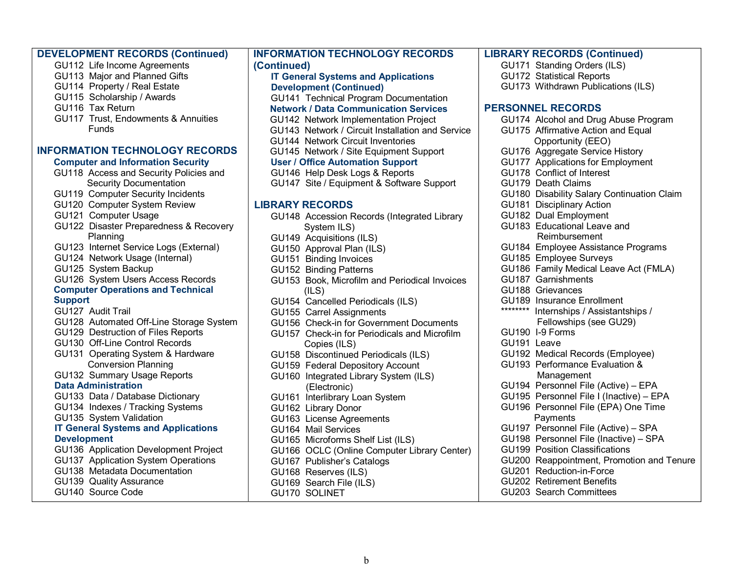## DEVELOPMENT RECORDS (Continued)

- GU112 Life Income Agreements
- GU113 Major and Planned Gifts
- GU114 Property / Real Estate
- GU115 Scholarship / Awards
- GU116 Tax Return
- GU117 Trust, Endowments & Annuities Funds

## INFORMATION TECHNOLOGY RECORDS

### Computer and Information Security

- GU118 Access and Security Policies and Security Documentation
- GU119 Computer Security Incidents
- GU120 Computer System Review
- GU121 Computer Usage
- GU122 Disaster Preparedness & Recovery Planning
- GU123 Internet Service Logs (External)
- GU124 Network Usage (Internal)
- GU125 System Backup
- GU126 System Users Access Records

### Computer Operations and Technical Support

- GU127 Audit Trail
- GU128 Automated Off-Line Storage System
- GU129 Destruction of Files Reports
- GU130 Off-Line Control Records
- GU131 Operating System & Hardware Conversion Planning
- GU132 Summary Usage Reports

### Data Administration

- GU133 Data / Database Dictionary
- GU134 Indexes / Tracking Systems
- GU135 System Validation

### IT General Systems and Applications Development

- GU136 Application Development Project
- GU137 Application System Operations
- GU138 Metadata Documentation
- GU139 Quality Assurance
- GU140 Source Code

## INFORMATION TECHNOLOGY RECORDS (Continued)

### IT General Systems and Applications Development (Continued)

- GU141 Technical Program Documentation

### Network / Data Communication Services

- GU142 Network Implementation Project
- GU143 Network / Circuit Installation and Service
- GU144 Network Circuit Inventories
- GU145 Network / Site Equipment Support

### User / Office Automation Support

- GU146 Help Desk Logs & Reports
- GU147 Site / Equipment & Software Support

## LIBRARY RECORDS

- GU148 Accession Records (Integrated Library System ILS)
- GU149 Acquisitions (ILS)
- GU150 Approval Plan (ILS)
- GU151 Binding Invoices
- GU152 Binding Patterns
- GU153 Book, Microfilm and Periodical Invoices (ILS)
- GU154 Cancelled Periodicals (ILS)
- GU155 Carrel Assignments
- GU156 Check-in for Government Documents
- GU157 Check-in for Periodicals and Microfilm Copies (ILS)
- GU158 Discontinued Periodicals (ILS)
- GU159 Federal Depository Account
- GU160 Integrated Library System (ILS) (Electronic)
- GU161 Interlibrary Loan System
- GU162 Library Donor
- GU163 License Agreements
- GU164 Mail Services
- GU165 Microforms Shelf List (ILS)
- GU166 OCLC (Online Computer Library Center)
- GU167 Publisher's Catalogs
- GU168 Reserves (ILS)
- GU169 Search File (ILS)
- GU170 SOLINET

## LIBRARY RECORDS (Continued)

- GU171 Standing Orders (ILS)
- GU172 Statistical Reports
- GU173 Withdrawn Publications (ILS)

## PERSONNEL RECORDS

- GU174 Alcohol and Drug Abuse Program
- GU175 Affirmative Action and Equal Opportunity (EEO)
- GU176 Aggregate Service History
- GU177 Applications for Employment
- GU178 Conflict of Interest
- GU179 Death Claims
- GU180 Disability Salary Continuation Claim
- GU181 Disciplinary Action
- GU182 Dual Employment
- GU183 Educational Leave and Reimbursement
- GU184 Employee Assistance Programs
- GU185 Employee Surveys
- GU186 Family Medical Leave Act (FMLA)
- GU187 Garnishments
- GU188 Grievances
- GU189 Insurance Enrollment
- ******** Internships / Assistantships / Fellowships (see GU29)
- GU190 I-9 Forms
- GU191 Leave
- GU192 Medical Records (Employee)
- GU193 Performance Evaluation & Management
- GU194 Personnel File (Active) – EPA
- GU195 Personnel File I (Inactive) – EPA
- GU196 Personnel File (EPA) One Time Payments
- GU197 Personnel File (Active) – SPA
- GU198 Personnel File (Inactive) – SPA
- GU199 Position Classifications
- GU200 Reappointment, Promotion and Tenure
- GU201 Reduction-in-Force
- GU202 Retirement Benefits
- GU203 Search Committees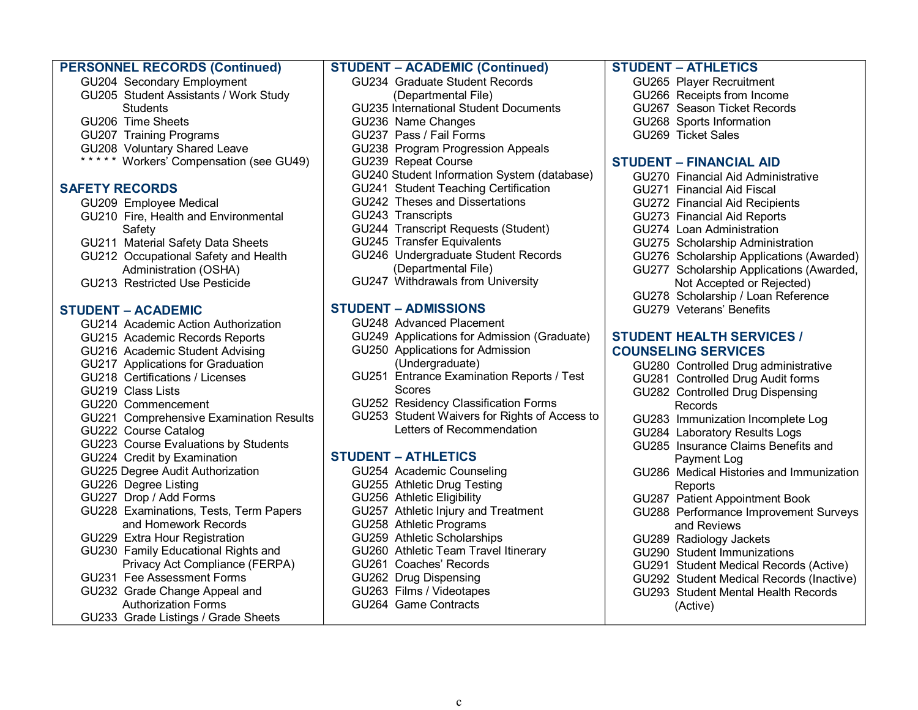## PERSONNEL RECORDS (Continued)

- GU204 Secondary Employment
- GU205 Student Assistants / Work Study Students
- GU206 Time Sheets
- GU207 Training Programs
- GU208 Voluntary Shared Leave
- * * * * * Workers' Compensation (see GU49)

## SAFETY RECORDS

- GU209 Employee Medical
- GU210 Fire, Health and Environmental Safety
- GU211 Material Safety Data Sheets
- GU212 Occupational Safety and Health Administration (OSHA)
- GU213 Restricted Use Pesticide

## STUDENT – ACADEMIC

- GU214 Academic Action Authorization
- GU215 Academic Records Reports
- GU216 Academic Student Advising
- GU217 Applications for Graduation
- GU218 Certifications / Licenses
- GU219 Class Lists
- GU220 Commencement
- GU221 Comprehensive Examination Results
- GU222 Course Catalog
- GU223 Course Evaluations by Students
- GU224 Credit by Examination
- GU225 Degree Audit Authorization
- GU226 Degree Listing
- GU227 Drop / Add Forms
- GU228 Examinations, Tests, Term Papers and Homework Records
- GU229 Extra Hour Registration
- GU230 Family Educational Rights and Privacy Act Compliance (FERPA)
- GU231 Fee Assessment Forms
- GU232 Grade Change Appeal and Authorization Forms
- GU233 Grade Listings / Grade Sheets

## STUDENT – ACADEMIC (Continued)

- GU234 Graduate Student Records (Departmental File)
- GU235 International Student Documents
- GU236 Name Changes
- GU237 Pass / Fail Forms
- GU238 Program Progression Appeals
- GU239 Repeat Course
- GU240 Student Information System (database)
- GU241 Student Teaching Certification
- GU242 Theses and Dissertations
- GU243 Transcripts
- GU244 Transcript Requests (Student)
- GU245 Transfer Equivalents
- GU246 Undergraduate Student Records (Departmental File)
- GU247 Withdrawals from University

## STUDENT – ADMISSIONS

- GU248 Advanced Placement
- GU249 Applications for Admission (Graduate)
- GU250 Applications for Admission (Undergraduate)
- GU251 Entrance Examination Reports / Test Scores
- GU252 Residency Classification Forms
- GU253 Student Waivers for Rights of Access to Letters of Recommendation

## STUDENT – ATHLETICS

- GU254 Academic Counseling
- GU255 Athletic Drug Testing
- GU256 Athletic Eligibility
- GU257 Athletic Injury and Treatment
- GU258 Athletic Programs
- GU259 Athletic Scholarships
- GU260 Athletic Team Travel Itinerary
- GU261 Coaches' Records
- GU262 Drug Dispensing
- GU263 Films / Videotapes
- GU264 Game Contracts

## STUDENT – ATHLETICS

- GU265 Player Recruitment
- GU266 Receipts from Income
- GU267 Season Ticket Records
- GU268 Sports Information
- GU269 Ticket Sales

## STUDENT – FINANCIAL AID

- GU270 Financial Aid Administrative
- GU271 Financial Aid Fiscal
- GU272 Financial Aid Recipients
- GU273 Financial Aid Reports
- GU274 Loan Administration
- GU275 Scholarship Administration
- GU276 Scholarship Applications (Awarded)
- GU277 Scholarship Applications (Awarded, Not Accepted or Rejected)
- GU278 Scholarship / Loan Reference
- GU279 Veterans' Benefits

## STUDENT HEALTH SERVICES / COUNSELING SERVICES

- GU280 Controlled Drug administrative
- GU281 Controlled Drug Audit forms
- GU282 Controlled Drug Dispensing Records
- GU283 Immunization Incomplete Log
- GU284 Laboratory Results Logs
- GU285 Insurance Claims Benefits and Payment Log
- GU286 Medical Histories and Immunization Reports
- GU287 Patient Appointment Book
- GU288 Performance Improvement Surveys and Reviews
- GU289 Radiology Jackets
- GU290 Student Immunizations
- GU291 Student Medical Records (Active)
- GU292 Student Medical Records (Inactive)
- GU293 Student Mental Health Records (Active)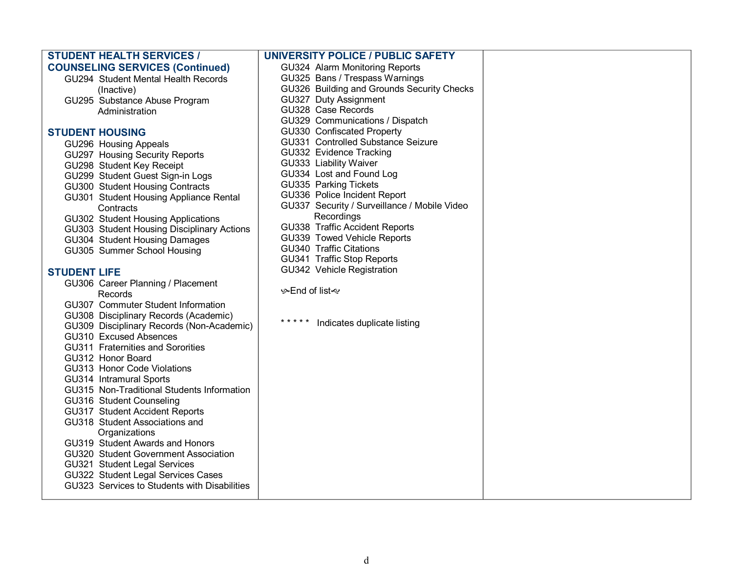## STUDENT HEALTH SERVICES / COUNSELING SERVICES (Continued)

- GU294 Student Mental Health Records (Inactive)
- GU295 Substance Abuse Program Administration

## STUDENT HOUSING

- GU296 Housing Appeals
- GU297 Housing Security Reports
- GU298 Student Key Receipt
- GU299 Student Guest Sign-in Logs
- GU300 Student Housing Contracts
- GU301 Student Housing Appliance Rental Contracts
- GU302 Student Housing Applications
- GU303 Student Housing Disciplinary Actions
- GU304 Student Housing Damages
- GU305 Summer School Housing

## STUDENT LIFE

- GU306 Career Planning / Placement Records
- GU307 Commuter Student Information
- GU308 Disciplinary Records (Academic)
- GU309 Disciplinary Records (Non-Academic)
- GU310 Excused Absences
- GU311 Fraternities and Sororities
- GU312 Honor Board
- GU313 Honor Code Violations
- GU314 Intramural Sports
- GU315 Non-Traditional Students Information
- GU316 Student Counseling
- GU317 Student Accident Reports
- GU318 Student Associations and Organizations
- GU319 Student Awards and Honors
- GU320 Student Government Association
- GU321 Student Legal Services
- GU322 Student Legal Services Cases
- GU323 Services to Students with Disabilities

## UNIVERSITY POLICE / PUBLIC SAFETY

- GU324 Alarm Monitoring Reports
- GU325 Bans / Trespass Warnings
- GU326 Building and Grounds Security Checks
- GU327 Duty Assignment
- GU328 Case Records
- GU329 Communications / Dispatch
- GU330 Confiscated Property
- GU331 Controlled Substance Seizure
- GU332 Evidence Tracking
- GU333 Liability Waiver
- GU334 Lost and Found Log
- GU335 Parking Tickets
- GU336 Police Incident Report
- GU337 Security / Surveillance / Mobile Video Recordings
- GU338 Traffic Accident Reports
- GU339 Towed Vehicle Reports
- GU340 Traffic Citations
- GU341 Traffic Stop Reports
- GU342 Vehicle Registration

End of list

***** Indicates duplicate listing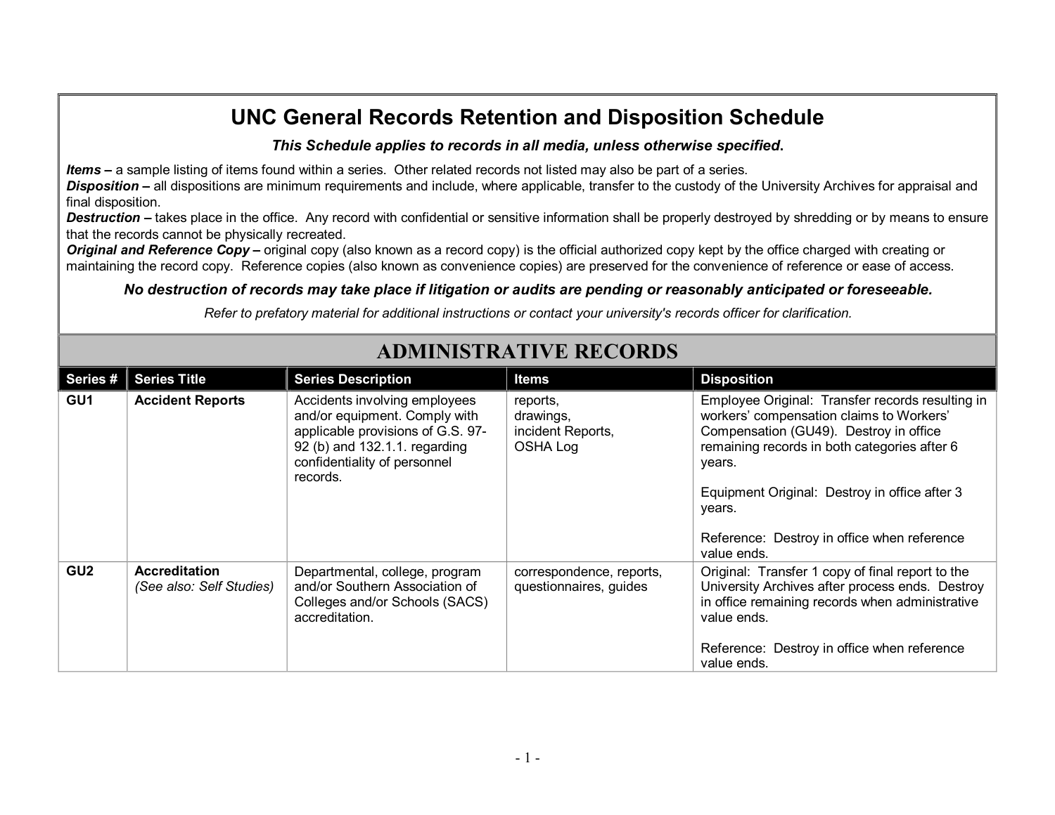# UNC General Records Retention and Disposition Schedule

***This Schedule applies to records in all media, unless otherwise specified.***

***Items –*** a sample listing of items found within a series. Other related records not listed may also be part of a series.
***Disposition –*** all dispositions are minimum requirements and include, where applicable, transfer to the custody of the University Archives for appraisal and final disposition.
***Destruction –*** takes place in the office. Any record with confidential or sensitive information shall be properly destroyed by shredding or by means to ensure that the records cannot be physically recreated.
***Original and Reference Copy –*** original copy (also known as a record copy) is the official authorized copy kept by the office charged with creating or maintaining the record copy. Reference copies (also known as convenience copies) are preserved for the convenience of reference or ease of access.

***No destruction of records may take place if litigation or audits are pending or reasonably anticipated or foreseeable.***

*Refer to prefatory material for additional instructions or contact your university's records officer for clarification.*

## ADMINISTRATIVE RECORDS

| Series # | Series Title | Series Description | Items | Disposition |
|---|---|---|---|---|
| **GU1** | **Accident Reports** | Accidents involving employees and/or equipment. Comply with applicable provisions of G.S. 97-92 (b) and 132.1.1. regarding confidentiality of personnel records. | reports,<br>drawings,<br>incident Reports,<br>OSHA Log | Employee Original: Transfer records resulting in workers' compensation claims to Workers' Compensation (GU49). Destroy in office remaining records in both categories after 6 years.<br><br>Equipment Original: Destroy in office after 3 years.<br><br>Reference: Destroy in office when reference value ends. |
| **GU2** | **Accreditation**<br>*(See also: Self Studies)* | Departmental, college, program and/or Southern Association of Colleges and/or Schools (SACS) accreditation. | correspondence, reports, questionnaires, guides | Original: Transfer 1 copy of final report to the University Archives after process ends. Destroy in office remaining records when administrative value ends.<br><br>Reference: Destroy in office when reference value ends. |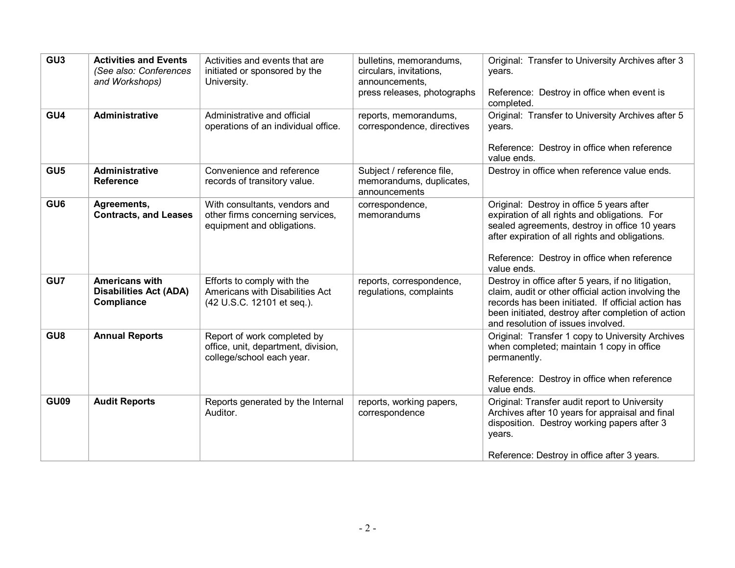| GU3 | **Activities and Events** *(See also: Conferences and Workshops)* | Activities and events that are initiated or sponsored by the University. | bulletins, memorandums, circulars, invitations, announcements, press releases, photographs | Original: Transfer to University Archives after 3 years.<br><br>Reference: Destroy in office when event is completed. |
|---|---|---|---|---|
| GU4 | **Administrative** | Administrative and official operations of an individual office. | reports, memorandums, correspondence, directives | Original: Transfer to University Archives after 5 years.<br><br>Reference: Destroy in office when reference value ends. |
| GU5 | **Administrative Reference** | Convenience and reference records of transitory value. | Subject / reference file, memorandums, duplicates, announcements | Destroy in office when reference value ends. |
| GU6 | **Agreements, Contracts, and Leases** | With consultants, vendors and other firms concerning services, equipment and obligations. | correspondence, memorandums | Original: Destroy in office 5 years after expiration of all rights and obligations. For sealed agreements, destroy in office 10 years after expiration of all rights and obligations.<br><br>Reference: Destroy in office when reference value ends. |
| GU7 | **Americans with Disabilities Act (ADA) Compliance** | Efforts to comply with the Americans with Disabilities Act (42 U.S.C. 12101 et seq.). | reports, correspondence, regulations, complaints | Destroy in office after 5 years, if no litigation, claim, audit or other official action involving the records has been initiated. If official action has been initiated, destroy after completion of action and resolution of issues involved. |
| GU8 | **Annual Reports** | Report of work completed by office, unit, department, division, college/school each year. | | Original: Transfer 1 copy to University Archives when completed; maintain 1 copy in office permanently.<br><br>Reference: Destroy in office when reference value ends. |
| GU09 | **Audit Reports** | Reports generated by the Internal Auditor. | reports, working papers, correspondence | Original: Transfer audit report to University Archives after 10 years for appraisal and final disposition. Destroy working papers after 3 years.<br><br>Reference: Destroy in office after 3 years. |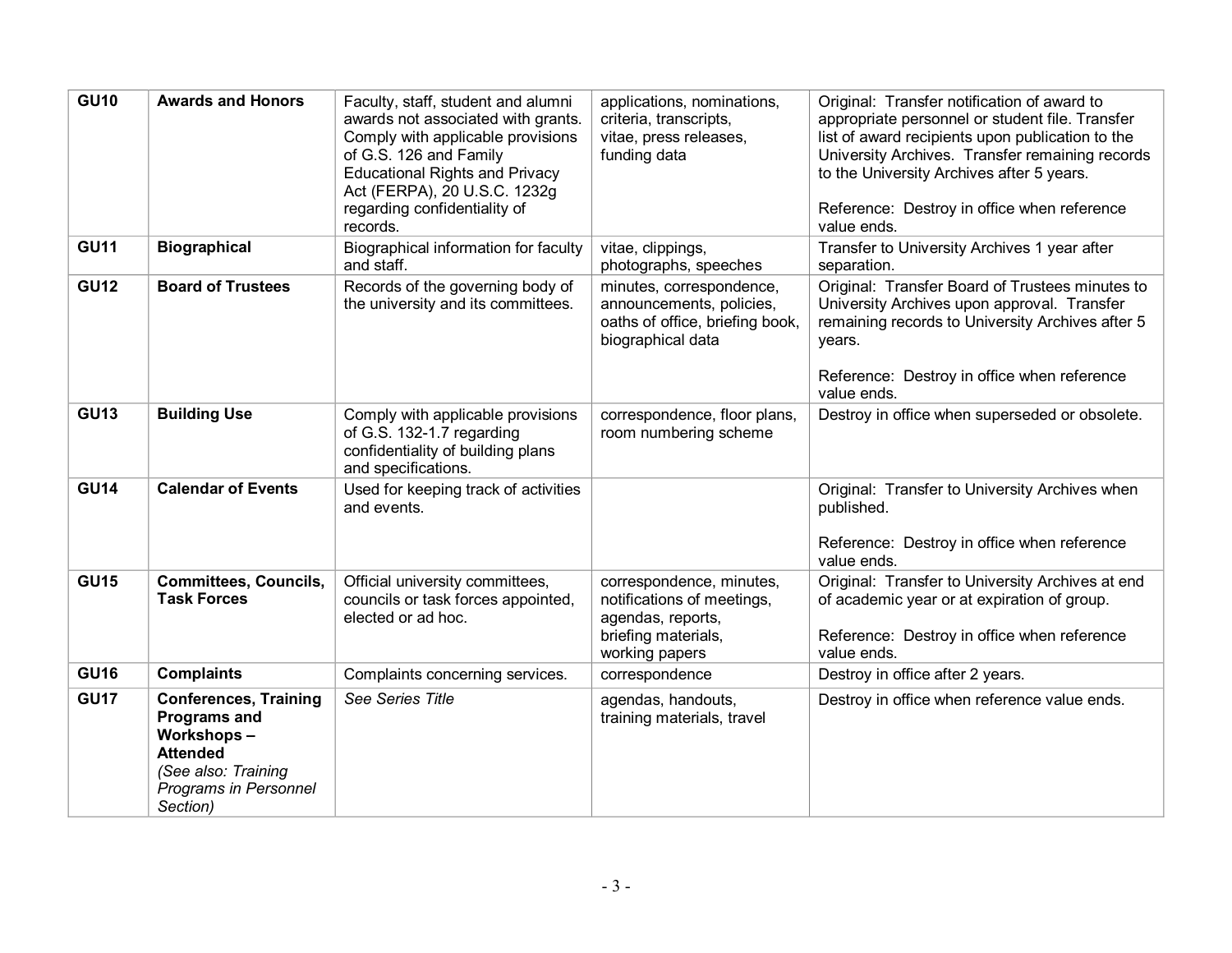| | | | | |
|---|---|---|---|---|
| **GU10** | **Awards and Honors** | Faculty, staff, student and alumni awards not associated with grants. Comply with applicable provisions of G.S. 126 and Family Educational Rights and Privacy Act (FERPA), 20 U.S.C. 1232g regarding confidentiality of records. | applications, nominations, criteria, transcripts, vitae, press releases, funding data | Original: Transfer notification of award to appropriate personnel or student file. Transfer list of award recipients upon publication to the University Archives. Transfer remaining records to the University Archives after 5 years.<br><br>Reference: Destroy in office when reference value ends. |
| **GU11** | **Biographical** | Biographical information for faculty and staff. | vitae, clippings, photographs, speeches | Transfer to University Archives 1 year after separation. |
| **GU12** | **Board of Trustees** | Records of the governing body of the university and its committees. | minutes, correspondence, announcements, policies, oaths of office, briefing book, biographical data | Original: Transfer Board of Trustees minutes to University Archives upon approval. Transfer remaining records to University Archives after 5 years.<br><br>Reference: Destroy in office when reference value ends. |
| **GU13** | **Building Use** | Comply with applicable provisions of G.S. 132-1.7 regarding confidentiality of building plans and specifications. | correspondence, floor plans, room numbering scheme | Destroy in office when superseded or obsolete. |
| **GU14** | **Calendar of Events** | Used for keeping track of activities and events. | | Original: Transfer to University Archives when published.<br><br>Reference: Destroy in office when reference value ends. |
| **GU15** | **Committees, Councils, Task Forces** | Official university committees, councils or task forces appointed, elected or ad hoc. | correspondence, minutes, notifications of meetings, agendas, reports, briefing materials, working papers | Original: Transfer to University Archives at end of academic year or at expiration of group.<br><br>Reference: Destroy in office when reference value ends. |
| **GU16** | **Complaints** | Complaints concerning services. | correspondence | Destroy in office after 2 years. |
| **GU17** | **Conferences, Training Programs and Workshops – Attended** *(See also: Training Programs in Personnel Section)* | *See Series Title* | agendas, handouts, training materials, travel | Destroy in office when reference value ends. |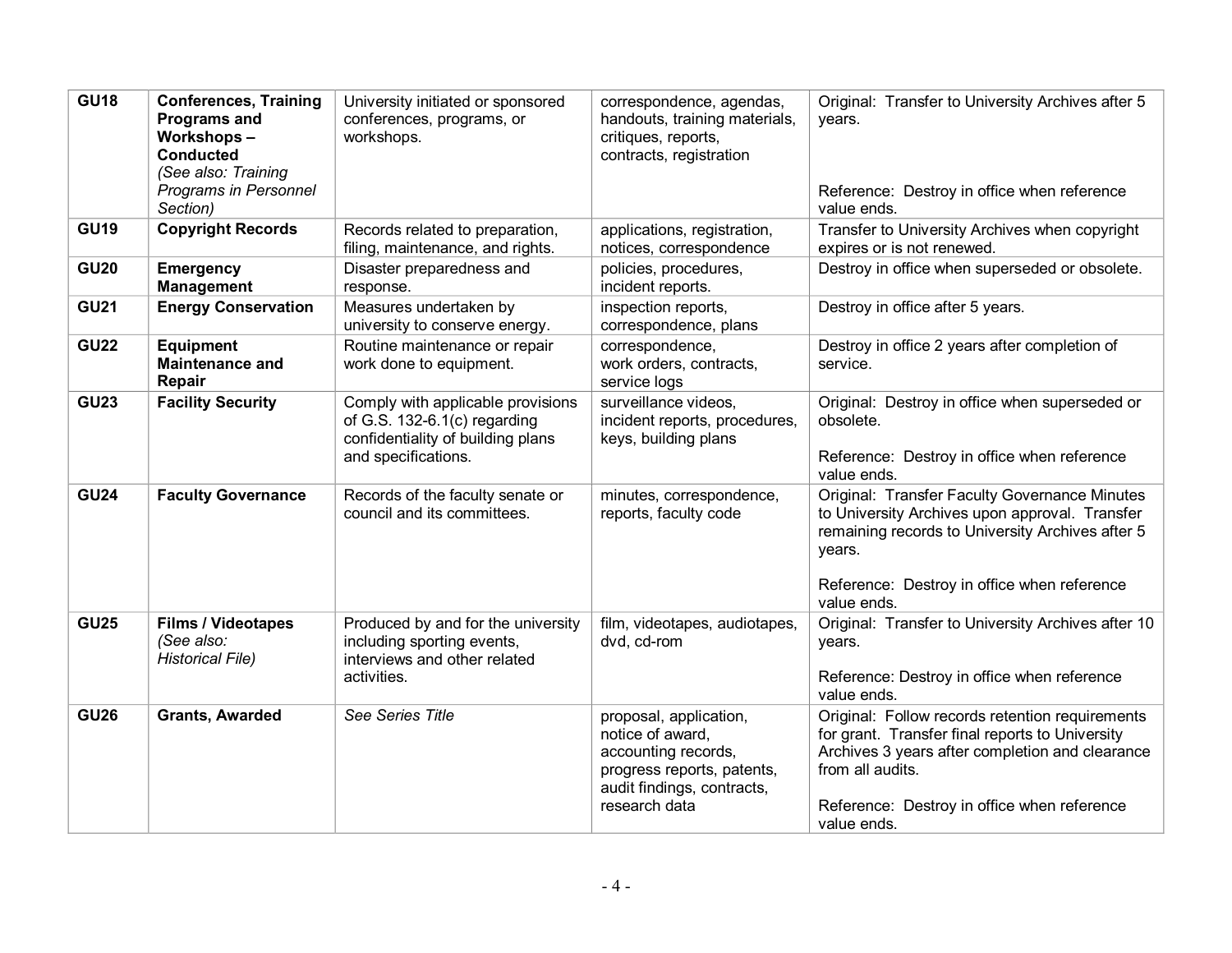| | | | | |
|---|---|---|---|---|
| **GU18** | **Conferences, Training Programs and Workshops – Conducted** *(See also: Training Programs in Personnel Section)* | University initiated or sponsored conferences, programs, or workshops. | correspondence, agendas, handouts, training materials, critiques, reports, contracts, registration | Original: Transfer to University Archives after 5 years.<br><br>Reference: Destroy in office when reference value ends. |
| **GU19** | **Copyright Records** | Records related to preparation, filing, maintenance, and rights. | applications, registration, notices, correspondence | Transfer to University Archives when copyright expires or is not renewed. |
| **GU20** | **Emergency Management** | Disaster preparedness and response. | policies, procedures, incident reports. | Destroy in office when superseded or obsolete. |
| **GU21** | **Energy Conservation** | Measures undertaken by university to conserve energy. | inspection reports, correspondence, plans | Destroy in office after 5 years. |
| **GU22** | **Equipment Maintenance and Repair** | Routine maintenance or repair work done to equipment. | correspondence, work orders, contracts, service logs | Destroy in office 2 years after completion of service. |
| **GU23** | **Facility Security** | Comply with applicable provisions of G.S. 132-6.1(c) regarding confidentiality of building plans and specifications. | surveillance videos, incident reports, procedures, keys, building plans | Original: Destroy in office when superseded or obsolete.<br><br>Reference: Destroy in office when reference value ends. |
| **GU24** | **Faculty Governance** | Records of the faculty senate or council and its committees. | minutes, correspondence, reports, faculty code | Original: Transfer Faculty Governance Minutes to University Archives upon approval. Transfer remaining records to University Archives after 5 years.<br><br>Reference: Destroy in office when reference value ends. |
| **GU25** | **Films / Videotapes** *(See also: Historical File)* | Produced by and for the university including sporting events, interviews and other related activities. | film, videotapes, audiotapes, dvd, cd-rom | Original: Transfer to University Archives after 10 years.<br><br>Reference: Destroy in office when reference value ends. |
| **GU26** | **Grants, Awarded** | *See Series Title* | proposal, application, notice of award, accounting records, progress reports, patents, audit findings, contracts, research data | Original: Follow records retention requirements for grant. Transfer final reports to University Archives 3 years after completion and clearance from all audits.<br><br>Reference: Destroy in office when reference value ends. |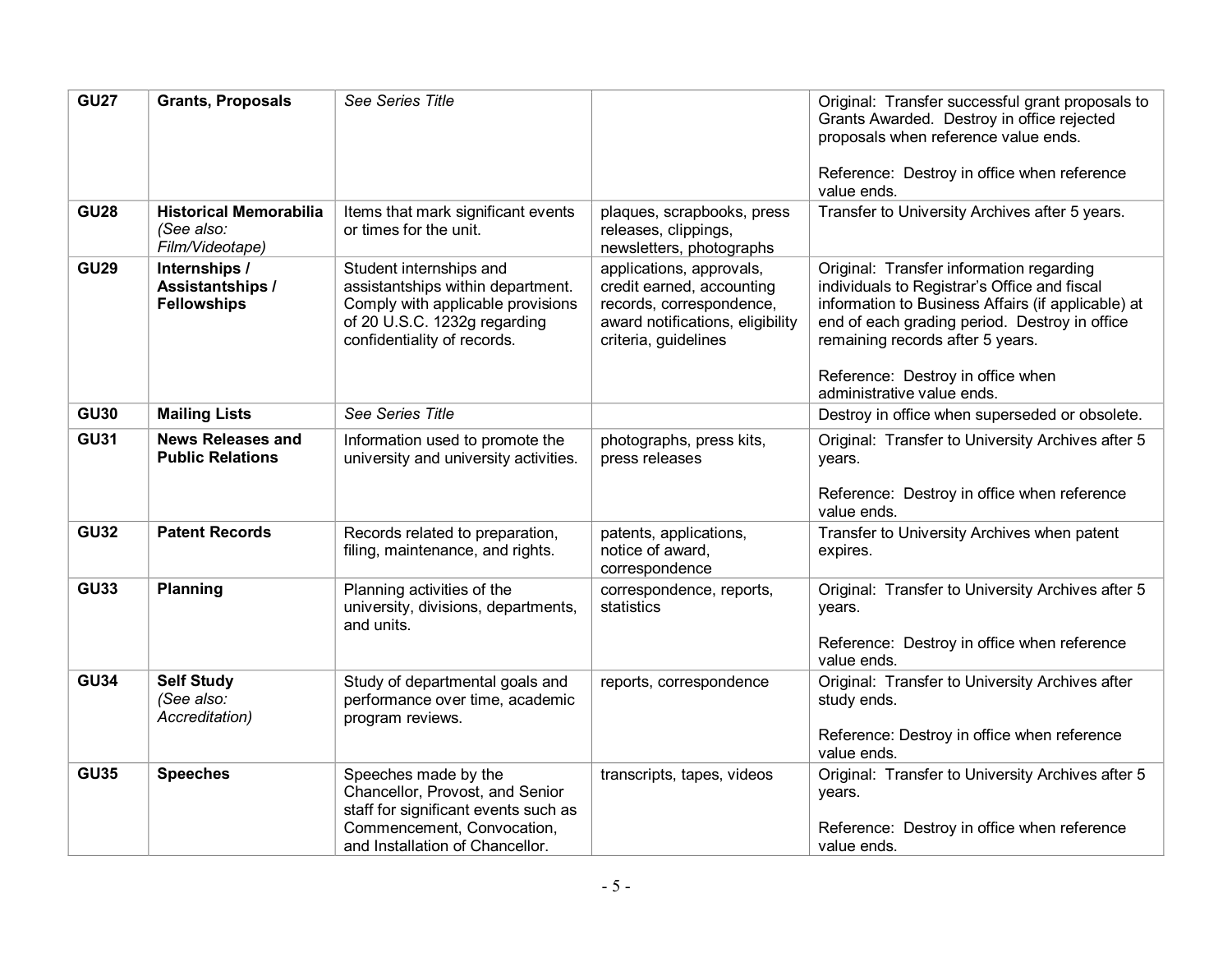| GU27 | **Grants, Proposals** | *See Series Title* | | Original: Transfer successful grant proposals to Grants Awarded. Destroy in office rejected proposals when reference value ends.<br><br>Reference: Destroy in office when reference value ends. |
|---|---|---|---|---|
| GU28 | **Historical Memorabilia** *(See also: Film/Videotape)* | Items that mark significant events or times for the unit. | plaques, scrapbooks, press releases, clippings, newsletters, photographs | Transfer to University Archives after 5 years. |
| GU29 | **Internships / Assistantships / Fellowships** | Student internships and assistantships within department. Comply with applicable provisions of 20 U.S.C. 1232g regarding confidentiality of records. | applications, approvals, credit earned, accounting records, correspondence, award notifications, eligibility criteria, guidelines | Original: Transfer information regarding individuals to Registrar's Office and fiscal information to Business Affairs (if applicable) at end of each grading period. Destroy in office remaining records after 5 years.<br><br>Reference: Destroy in office when administrative value ends. |
| GU30 | **Mailing Lists** | *See Series Title* | | Destroy in office when superseded or obsolete. |
| GU31 | **News Releases and Public Relations** | Information used to promote the university and university activities. | photographs, press kits, press releases | Original: Transfer to University Archives after 5 years.<br><br>Reference: Destroy in office when reference value ends. |
| GU32 | **Patent Records** | Records related to preparation, filing, maintenance, and rights. | patents, applications, notice of award, correspondence | Transfer to University Archives when patent expires. |
| GU33 | **Planning** | Planning activities of the university, divisions, departments, and units. | correspondence, reports, statistics | Original: Transfer to University Archives after 5 years.<br><br>Reference: Destroy in office when reference value ends. |
| GU34 | **Self Study** *(See also: Accreditation)* | Study of departmental goals and performance over time, academic program reviews. | reports, correspondence | Original: Transfer to University Archives after study ends.<br><br>Reference: Destroy in office when reference value ends. |
| GU35 | **Speeches** | Speeches made by the Chancellor, Provost, and Senior staff for significant events such as Commencement, Convocation, and Installation of Chancellor. | transcripts, tapes, videos | Original: Transfer to University Archives after 5 years.<br><br>Reference: Destroy in office when reference value ends. |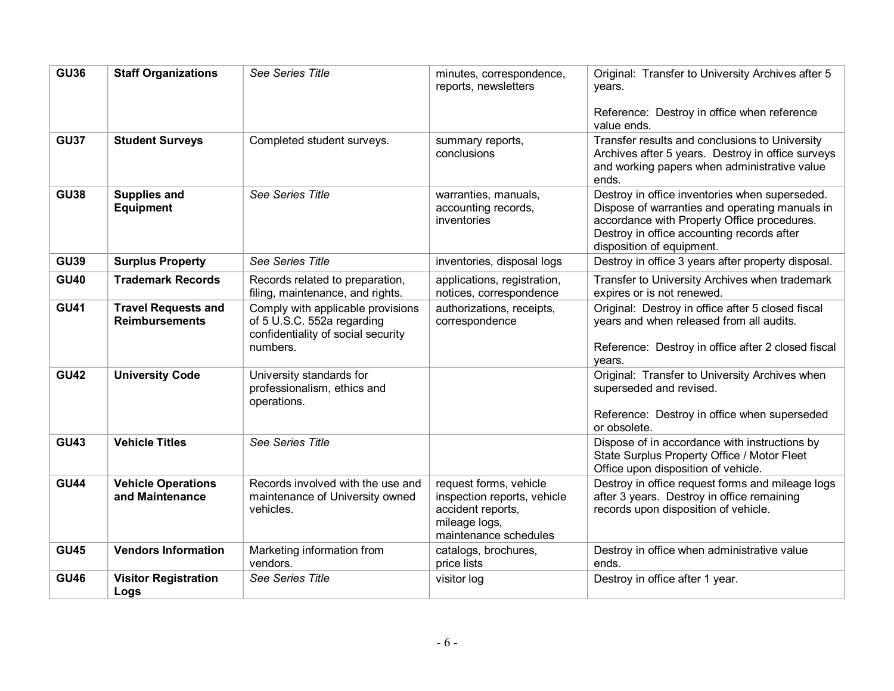| GU36 | **Staff Organizations** | *See Series Title* | minutes, correspondence, reports, newsletters | Original: Transfer to University Archives after 5 years.<br><br>Reference: Destroy in office when reference value ends. |
|---|---|---|---|---|
| **GU37** | **Student Surveys** | Completed student surveys. | summary reports, conclusions | Transfer results and conclusions to University Archives after 5 years. Destroy in office surveys and working papers when administrative value ends. |
| **GU38** | **Supplies and Equipment** | *See Series Title* | warranties, manuals, accounting records, inventories | Destroy in office inventories when superseded. Dispose of warranties and operating manuals in accordance with Property Office procedures. Destroy in office accounting records after disposition of equipment. |
| **GU39** | **Surplus Property** | *See Series Title* | inventories, disposal logs | Destroy in office 3 years after property disposal. |
| **GU40** | **Trademark Records** | Records related to preparation, filing, maintenance, and rights. | applications, registration, notices, correspondence | Transfer to University Archives when trademark expires or is not renewed. |
| **GU41** | **Travel Requests and Reimbursements** | Comply with applicable provisions of 5 U.S.C. 552a regarding confidentiality of social security numbers. | authorizations, receipts, correspondence | Original: Destroy in office after 5 closed fiscal years and when released from all audits.<br><br>Reference: Destroy in office after 2 closed fiscal years. |
| **GU42** | **University Code** | University standards for professionalism, ethics and operations. | | Original: Transfer to University Archives when superseded and revised.<br><br>Reference: Destroy in office when superseded or obsolete. |
| **GU43** | **Vehicle Titles** | *See Series Title* | | Dispose of in accordance with instructions by State Surplus Property Office / Motor Fleet Office upon disposition of vehicle. |
| **GU44** | **Vehicle Operations and Maintenance** | Records involved with the use and maintenance of University owned vehicles. | request forms, vehicle inspection reports, vehicle accident reports, mileage logs, maintenance schedules | Destroy in office request forms and mileage logs after 3 years. Destroy in office remaining records upon disposition of vehicle. |
| **GU45** | **Vendors Information** | Marketing information from vendors. | catalogs, brochures, price lists | Destroy in office when administrative value ends. |
| **GU46** | **Visitor Registration Logs** | *See Series Title* | visitor log | Destroy in office after 1 year. |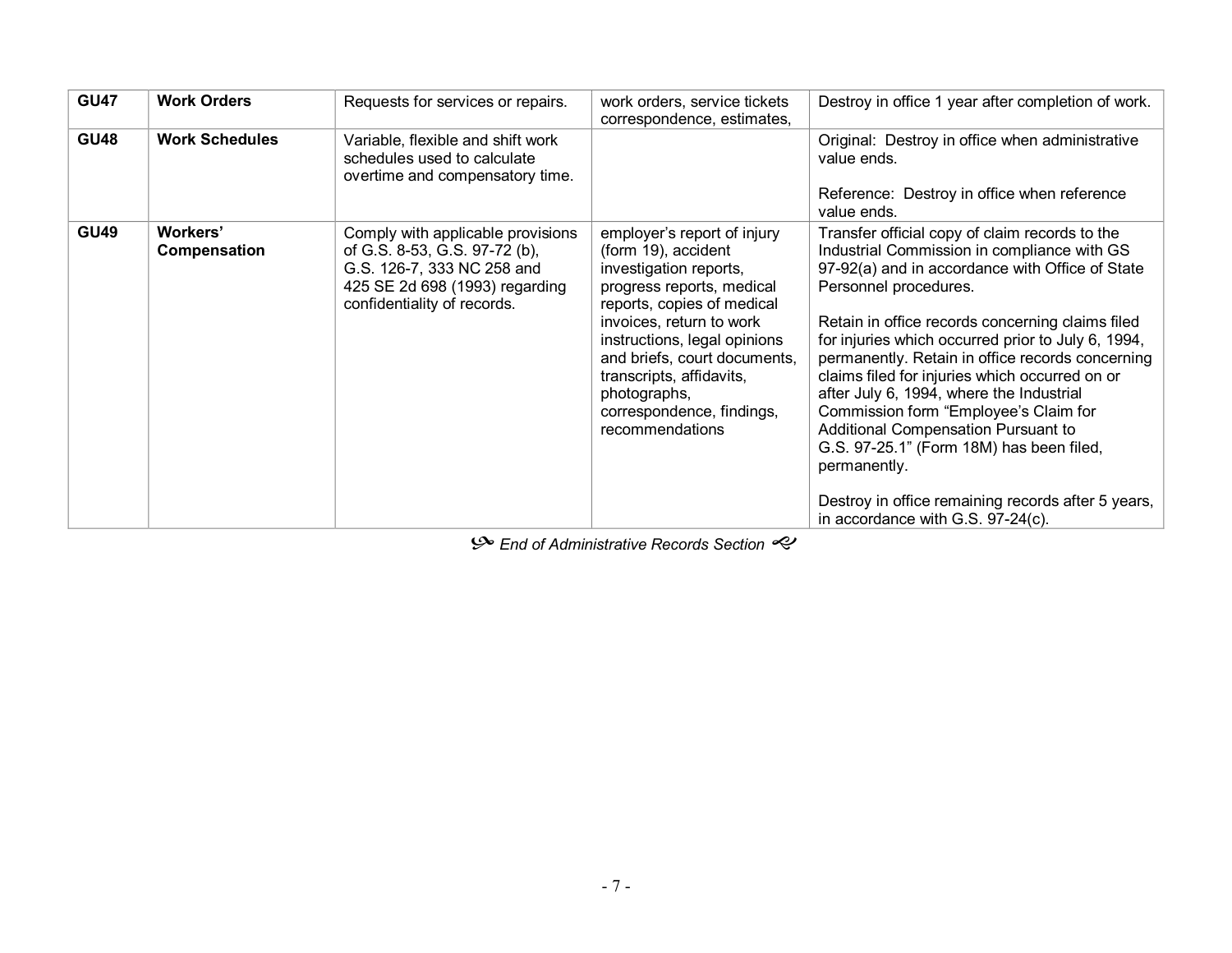| **GU47** | **Work Orders** | Requests for services or repairs. | work orders, service tickets correspondence, estimates, | Destroy in office 1 year after completion of work. |
|---|---|---|---|---|
| **GU48** | **Work Schedules** | Variable, flexible and shift work schedules used to calculate overtime and compensatory time. | | Original: Destroy in office when administrative value ends.<br><br>Reference: Destroy in office when reference value ends. |
| **GU49** | **Workers' Compensation** | Comply with applicable provisions of G.S. 8-53, G.S. 97-72 (b), G.S. 126-7, 333 NC 258 and 425 SE 2d 698 (1993) regarding confidentiality of records. | employer's report of injury (form 19), accident investigation reports, progress reports, medical reports, copies of medical invoices, return to work instructions, legal opinions and briefs, court documents, transcripts, affidavits, photographs, correspondence, findings, recommendations | Transfer official copy of claim records to the Industrial Commission in compliance with GS 97-92(a) and in accordance with Office of State Personnel procedures.<br><br>Retain in office records concerning claims filed for injuries which occurred prior to July 6, 1994, permanently. Retain in office records concerning claims filed for injuries which occurred on or after July 6, 1994, where the Industrial Commission form "Employee's Claim for Additional Compensation Pursuant to G.S. 97-25.1" (Form 18M) has been filed, permanently.<br><br>Destroy in office remaining records after 5 years, in accordance with G.S. 97-24(c). |

*End of Administrative Records Section*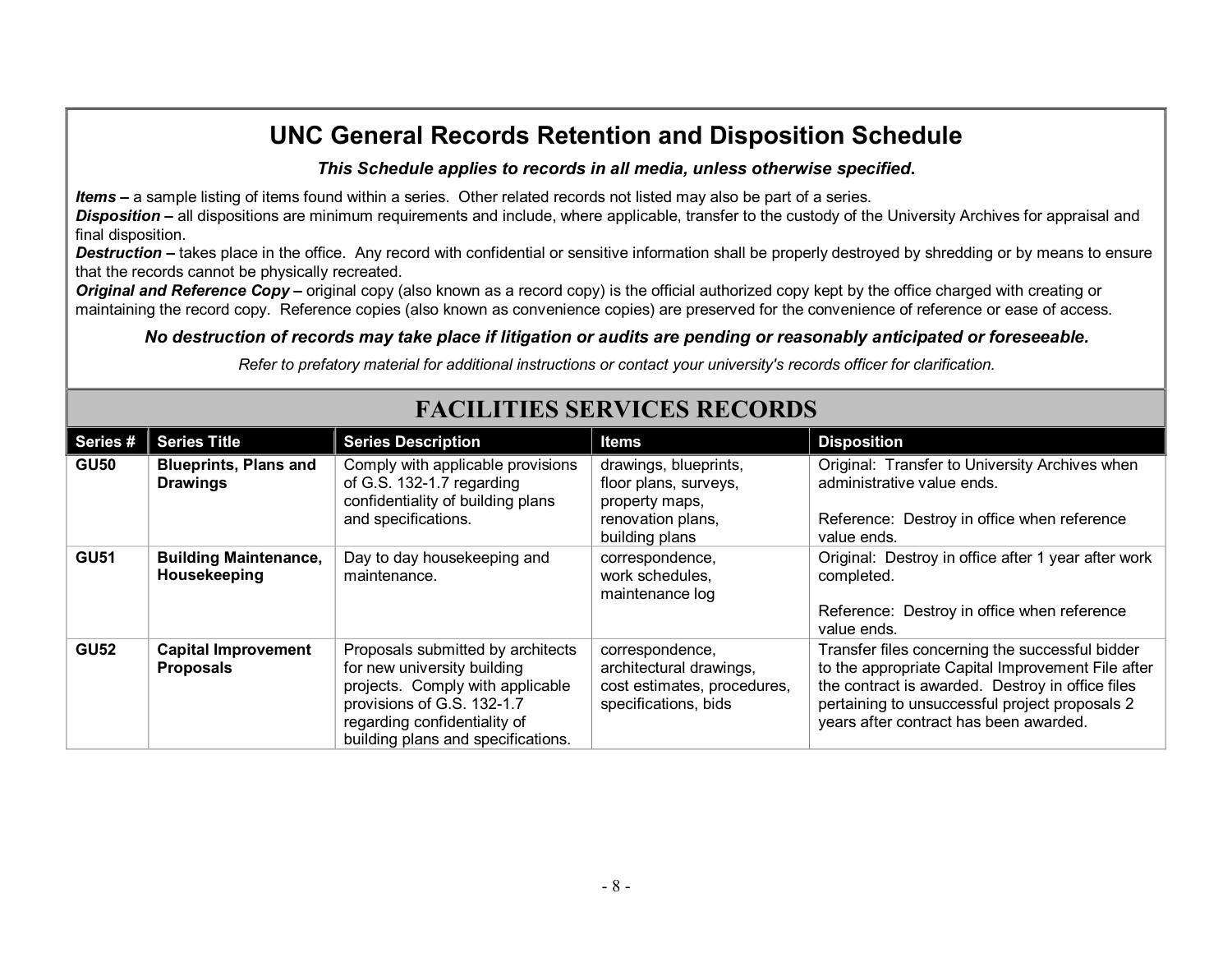# UNC General Records Retention and Disposition Schedule

***This Schedule applies to records in all media, unless otherwise specified.***

***Items –*** a sample listing of items found within a series. Other related records not listed may also be part of a series.
***Disposition –*** all dispositions are minimum requirements and include, where applicable, transfer to the custody of the University Archives for appraisal and final disposition.
***Destruction –*** takes place in the office. Any record with confidential or sensitive information shall be properly destroyed by shredding or by means to ensure that the records cannot be physically recreated.
***Original and Reference Copy –*** original copy (also known as a record copy) is the official authorized copy kept by the office charged with creating or maintaining the record copy. Reference copies (also known as convenience copies) are preserved for the convenience of reference or ease of access.

***No destruction of records may take place if litigation or audits are pending or reasonably anticipated or foreseeable.***

*Refer to prefatory material for additional instructions or contact your university's records officer for clarification.*

## FACILITIES SERVICES RECORDS

| Series # | Series Title | Series Description | Items | Disposition |
|---|---|---|---|---|
| **GU50** | **Blueprints, Plans and Drawings** | Comply with applicable provisions of G.S. 132-1.7 regarding confidentiality of building plans and specifications. | drawings, blueprints, floor plans, surveys, property maps, renovation plans, building plans | Original: Transfer to University Archives when administrative value ends.<br><br>Reference: Destroy in office when reference value ends. |
| **GU51** | **Building Maintenance, Housekeeping** | Day to day housekeeping and maintenance. | correspondence, work schedules, maintenance log | Original: Destroy in office after 1 year after work completed.<br><br>Reference: Destroy in office when reference value ends. |
| **GU52** | **Capital Improvement Proposals** | Proposals submitted by architects for new university building projects. Comply with applicable provisions of G.S. 132-1.7 regarding confidentiality of building plans and specifications. | correspondence, architectural drawings, cost estimates, procedures, specifications, bids | Transfer files concerning the successful bidder to the appropriate Capital Improvement File after the contract is awarded. Destroy in office files pertaining to unsuccessful project proposals 2 years after contract has been awarded. |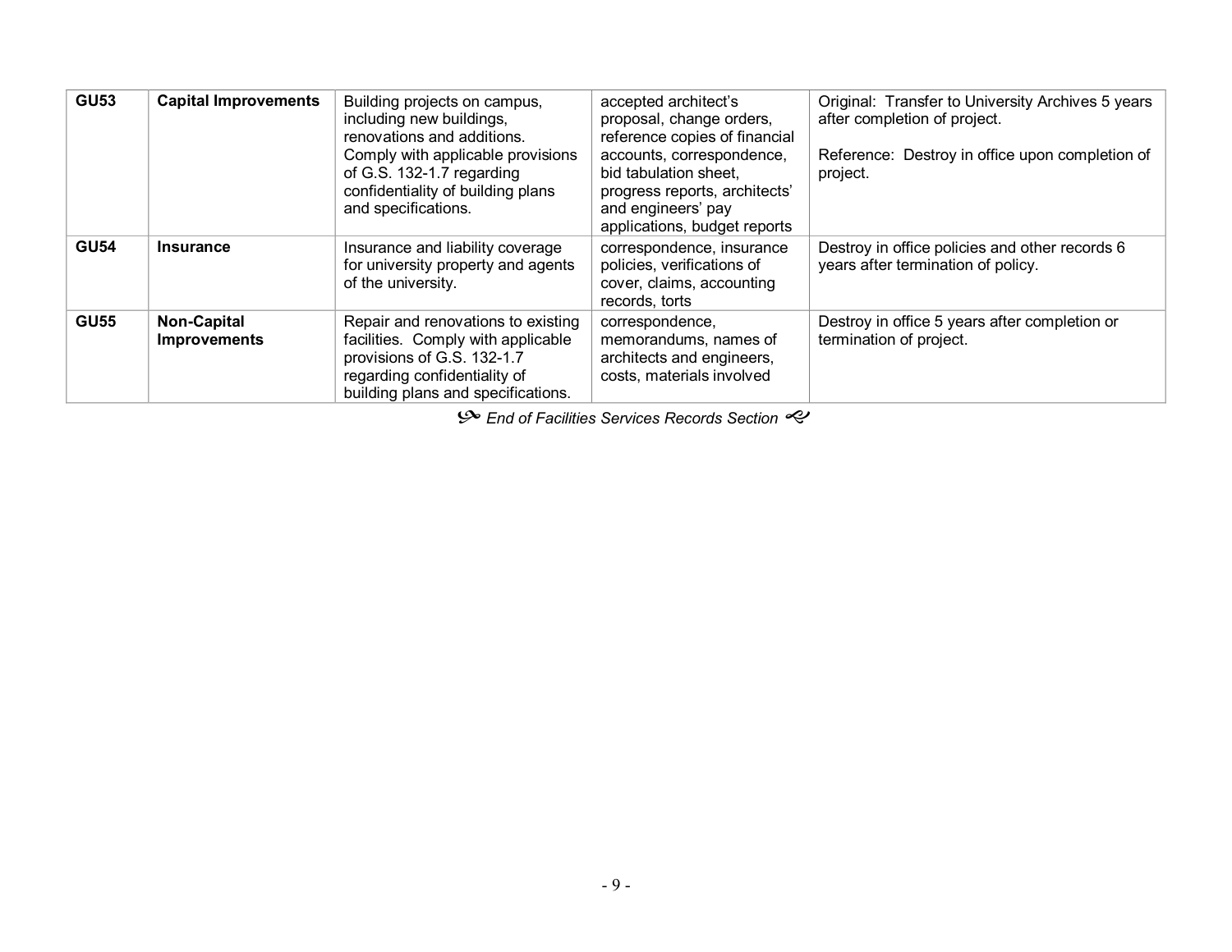| | | | | |
|---|---|---|---|---|
| **GU53** | **Capital Improvements** | Building projects on campus, including new buildings, renovations and additions. Comply with applicable provisions of G.S. 132-1.7 regarding confidentiality of building plans and specifications. | accepted architect's proposal, change orders, reference copies of financial accounts, correspondence, bid tabulation sheet, progress reports, architects' and engineers' pay applications, budget reports | Original: Transfer to University Archives 5 years after completion of project.<br><br>Reference: Destroy in office upon completion of project. |
| **GU54** | **Insurance** | Insurance and liability coverage for university property and agents of the university. | correspondence, insurance policies, verifications of cover, claims, accounting records, torts | Destroy in office policies and other records 6 years after termination of policy. |
| **GU55** | **Non-Capital Improvements** | Repair and renovations to existing facilities. Comply with applicable provisions of G.S. 132-1.7 regarding confidentiality of building plans and specifications. | correspondence, memorandums, names of architects and engineers, costs, materials involved | Destroy in office 5 years after completion or termination of project. |

*End of Facilities Services Records Section*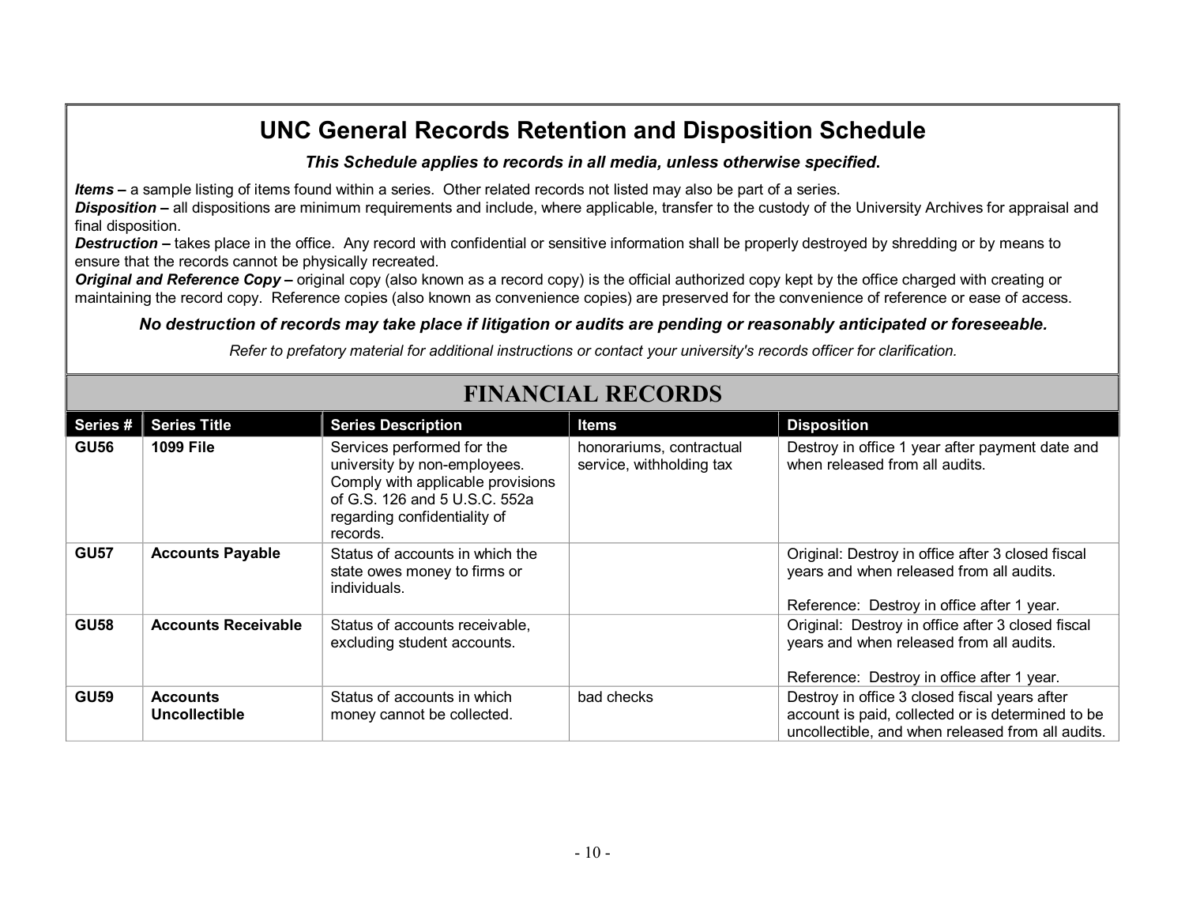# UNC General Records Retention and Disposition Schedule

***This Schedule applies to records in all media, unless otherwise specified.***

***Items –*** a sample listing of items found within a series. Other related records not listed may also be part of a series.
***Disposition –*** all dispositions are minimum requirements and include, where applicable, transfer to the custody of the University Archives for appraisal and final disposition.
***Destruction –*** takes place in the office. Any record with confidential or sensitive information shall be properly destroyed by shredding or by means to ensure that the records cannot be physically recreated.
***Original and Reference Copy –*** original copy (also known as a record copy) is the official authorized copy kept by the office charged with creating or maintaining the record copy. Reference copies (also known as convenience copies) are preserved for the convenience of reference or ease of access.

***No destruction of records may take place if litigation or audits are pending or reasonably anticipated or foreseeable.***

*Refer to prefatory material for additional instructions or contact your university's records officer for clarification.*

## FINANCIAL RECORDS

| Series # | Series Title | Series Description | Items | Disposition |
|---|---|---|---|---|
| **GU56** | **1099 File** | Services performed for the university by non-employees. Comply with applicable provisions of G.S. 126 and 5 U.S.C. 552a regarding confidentiality of records. | honorariums, contractual service, withholding tax | Destroy in office 1 year after payment date and when released from all audits. |
| **GU57** | **Accounts Payable** | Status of accounts in which the state owes money to firms or individuals. | | Original: Destroy in office after 3 closed fiscal years and when released from all audits.<br><br>Reference: Destroy in office after 1 year. |
| **GU58** | **Accounts Receivable** | Status of accounts receivable, excluding student accounts. | | Original: Destroy in office after 3 closed fiscal years and when released from all audits.<br><br>Reference: Destroy in office after 1 year. |
| **GU59** | **Accounts Uncollectible** | Status of accounts in which money cannot be collected. | bad checks | Destroy in office 3 closed fiscal years after account is paid, collected or is determined to be uncollectible, and when released from all audits. |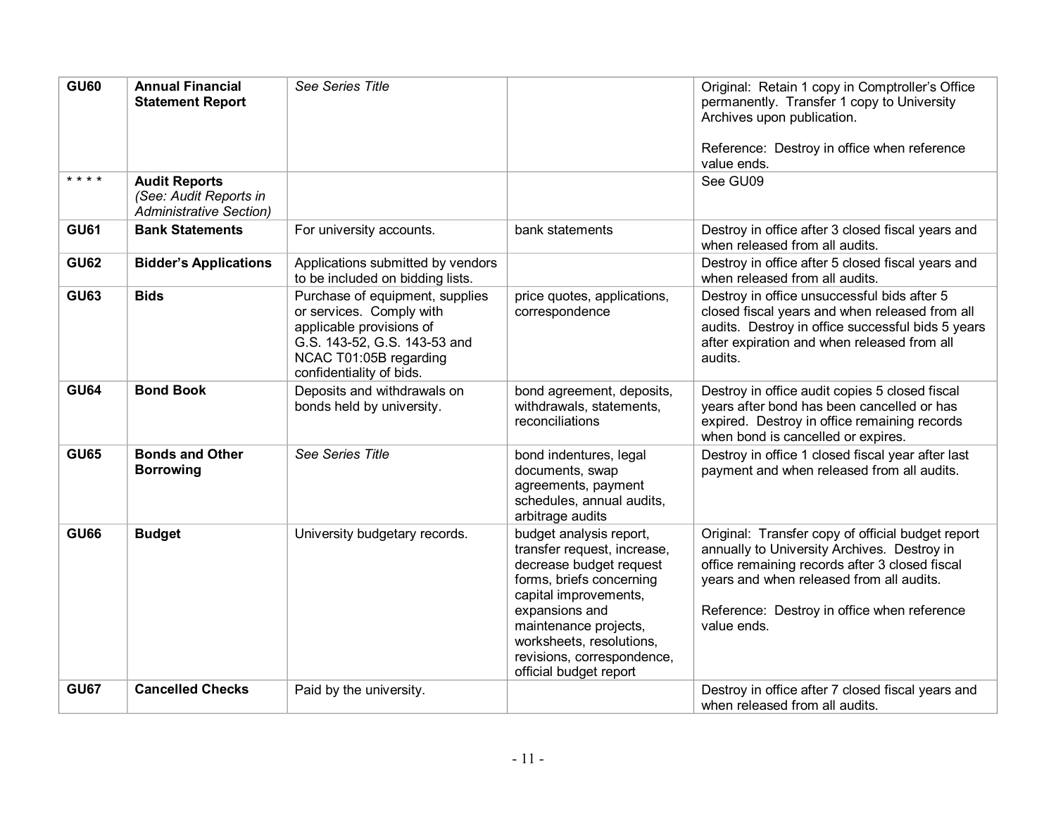| GU60 | **Annual Financial Statement Report** | *See Series Title* | | Original: Retain 1 copy in Comptroller's Office permanently. Transfer 1 copy to University Archives upon publication.<br><br>Reference: Destroy in office when reference value ends. |
|---|---|---|---|---|
| * * * * | **Audit Reports** *(See: Audit Reports in Administrative Section)* | | | See GU09 |
| **GU61** | **Bank Statements** | For university accounts. | bank statements | Destroy in office after 3 closed fiscal years and when released from all audits. |
| **GU62** | **Bidder's Applications** | Applications submitted by vendors to be included on bidding lists. | | Destroy in office after 5 closed fiscal years and when released from all audits. |
| **GU63** | **Bids** | Purchase of equipment, supplies or services. Comply with applicable provisions of G.S. 143-52, G.S. 143-53 and NCAC T01:05B regarding confidentiality of bids. | price quotes, applications, correspondence | Destroy in office unsuccessful bids after 5 closed fiscal years and when released from all audits. Destroy in office successful bids 5 years after expiration and when released from all audits. |
| **GU64** | **Bond Book** | Deposits and withdrawals on bonds held by university. | bond agreement, deposits, withdrawals, statements, reconciliations | Destroy in office audit copies 5 closed fiscal years after bond has been cancelled or has expired. Destroy in office remaining records when bond is cancelled or expires. |
| **GU65** | **Bonds and Other Borrowing** | *See Series Title* | bond indentures, legal documents, swap agreements, payment schedules, annual audits, arbitrage audits | Destroy in office 1 closed fiscal year after last payment and when released from all audits. |
| **GU66** | **Budget** | University budgetary records. | budget analysis report, transfer request, increase, decrease budget request forms, briefs concerning capital improvements, expansions and maintenance projects, worksheets, resolutions, revisions, correspondence, official budget report | Original: Transfer copy of official budget report annually to University Archives. Destroy in office remaining records after 3 closed fiscal years and when released from all audits.<br><br>Reference: Destroy in office when reference value ends. |
| **GU67** | **Cancelled Checks** | Paid by the university. | | Destroy in office after 7 closed fiscal years and when released from all audits. |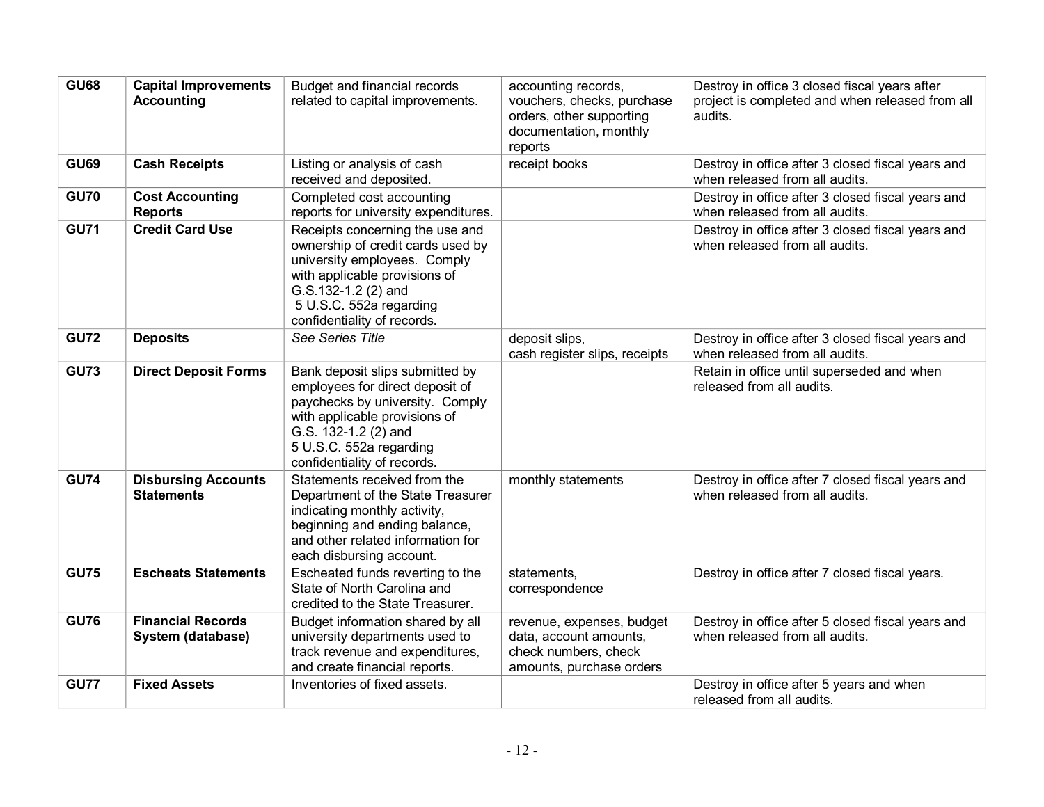| | | | | |
|---|---|---|---|---|
| **GU68** | **Capital Improvements Accounting** | Budget and financial records related to capital improvements. | accounting records, vouchers, checks, purchase orders, other supporting documentation, monthly reports | Destroy in office 3 closed fiscal years after project is completed and when released from all audits. |
| **GU69** | **Cash Receipts** | Listing or analysis of cash received and deposited. | receipt books | Destroy in office after 3 closed fiscal years and when released from all audits. |
| **GU70** | **Cost Accounting Reports** | Completed cost accounting reports for university expenditures. | | Destroy in office after 3 closed fiscal years and when released from all audits. |
| **GU71** | **Credit Card Use** | Receipts concerning the use and ownership of credit cards used by university employees. Comply with applicable provisions of G.S.132-1.2 (2) and 5 U.S.C. 552a regarding confidentiality of records. | | Destroy in office after 3 closed fiscal years and when released from all audits. |
| **GU72** | **Deposits** | *See Series Title* | deposit slips, cash register slips, receipts | Destroy in office after 3 closed fiscal years and when released from all audits. |
| **GU73** | **Direct Deposit Forms** | Bank deposit slips submitted by employees for direct deposit of paychecks by university. Comply with applicable provisions of G.S. 132-1.2 (2) and 5 U.S.C. 552a regarding confidentiality of records. | | Retain in office until superseded and when released from all audits. |
| **GU74** | **Disbursing Accounts Statements** | Statements received from the Department of the State Treasurer indicating monthly activity, beginning and ending balance, and other related information for each disbursing account. | monthly statements | Destroy in office after 7 closed fiscal years and when released from all audits. |
| **GU75** | **Escheats Statements** | Escheated funds reverting to the State of North Carolina and credited to the State Treasurer. | statements, correspondence | Destroy in office after 7 closed fiscal years. |
| **GU76** | **Financial Records System (database)** | Budget information shared by all university departments used to track revenue and expenditures, and create financial reports. | revenue, expenses, budget data, account amounts, check numbers, check amounts, purchase orders | Destroy in office after 5 closed fiscal years and when released from all audits. |
| **GU77** | **Fixed Assets** | Inventories of fixed assets. | | Destroy in office after 5 years and when released from all audits. |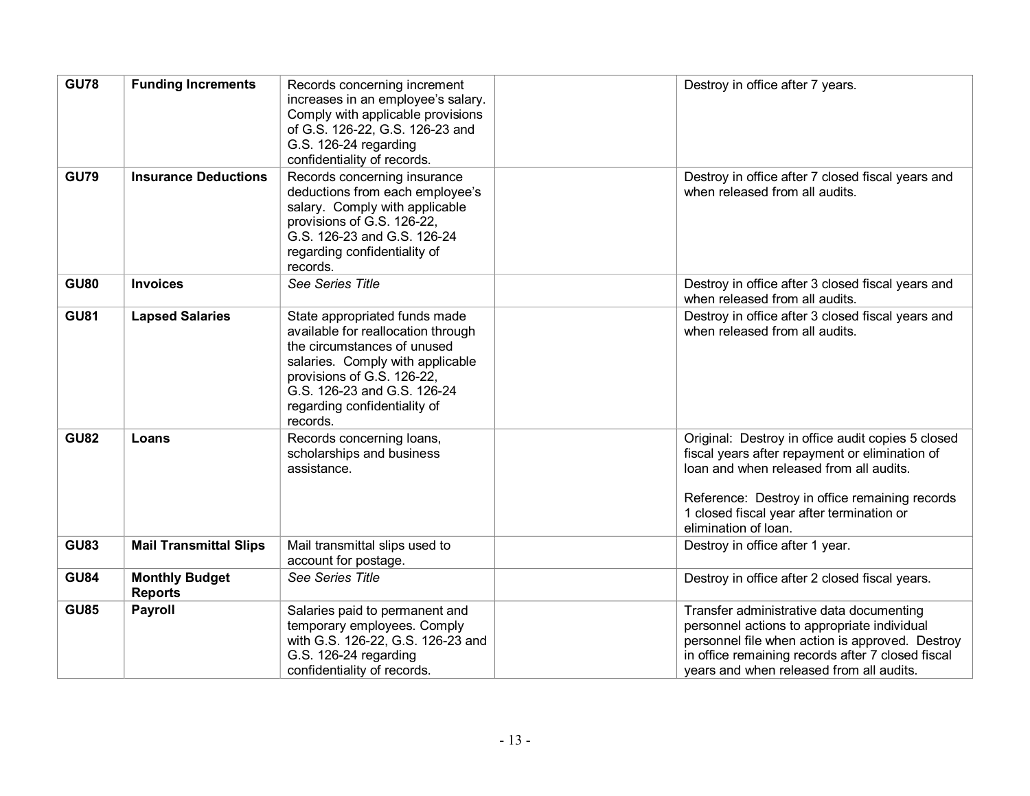| | | | | |
|---|---|---|---|---|
| **GU78** | **Funding Increments** | Records concerning increment increases in an employee's salary. Comply with applicable provisions of G.S. 126-22, G.S. 126-23 and G.S. 126-24 regarding confidentiality of records. | | Destroy in office after 7 years. |
| **GU79** | **Insurance Deductions** | Records concerning insurance deductions from each employee's salary. Comply with applicable provisions of G.S. 126-22, G.S. 126-23 and G.S. 126-24 regarding confidentiality of records. | | Destroy in office after 7 closed fiscal years and when released from all audits. |
| **GU80** | **Invoices** | *See Series Title* | | Destroy in office after 3 closed fiscal years and when released from all audits. |
| **GU81** | **Lapsed Salaries** | State appropriated funds made available for reallocation through the circumstances of unused salaries. Comply with applicable provisions of G.S. 126-22, G.S. 126-23 and G.S. 126-24 regarding confidentiality of records. | | Destroy in office after 3 closed fiscal years and when released from all audits. |
| **GU82** | **Loans** | Records concerning loans, scholarships and business assistance. | | Original: Destroy in office audit copies 5 closed fiscal years after repayment or elimination of loan and when released from all audits.<br><br>Reference: Destroy in office remaining records 1 closed fiscal year after termination or elimination of loan. |
| **GU83** | **Mail Transmittal Slips** | Mail transmittal slips used to account for postage. | | Destroy in office after 1 year. |
| **GU84** | **Monthly Budget Reports** | *See Series Title* | | Destroy in office after 2 closed fiscal years. |
| **GU85** | **Payroll** | Salaries paid to permanent and temporary employees. Comply with G.S. 126-22, G.S. 126-23 and G.S. 126-24 regarding confidentiality of records. | | Transfer administrative data documenting personnel actions to appropriate individual personnel file when action is approved. Destroy in office remaining records after 7 closed fiscal years and when released from all audits. |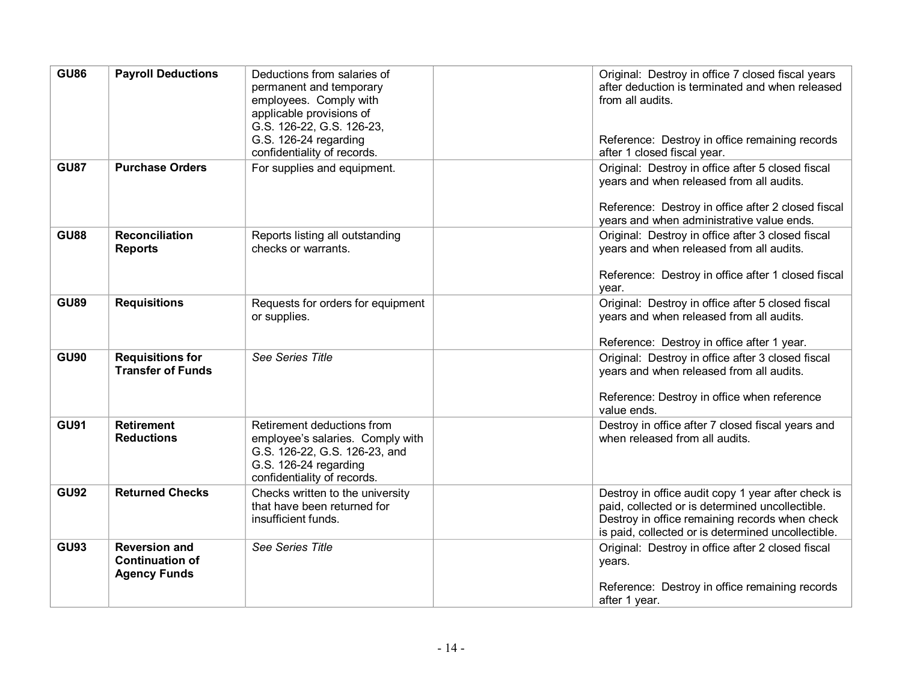| | | | | |
|---|---|---|---|---|
| **GU86** | **Payroll Deductions** | Deductions from salaries of permanent and temporary employees. Comply with applicable provisions of G.S. 126-22, G.S. 126-23, G.S. 126-24 regarding confidentiality of records. | | Original: Destroy in office 7 closed fiscal years after deduction is terminated and when released from all audits.<br><br>Reference: Destroy in office remaining records after 1 closed fiscal year. |
| **GU87** | **Purchase Orders** | For supplies and equipment. | | Original: Destroy in office after 5 closed fiscal years and when released from all audits.<br><br>Reference: Destroy in office after 2 closed fiscal years and when administrative value ends. |
| **GU88** | **Reconciliation Reports** | Reports listing all outstanding checks or warrants. | | Original: Destroy in office after 3 closed fiscal years and when released from all audits.<br><br>Reference: Destroy in office after 1 closed fiscal year. |
| **GU89** | **Requisitions** | Requests for orders for equipment or supplies. | | Original: Destroy in office after 5 closed fiscal years and when released from all audits.<br><br>Reference: Destroy in office after 1 year. |
| **GU90** | **Requisitions for Transfer of Funds** | *See Series Title* | | Original: Destroy in office after 3 closed fiscal years and when released from all audits.<br><br>Reference: Destroy in office when reference value ends. |
| **GU91** | **Retirement Reductions** | Retirement deductions from employee's salaries. Comply with G.S. 126-22, G.S. 126-23, and G.S. 126-24 regarding confidentiality of records. | | Destroy in office after 7 closed fiscal years and when released from all audits. |
| **GU92** | **Returned Checks** | Checks written to the university that have been returned for insufficient funds. | | Destroy in office audit copy 1 year after check is paid, collected or is determined uncollectible. Destroy in office remaining records when check is paid, collected or is determined uncollectible. |
| **GU93** | **Reversion and Continuation of Agency Funds** | *See Series Title* | | Original: Destroy in office after 2 closed fiscal years.<br><br>Reference: Destroy in office remaining records after 1 year. |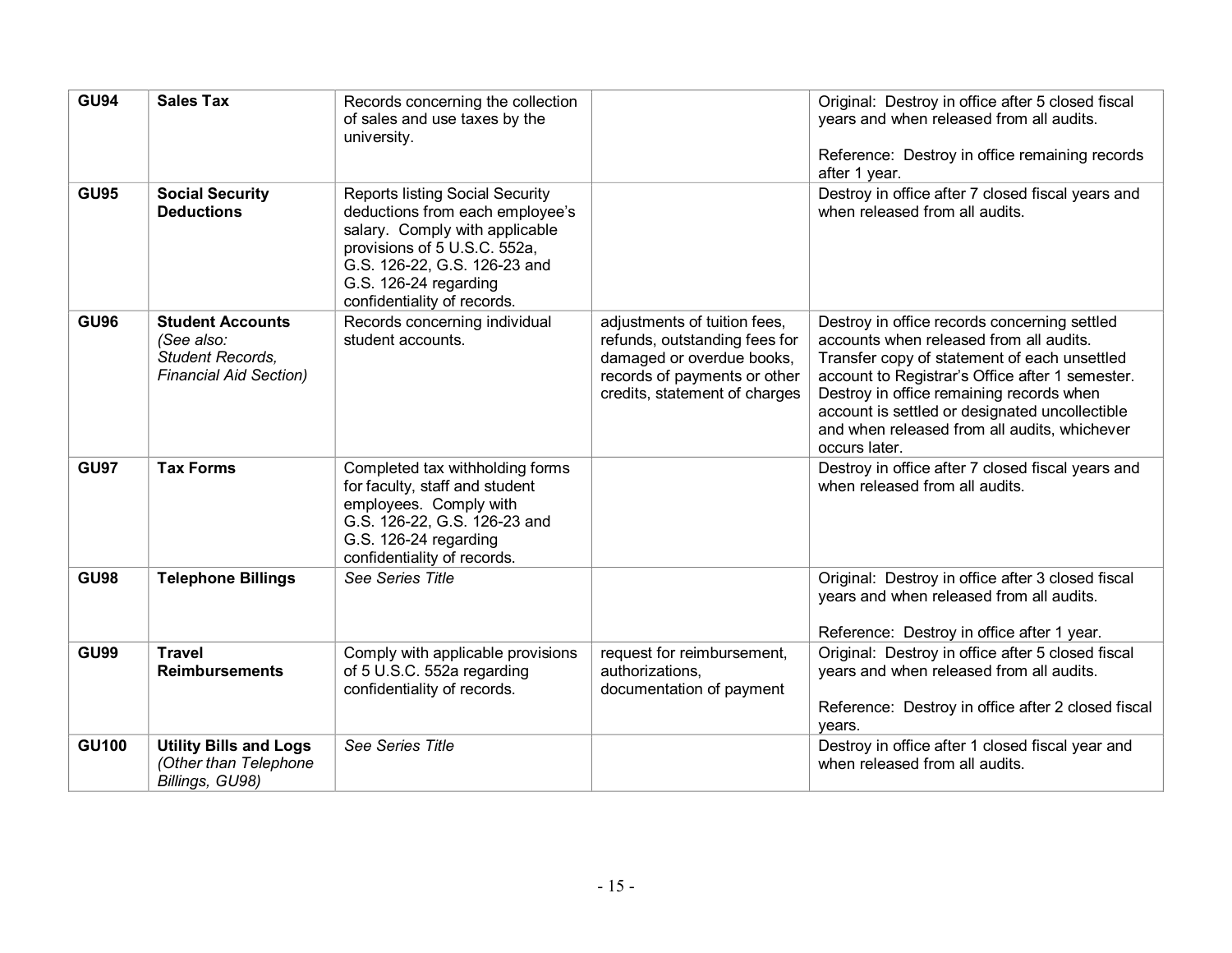| | | | | |
|---|---|---|---|---|
| **GU94** | **Sales Tax** | Records concerning the collection of sales and use taxes by the university. | | Original: Destroy in office after 5 closed fiscal years and when released from all audits.<br><br>Reference: Destroy in office remaining records after 1 year. |
| **GU95** | **Social Security Deductions** | Reports listing Social Security deductions from each employee's salary. Comply with applicable provisions of 5 U.S.C. 552a, G.S. 126-22, G.S. 126-23 and G.S. 126-24 regarding confidentiality of records. | | Destroy in office after 7 closed fiscal years and when released from all audits. |
| **GU96** | **Student Accounts** *(See also: Student Records, Financial Aid Section)* | Records concerning individual student accounts. | adjustments of tuition fees, refunds, outstanding fees for damaged or overdue books, records of payments or other credits, statement of charges | Destroy in office records concerning settled accounts when released from all audits. Transfer copy of statement of each unsettled account to Registrar's Office after 1 semester. Destroy in office remaining records when account is settled or designated uncollectible and when released from all audits, whichever occurs later. |
| **GU97** | **Tax Forms** | Completed tax withholding forms for faculty, staff and student employees. Comply with G.S. 126-22, G.S. 126-23 and G.S. 126-24 regarding confidentiality of records. | | Destroy in office after 7 closed fiscal years and when released from all audits. |
| **GU98** | **Telephone Billings** | *See Series Title* | | Original: Destroy in office after 3 closed fiscal years and when released from all audits.<br><br>Reference: Destroy in office after 1 year. |
| **GU99** | **Travel Reimbursements** | Comply with applicable provisions of 5 U.S.C. 552a regarding confidentiality of records. | request for reimbursement, authorizations, documentation of payment | Original: Destroy in office after 5 closed fiscal years and when released from all audits.<br><br>Reference: Destroy in office after 2 closed fiscal years. |
| **GU100** | **Utility Bills and Logs** *(Other than Telephone Billings, GU98)* | *See Series Title* | | Destroy in office after 1 closed fiscal year and when released from all audits. |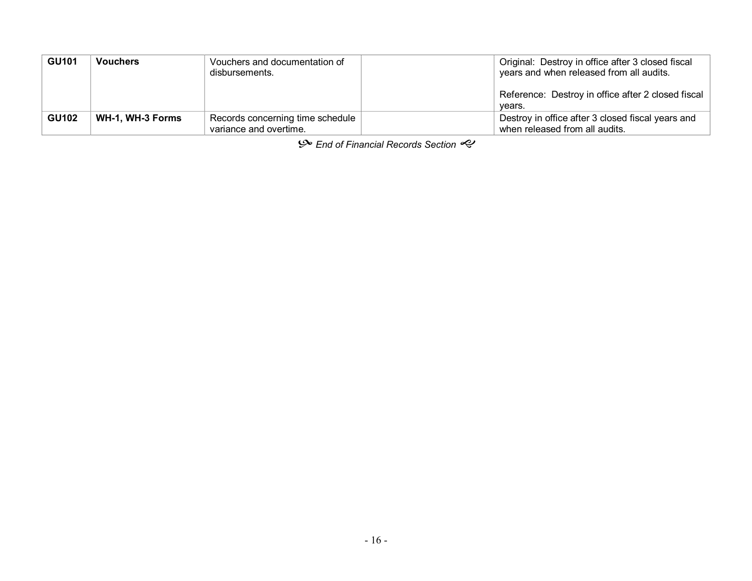| GU101 | **Vouchers** | Vouchers and documentation of disbursements. | | Original: Destroy in office after 3 closed fiscal years and when released from all audits.<br><br>Reference: Destroy in office after 2 closed fiscal years. |
|---|---|---|---|---|
| **GU102** | **WH-1, WH-3 Forms** | Records concerning time schedule variance and overtime. | | Destroy in office after 3 closed fiscal years and when released from all audits. |

*End of Financial Records Section*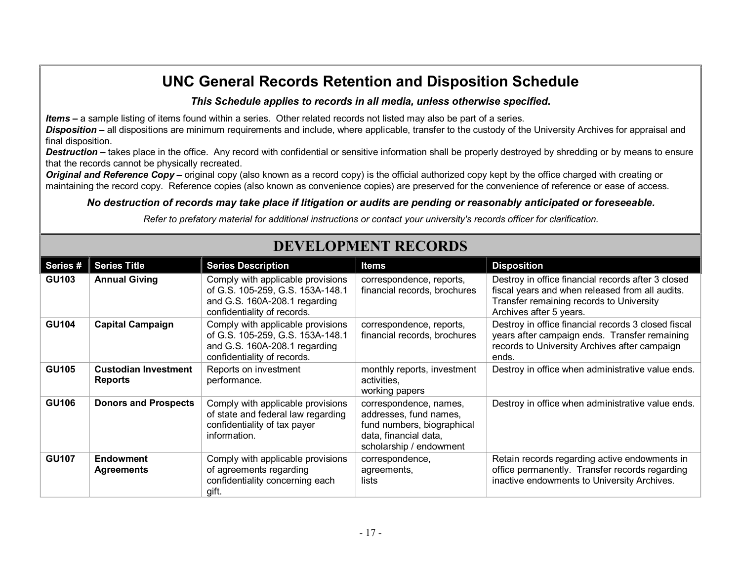# UNC General Records Retention and Disposition Schedule

***This Schedule applies to records in all media, unless otherwise specified.***

***Items –*** a sample listing of items found within a series. Other related records not listed may also be part of a series.
***Disposition –*** all dispositions are minimum requirements and include, where applicable, transfer to the custody of the University Archives for appraisal and final disposition.
***Destruction –*** takes place in the office. Any record with confidential or sensitive information shall be properly destroyed by shredding or by means to ensure that the records cannot be physically recreated.
***Original and Reference Copy –*** original copy (also known as a record copy) is the official authorized copy kept by the office charged with creating or maintaining the record copy. Reference copies (also known as convenience copies) are preserved for the convenience of reference or ease of access.

***No destruction of records may take place if litigation or audits are pending or reasonably anticipated or foreseeable.***

*Refer to prefatory material for additional instructions or contact your university's records officer for clarification.*

## DEVELOPMENT RECORDS

| Series # | Series Title | Series Description | Items | Disposition |
|---|---|---|---|---|
| **GU103** | **Annual Giving** | Comply with applicable provisions of G.S. 105-259, G.S. 153A-148.1 and G.S. 160A-208.1 regarding confidentiality of records. | correspondence, reports, financial records, brochures | Destroy in office financial records after 3 closed fiscal years and when released from all audits. Transfer remaining records to University Archives after 5 years. |
| **GU104** | **Capital Campaign** | Comply with applicable provisions of G.S. 105-259, G.S. 153A-148.1 and G.S. 160A-208.1 regarding confidentiality of records. | correspondence, reports, financial records, brochures | Destroy in office financial records 3 closed fiscal years after campaign ends. Transfer remaining records to University Archives after campaign ends. |
| **GU105** | **Custodian Investment Reports** | Reports on investment performance. | monthly reports, investment activities, working papers | Destroy in office when administrative value ends. |
| **GU106** | **Donors and Prospects** | Comply with applicable provisions of state and federal law regarding confidentiality of tax payer information. | correspondence, names, addresses, fund names, fund numbers, biographical data, financial data, scholarship / endowment | Destroy in office when administrative value ends. |
| **GU107** | **Endowment Agreements** | Comply with applicable provisions of agreements regarding confidentiality concerning each gift. | correspondence, agreements, lists | Retain records regarding active endowments in office permanently. Transfer records regarding inactive endowments to University Archives. |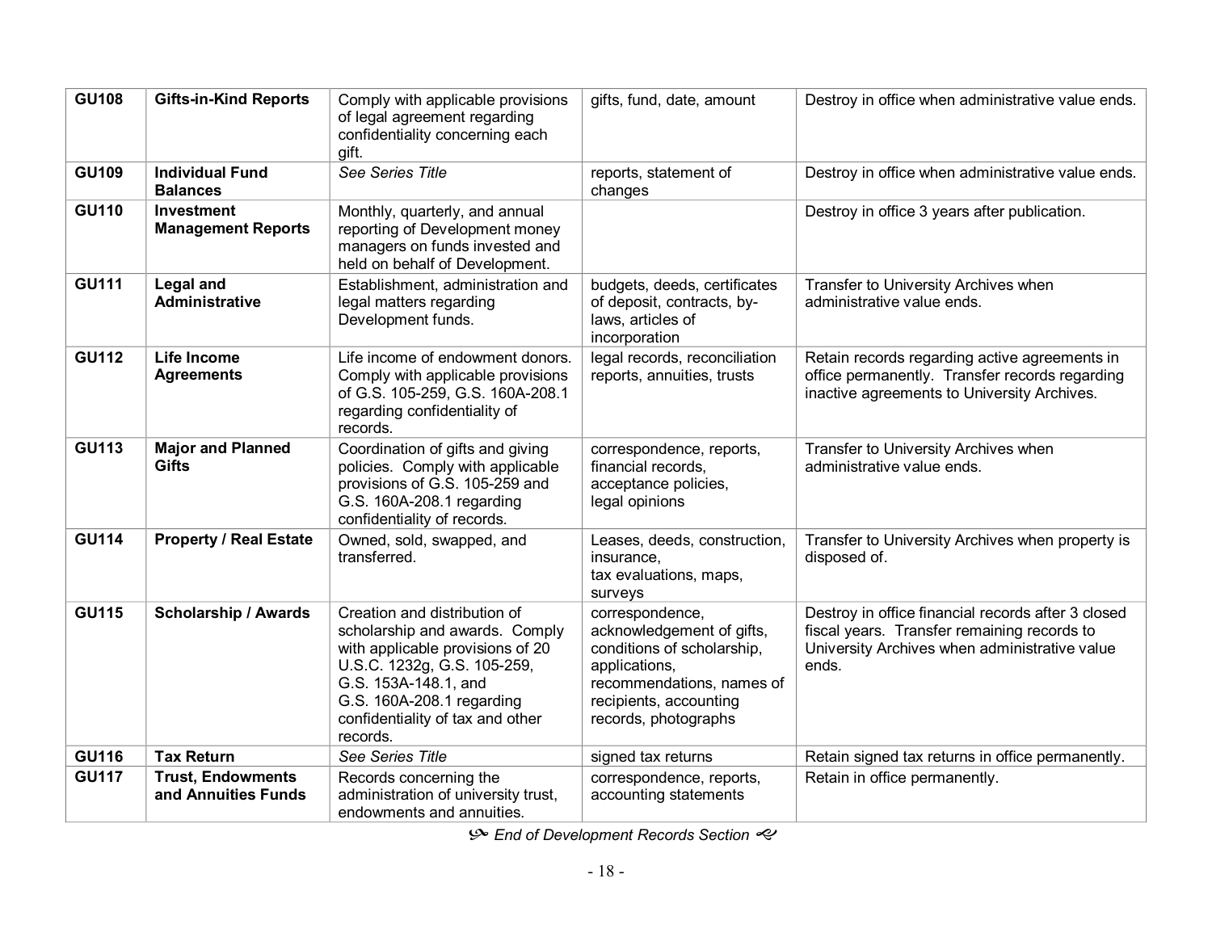| | | | | |
|---|---|---|---|---|
| **GU108** | **Gifts-in-Kind Reports** | Comply with applicable provisions of legal agreement regarding confidentiality concerning each gift. | gifts, fund, date, amount | Destroy in office when administrative value ends. |
| **GU109** | **Individual Fund Balances** | *See Series Title* | reports, statement of changes | Destroy in office when administrative value ends. |
| **GU110** | **Investment Management Reports** | Monthly, quarterly, and annual reporting of Development money managers on funds invested and held on behalf of Development. | | Destroy in office 3 years after publication. |
| **GU111** | **Legal and Administrative** | Establishment, administration and legal matters regarding Development funds. | budgets, deeds, certificates of deposit, contracts, by-laws, articles of incorporation | Transfer to University Archives when administrative value ends. |
| **GU112** | **Life Income Agreements** | Life income of endowment donors. Comply with applicable provisions of G.S. 105-259, G.S. 160A-208.1 regarding confidentiality of records. | legal records, reconciliation reports, annuities, trusts | Retain records regarding active agreements in office permanently. Transfer records regarding inactive agreements to University Archives. |
| **GU113** | **Major and Planned Gifts** | Coordination of gifts and giving policies. Comply with applicable provisions of G.S. 105-259 and G.S. 160A-208.1 regarding confidentiality of records. | correspondence, reports, financial records, acceptance policies, legal opinions | Transfer to University Archives when administrative value ends. |
| **GU114** | **Property / Real Estate** | Owned, sold, swapped, and transferred. | Leases, deeds, construction, insurance, tax evaluations, maps, surveys | Transfer to University Archives when property is disposed of. |
| **GU115** | **Scholarship / Awards** | Creation and distribution of scholarship and awards. Comply with applicable provisions of 20 U.S.C. 1232g, G.S. 105-259, G.S. 153A-148.1, and G.S. 160A-208.1 regarding confidentiality of tax and other records. | correspondence, acknowledgement of gifts, conditions of scholarship, applications, recommendations, names of recipients, accounting records, photographs | Destroy in office financial records after 3 closed fiscal years. Transfer remaining records to University Archives when administrative value ends. |
| **GU116** | **Tax Return** | *See Series Title* | signed tax returns | Retain signed tax returns in office permanently. |
| **GU117** | **Trust, Endowments and Annuities Funds** | Records concerning the administration of university trust, endowments and annuities. | correspondence, reports, accounting statements | Retain in office permanently. |

*End of Development Records Section*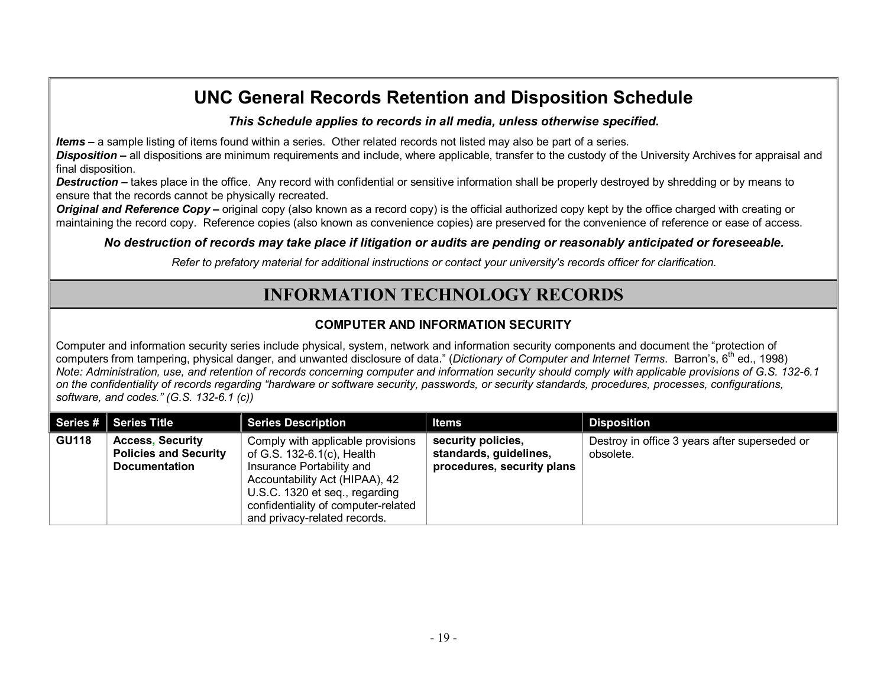# UNC General Records Retention and Disposition Schedule

***This Schedule applies to records in all media, unless otherwise specified.***

***Items –*** a sample listing of items found within a series. Other related records not listed may also be part of a series.
***Disposition –*** all dispositions are minimum requirements and include, where applicable, transfer to the custody of the University Archives for appraisal and final disposition.
***Destruction –*** takes place in the office. Any record with confidential or sensitive information shall be properly destroyed by shredding or by means to ensure that the records cannot be physically recreated.
***Original and Reference Copy –*** original copy (also known as a record copy) is the official authorized copy kept by the office charged with creating or maintaining the record copy. Reference copies (also known as convenience copies) are preserved for the convenience of reference or ease of access.

***No destruction of records may take place if litigation or audits are pending or reasonably anticipated or foreseeable.***

*Refer to prefatory material for additional instructions or contact your university's records officer for clarification.*

# INFORMATION TECHNOLOGY RECORDS

### COMPUTER AND INFORMATION SECURITY

Computer and information security series include physical, system, network and information security components and document the "protection of computers from tampering, physical danger, and unwanted disclosure of data." (*Dictionary of Computer and Internet Terms*. Barron's, 6th ed., 1998)
*Note: Administration, use, and retention of records concerning computer and information security should comply with applicable provisions of G.S. 132-6.1 on the confidentiality of records regarding "hardware or software security, passwords, or security standards, procedures, processes, configurations, software, and codes." (G.S. 132-6.1 (c))*

| Series # | Series Title | Series Description | Items | Disposition |
|---|---|---|---|---|
| **GU118** | **Access, Security Policies and Security Documentation** | Comply with applicable provisions of G.S. 132-6.1(c), Health Insurance Portability and Accountability Act (HIPAA), 42 U.S.C. 1320 et seq., regarding confidentiality of computer-related and privacy-related records. | **security policies, standards, guidelines, procedures, security plans** | Destroy in office 3 years after superseded or obsolete. |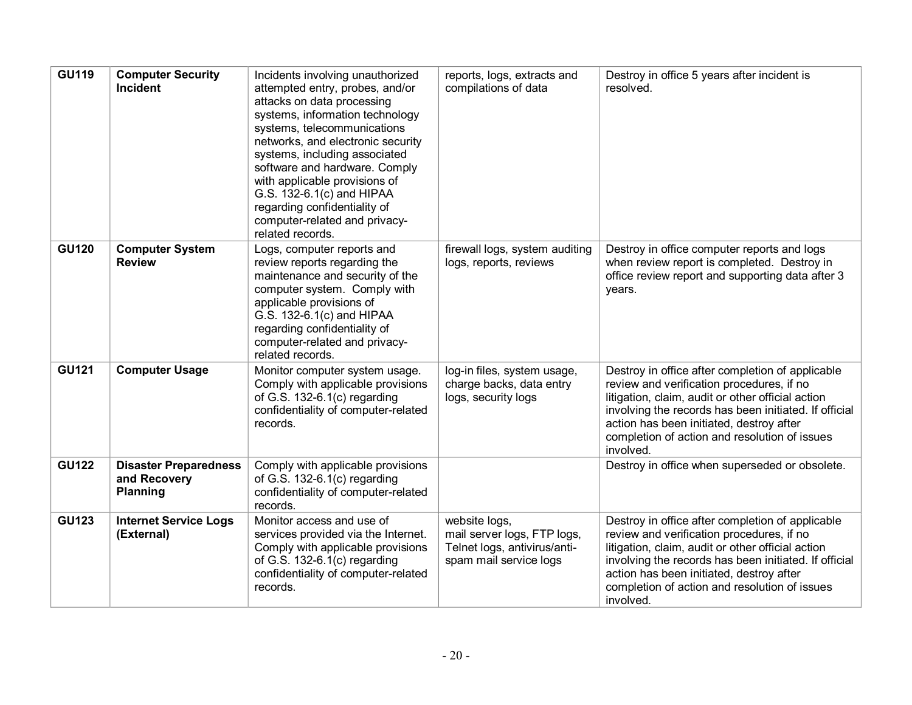| GU119 | **Computer Security Incident** | Incidents involving unauthorized attempted entry, probes, and/or attacks on data processing systems, information technology systems, telecommunications networks, and electronic security systems, including associated software and hardware. Comply with applicable provisions of G.S. 132-6.1(c) and HIPAA regarding confidentiality of computer-related and privacy-related records. | reports, logs, extracts and compilations of data | Destroy in office 5 years after incident is resolved. |
|---|---|---|---|---|
| **GU120** | **Computer System Review** | Logs, computer reports and review reports regarding the maintenance and security of the computer system. Comply with applicable provisions of G.S. 132-6.1(c) and HIPAA regarding confidentiality of computer-related and privacy-related records. | firewall logs, system auditing logs, reports, reviews | Destroy in office computer reports and logs when review report is completed. Destroy in office review report and supporting data after 3 years. |
| **GU121** | **Computer Usage** | Monitor computer system usage. Comply with applicable provisions of G.S. 132-6.1(c) regarding confidentiality of computer-related records. | log-in files, system usage, charge backs, data entry logs, security logs | Destroy in office after completion of applicable review and verification procedures, if no litigation, claim, audit or other official action involving the records has been initiated. If official action has been initiated, destroy after completion of action and resolution of issues involved. |
| **GU122** | **Disaster Preparedness and Recovery Planning** | Comply with applicable provisions of G.S. 132-6.1(c) regarding confidentiality of computer-related records. | | Destroy in office when superseded or obsolete. |
| **GU123** | **Internet Service Logs (External)** | Monitor access and use of services provided via the Internet. Comply with applicable provisions of G.S. 132-6.1(c) regarding confidentiality of computer-related records. | website logs, mail server logs, FTP logs, Telnet logs, antivirus/anti-spam mail service logs | Destroy in office after completion of applicable review and verification procedures, if no litigation, claim, audit or other official action involving the records has been initiated. If official action has been initiated, destroy after completion of action and resolution of issues involved. |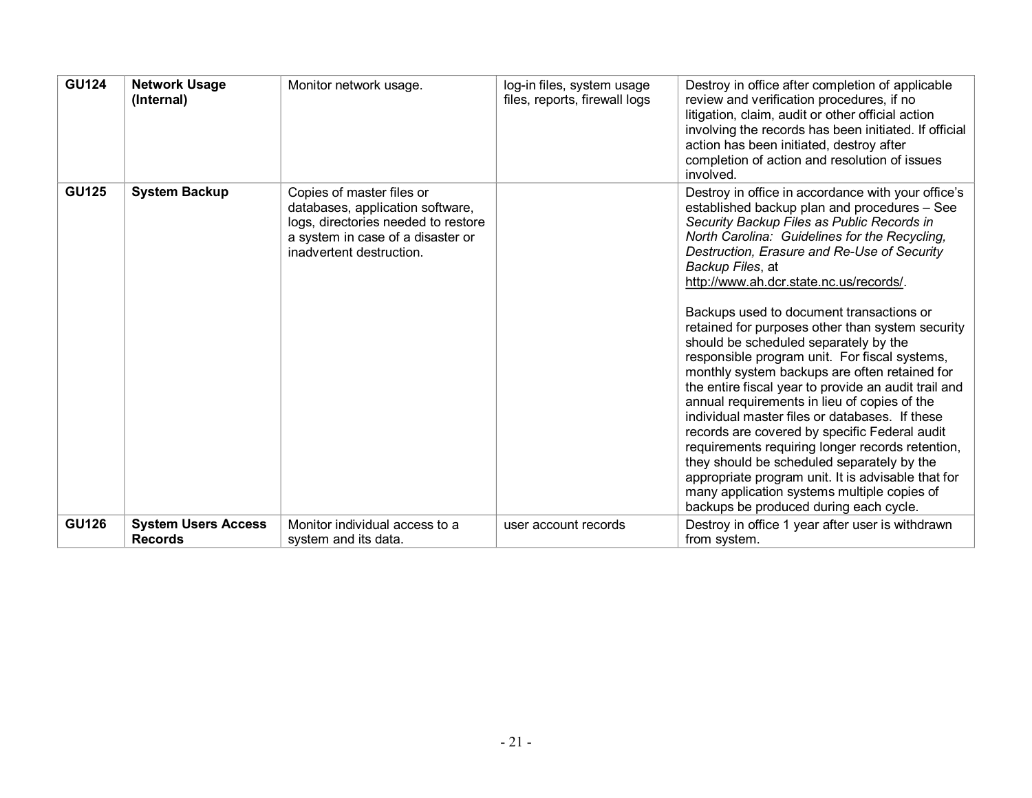| | | | | |
|---|---|---|---|---|
| **GU124** | **Network Usage (Internal)** | Monitor network usage. | log-in files, system usage files, reports, firewall logs | Destroy in office after completion of applicable review and verification procedures, if no litigation, claim, audit or other official action involving the records has been initiated. If official action has been initiated, destroy after completion of action and resolution of issues involved. |
| **GU125** | **System Backup** | Copies of master files or databases, application software, logs, directories needed to restore a system in case of a disaster or inadvertent destruction. | | Destroy in office in accordance with your office's established backup plan and procedures – See *Security Backup Files as Public Records in North Carolina: Guidelines for the Recycling, Destruction, Erasure and Re-Use of Security Backup Files*, at http://www.ah.dcr.state.nc.us/records/.<br><br>Backups used to document transactions or retained for purposes other than system security should be scheduled separately by the responsible program unit. For fiscal systems, monthly system backups are often retained for the entire fiscal year to provide an audit trail and annual requirements in lieu of copies of the individual master files or databases. If these records are covered by specific Federal audit requirements requiring longer records retention, they should be scheduled separately by the appropriate program unit. It is advisable that for many application systems multiple copies of backups be produced during each cycle. |
| **GU126** | **System Users Access Records** | Monitor individual access to a system and its data. | user account records | Destroy in office 1 year after user is withdrawn from system. |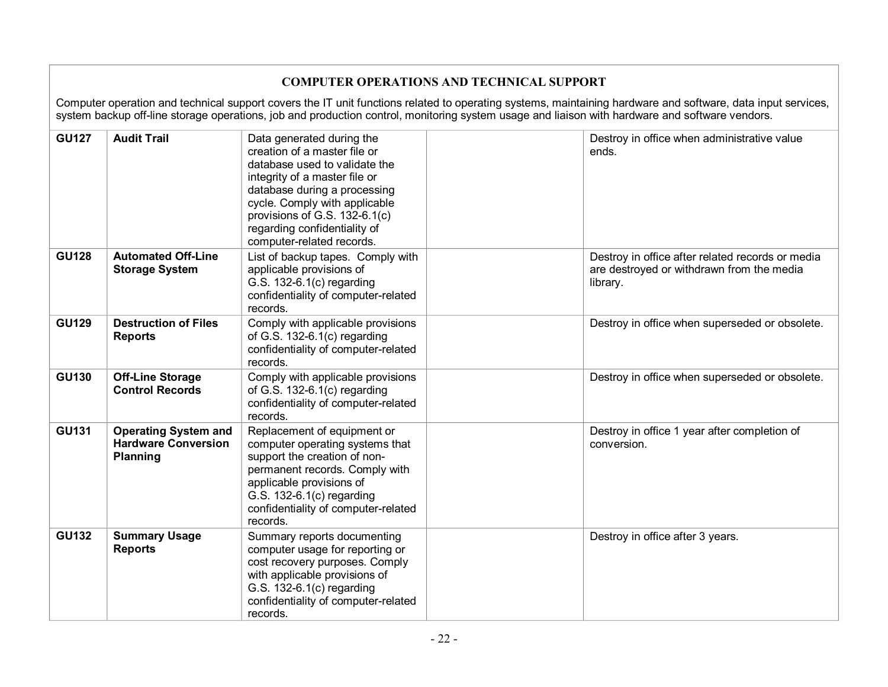## COMPUTER OPERATIONS AND TECHNICAL SUPPORT

Computer operation and technical support covers the IT unit functions related to operating systems, maintaining hardware and software, data input services, system backup off-line storage operations, job and production control, monitoring system usage and liaison with hardware and software vendors.

| | | | | |
|---|---|---|---|---|
| **GU127** | **Audit Trail** | Data generated during the creation of a master file or database used to validate the integrity of a master file or database during a processing cycle. Comply with applicable provisions of G.S. 132-6.1(c) regarding confidentiality of computer-related records. | | Destroy in office when administrative value ends. |
| **GU128** | **Automated Off-Line Storage System** | List of backup tapes. Comply with applicable provisions of G.S. 132-6.1(c) regarding confidentiality of computer-related records. | | Destroy in office after related records or media are destroyed or withdrawn from the media library. |
| **GU129** | **Destruction of Files Reports** | Comply with applicable provisions of G.S. 132-6.1(c) regarding confidentiality of computer-related records. | | Destroy in office when superseded or obsolete. |
| **GU130** | **Off-Line Storage Control Records** | Comply with applicable provisions of G.S. 132-6.1(c) regarding confidentiality of computer-related records. | | Destroy in office when superseded or obsolete. |
| **GU131** | **Operating System and Hardware Conversion Planning** | Replacement of equipment or computer operating systems that support the creation of non-permanent records. Comply with applicable provisions of G.S. 132-6.1(c) regarding confidentiality of computer-related records. | | Destroy in office 1 year after completion of conversion. |
| **GU132** | **Summary Usage Reports** | Summary reports documenting computer usage for reporting or cost recovery purposes. Comply with applicable provisions of G.S. 132-6.1(c) regarding confidentiality of computer-related records. | | Destroy in office after 3 years. |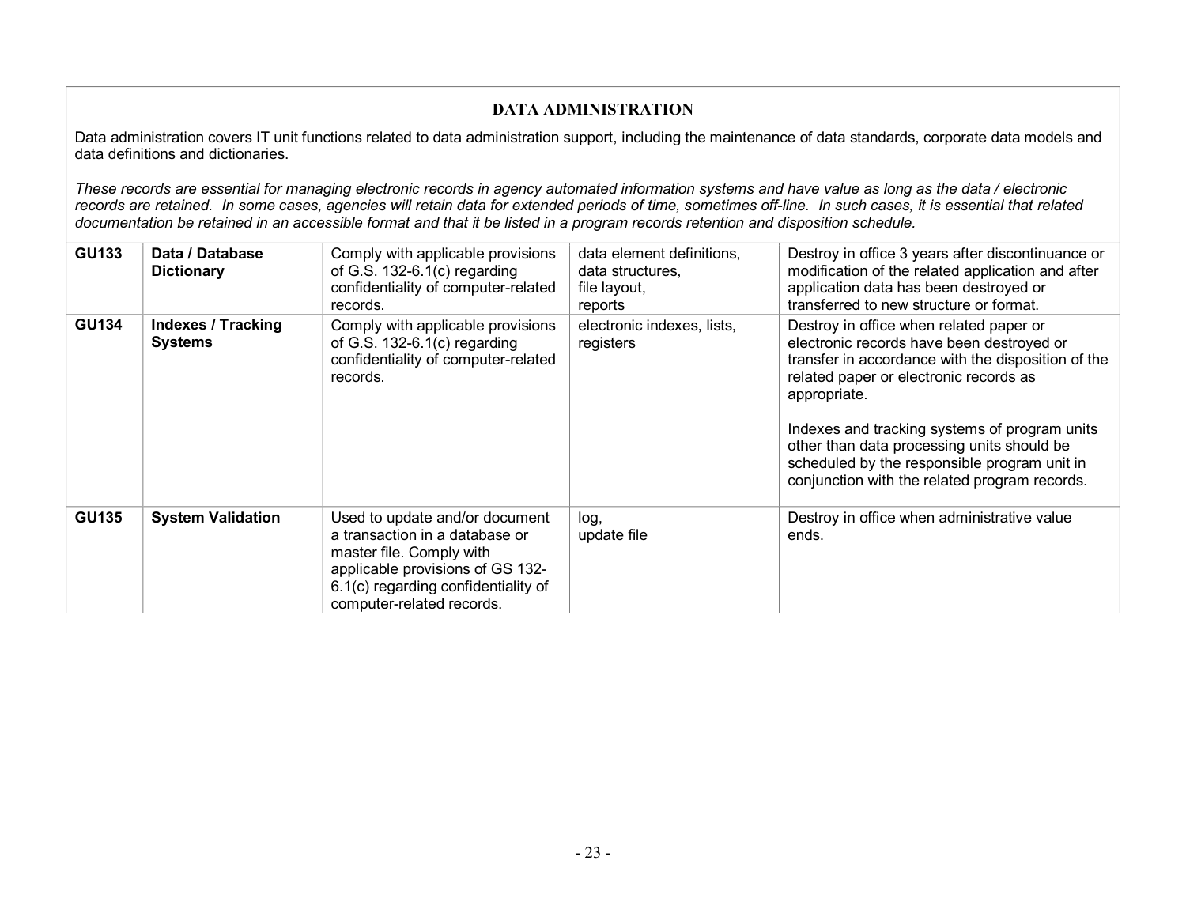## DATA ADMINISTRATION

Data administration covers IT unit functions related to data administration support, including the maintenance of data standards, corporate data models and data definitions and dictionaries.

*These records are essential for managing electronic records in agency automated information systems and have value as long as the data / electronic records are retained. In some cases, agencies will retain data for extended periods of time, sometimes off-line. In such cases, it is essential that related documentation be retained in an accessible format and that it be listed in a program records retention and disposition schedule.*

| | | | | |
|---|---|---|---|---|
| **GU133** | **Data / Database Dictionary** | Comply with applicable provisions of G.S. 132-6.1(c) regarding confidentiality of computer-related records. | data element definitions, data structures, file layout, reports | Destroy in office 3 years after discontinuance or modification of the related application and after application data has been destroyed or transferred to new structure or format. |
| **GU134** | **Indexes / Tracking Systems** | Comply with applicable provisions of G.S. 132-6.1(c) regarding confidentiality of computer-related records. | electronic indexes, lists, registers | Destroy in office when related paper or electronic records have been destroyed or transfer in accordance with the disposition of the related paper or electronic records as appropriate.<br><br>Indexes and tracking systems of program units other than data processing units should be scheduled by the responsible program unit in conjunction with the related program records. |
| **GU135** | **System Validation** | Used to update and/or document a transaction in a database or master file. Comply with applicable provisions of GS 132-6.1(c) regarding confidentiality of computer-related records. | log, update file | Destroy in office when administrative value ends. |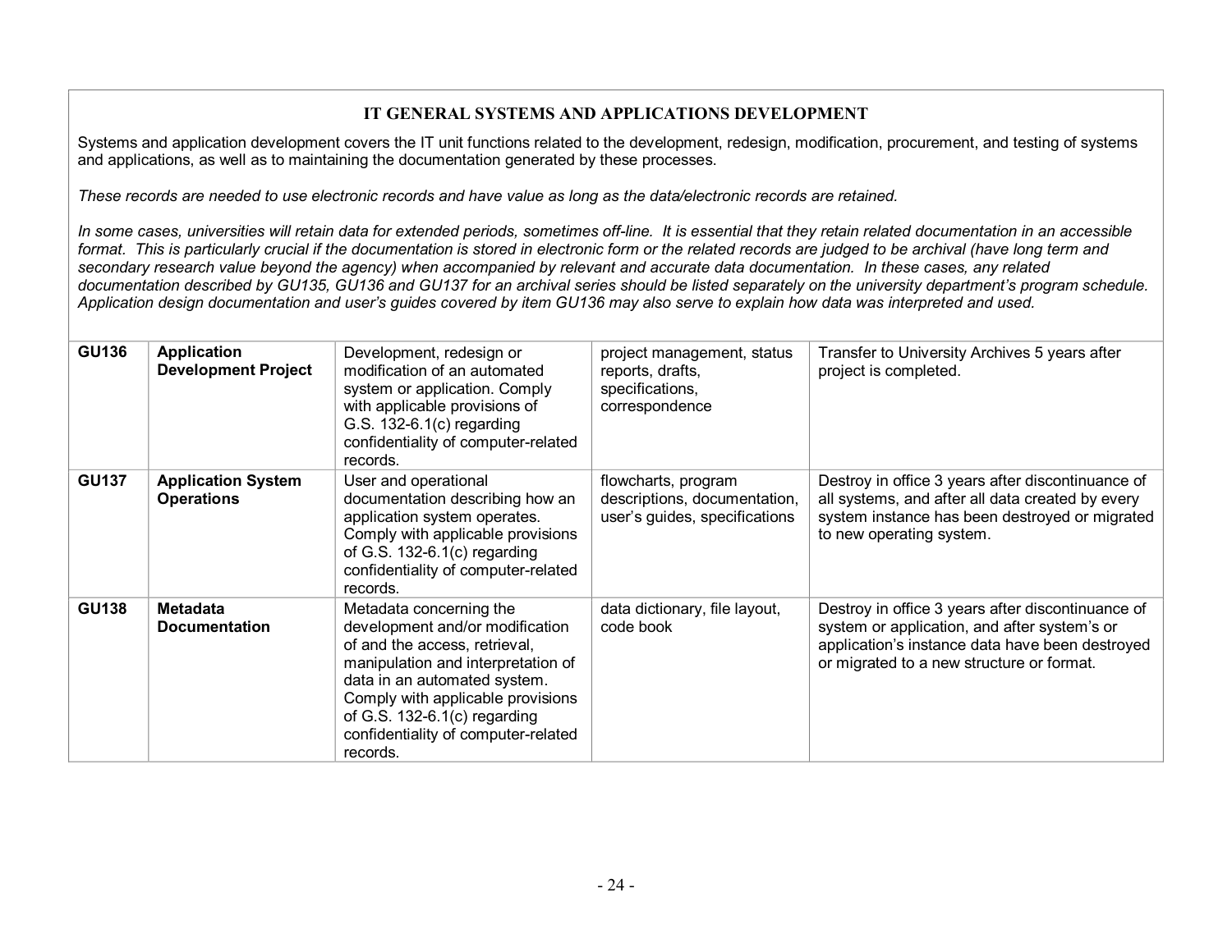## IT GENERAL SYSTEMS AND APPLICATIONS DEVELOPMENT

Systems and application development covers the IT unit functions related to the development, redesign, modification, procurement, and testing of systems and applications, as well as to maintaining the documentation generated by these processes.

*These records are needed to use electronic records and have value as long as the data/electronic records are retained.*

*In some cases, universities will retain data for extended periods, sometimes off-line. It is essential that they retain related documentation in an accessible format. This is particularly crucial if the documentation is stored in electronic form or the related records are judged to be archival (have long term and secondary research value beyond the agency) when accompanied by relevant and accurate data documentation. In these cases, any related documentation described by GU135, GU136 and GU137 for an archival series should be listed separately on the university department's program schedule. Application design documentation and user's guides covered by item GU136 may also serve to explain how data was interpreted and used.*

| | | | | |
|---|---|---|---|---|
| **GU136** | **Application Development Project** | Development, redesign or modification of an automated system or application. Comply with applicable provisions of G.S. 132-6.1(c) regarding confidentiality of computer-related records. | project management, status reports, drafts, specifications, correspondence | Transfer to University Archives 5 years after project is completed. |
| **GU137** | **Application System Operations** | User and operational documentation describing how an application system operates. Comply with applicable provisions of G.S. 132-6.1(c) regarding confidentiality of computer-related records. | flowcharts, program descriptions, documentation, user's guides, specifications | Destroy in office 3 years after discontinuance of all systems, and after all data created by every system instance has been destroyed or migrated to new operating system. |
| **GU138** | **Metadata Documentation** | Metadata concerning the development and/or modification of and the access, retrieval, manipulation and interpretation of data in an automated system. Comply with applicable provisions of G.S. 132-6.1(c) regarding confidentiality of computer-related records. | data dictionary, file layout, code book | Destroy in office 3 years after discontinuance of system or application, and after system's or application's instance data have been destroyed or migrated to a new structure or format. |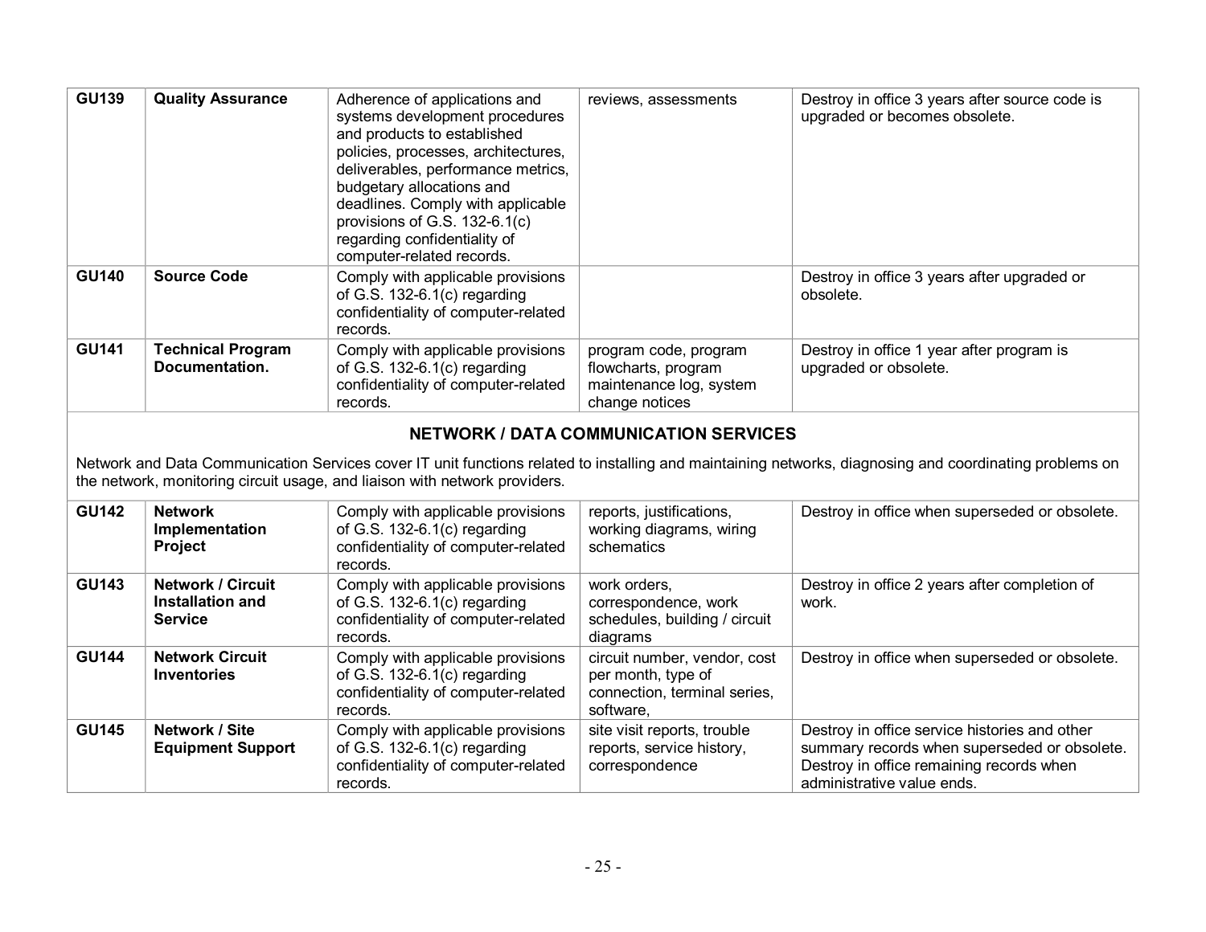| | | | | |
|---|---|---|---|---|
| **GU139** | **Quality Assurance** | Adherence of applications and systems development procedures and products to established policies, processes, architectures, deliverables, performance metrics, budgetary allocations and deadlines. Comply with applicable provisions of G.S. 132-6.1(c) regarding confidentiality of computer-related records. | reviews, assessments | Destroy in office 3 years after source code is upgraded or becomes obsolete. |
| **GU140** | **Source Code** | Comply with applicable provisions of G.S. 132-6.1(c) regarding confidentiality of computer-related records. | | Destroy in office 3 years after upgraded or obsolete. |
| **GU141** | **Technical Program Documentation.** | Comply with applicable provisions of G.S. 132-6.1(c) regarding confidentiality of computer-related records. | program code, program flowcharts, program maintenance log, system change notices | Destroy in office 1 year after program is upgraded or obsolete. |

## NETWORK / DATA COMMUNICATION SERVICES

Network and Data Communication Services cover IT unit functions related to installing and maintaining networks, diagnosing and coordinating problems on the network, monitoring circuit usage, and liaison with network providers.

| | | | | |
|---|---|---|---|---|
| **GU142** | **Network Implementation Project** | Comply with applicable provisions of G.S. 132-6.1(c) regarding confidentiality of computer-related records. | reports, justifications, working diagrams, wiring schematics | Destroy in office when superseded or obsolete. |
| **GU143** | **Network / Circuit Installation and Service** | Comply with applicable provisions of G.S. 132-6.1(c) regarding confidentiality of computer-related records. | work orders, correspondence, work schedules, building / circuit diagrams | Destroy in office 2 years after completion of work. |
| **GU144** | **Network Circuit Inventories** | Comply with applicable provisions of G.S. 132-6.1(c) regarding confidentiality of computer-related records. | circuit number, vendor, cost per month, type of connection, terminal series, software, | Destroy in office when superseded or obsolete. |
| **GU145** | **Network / Site Equipment Support** | Comply with applicable provisions of G.S. 132-6.1(c) regarding confidentiality of computer-related records. | site visit reports, trouble reports, service history, correspondence | Destroy in office service histories and other summary records when superseded or obsolete. Destroy in office remaining records when administrative value ends. |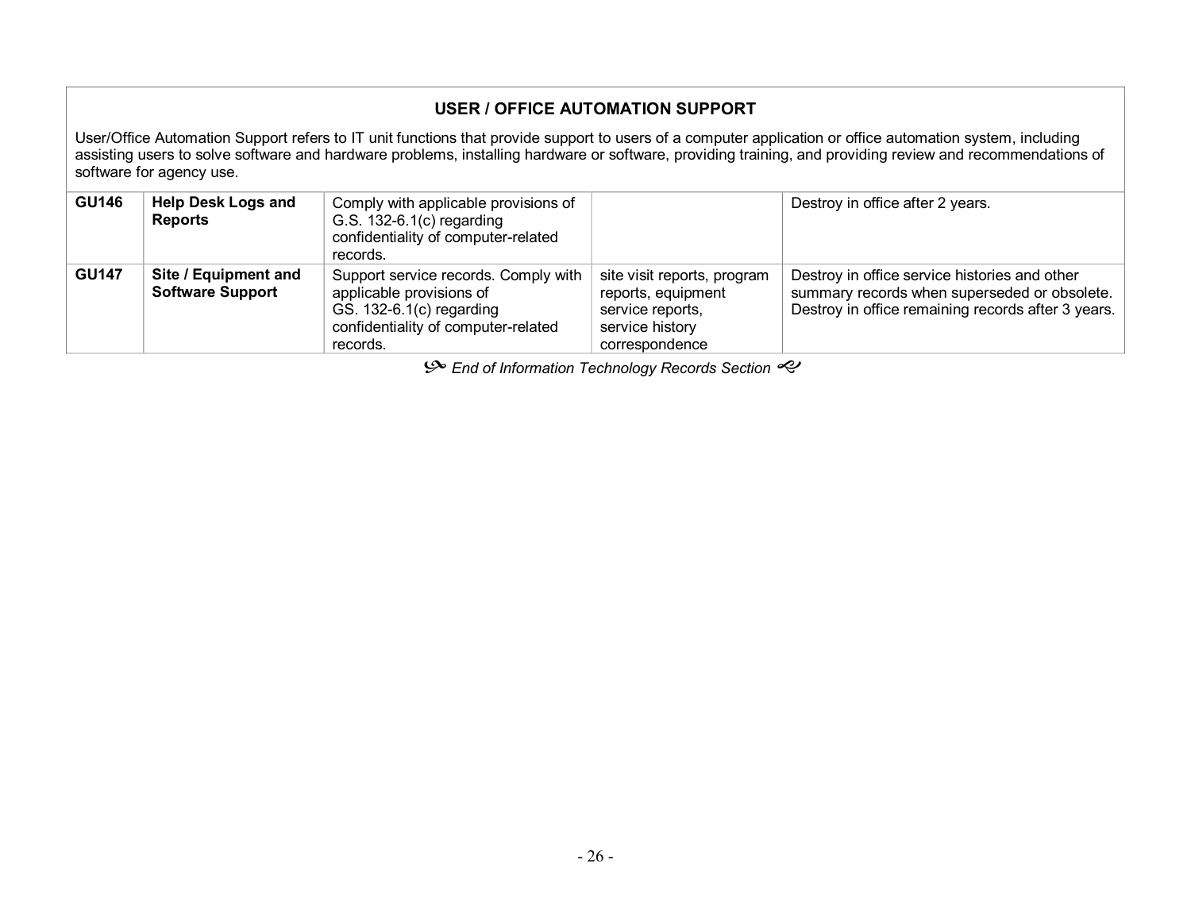## USER / OFFICE AUTOMATION SUPPORT

User/Office Automation Support refers to IT unit functions that provide support to users of a computer application or office automation system, including assisting users to solve software and hardware problems, installing hardware or software, providing training, and providing review and recommendations of software for agency use.

| | | | | |
|---|---|---|---|---|
| **GU146** | **Help Desk Logs and Reports** | Comply with applicable provisions of G.S. 132-6.1(c) regarding confidentiality of computer-related records. | | Destroy in office after 2 years. |
| **GU147** | **Site / Equipment and Software Support** | Support service records. Comply with applicable provisions of GS. 132-6.1(c) regarding confidentiality of computer-related records. | site visit reports, program reports, equipment service reports, service history correspondence | Destroy in office service histories and other summary records when superseded or obsolete. Destroy in office remaining records after 3 years. |

*End of Information Technology Records Section*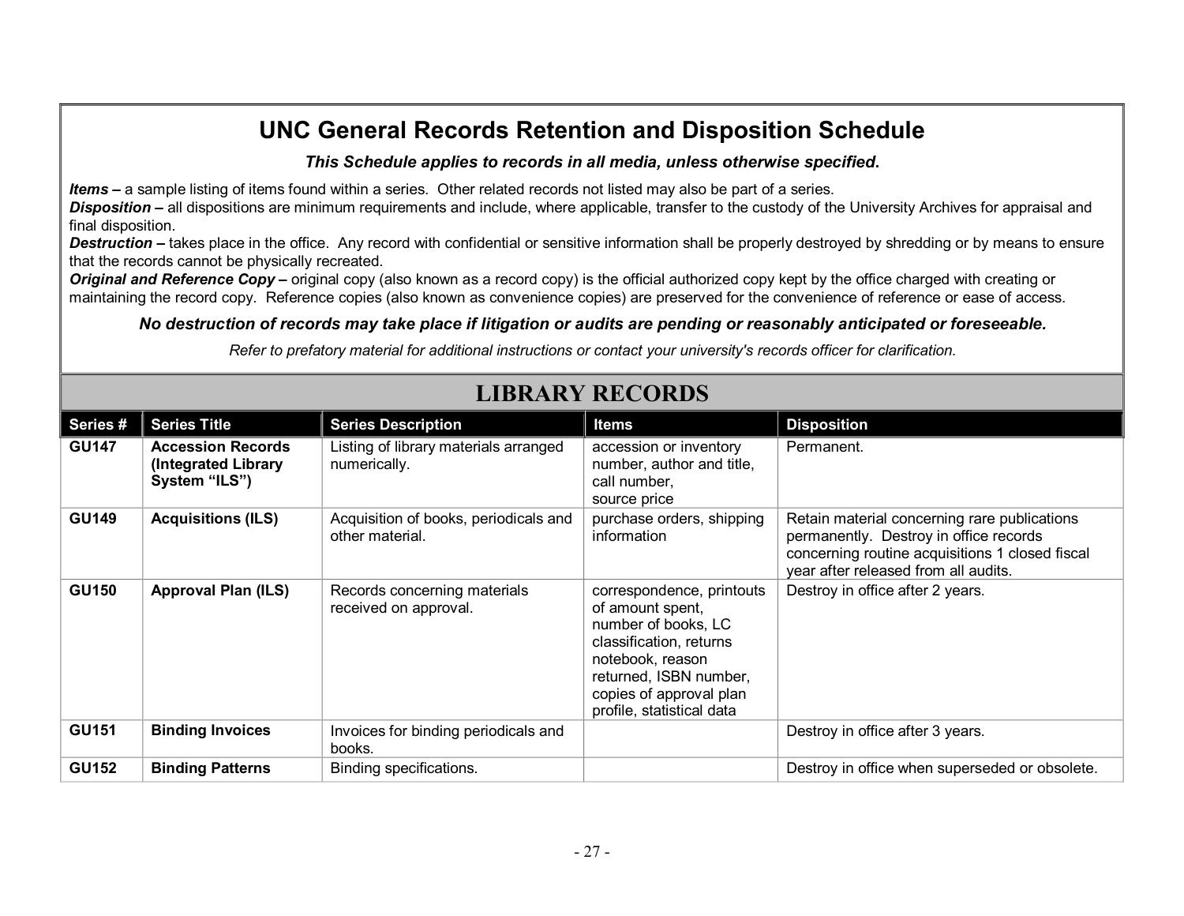# UNC General Records Retention and Disposition Schedule

***This Schedule applies to records in all media, unless otherwise specified.***

***Items –*** a sample listing of items found within a series. Other related records not listed may also be part of a series.
***Disposition –*** all dispositions are minimum requirements and include, where applicable, transfer to the custody of the University Archives for appraisal and final disposition.
***Destruction –*** takes place in the office. Any record with confidential or sensitive information shall be properly destroyed by shredding or by means to ensure that the records cannot be physically recreated.
***Original and Reference Copy –*** original copy (also known as a record copy) is the official authorized copy kept by the office charged with creating or maintaining the record copy. Reference copies (also known as convenience copies) are preserved for the convenience of reference or ease of access.

***No destruction of records may take place if litigation or audits are pending or reasonably anticipated or foreseeable.***

*Refer to prefatory material for additional instructions or contact your university's records officer for clarification.*

## LIBRARY RECORDS

| Series # | Series Title | Series Description | Items | Disposition |
|---|---|---|---|---|
| **GU147** | **Accession Records (Integrated Library System "ILS")** | Listing of library materials arranged numerically. | accession or inventory number, author and title, call number, source price | Permanent. |
| **GU149** | **Acquisitions (ILS)** | Acquisition of books, periodicals and other material. | purchase orders, shipping information | Retain material concerning rare publications permanently. Destroy in office records concerning routine acquisitions 1 closed fiscal year after released from all audits. |
| **GU150** | **Approval Plan (ILS)** | Records concerning materials received on approval. | correspondence, printouts of amount spent, number of books, LC classification, returns notebook, reason returned, ISBN number, copies of approval plan profile, statistical data | Destroy in office after 2 years. |
| **GU151** | **Binding Invoices** | Invoices for binding periodicals and books. | | Destroy in office after 3 years. |
| **GU152** | **Binding Patterns** | Binding specifications. | | Destroy in office when superseded or obsolete. |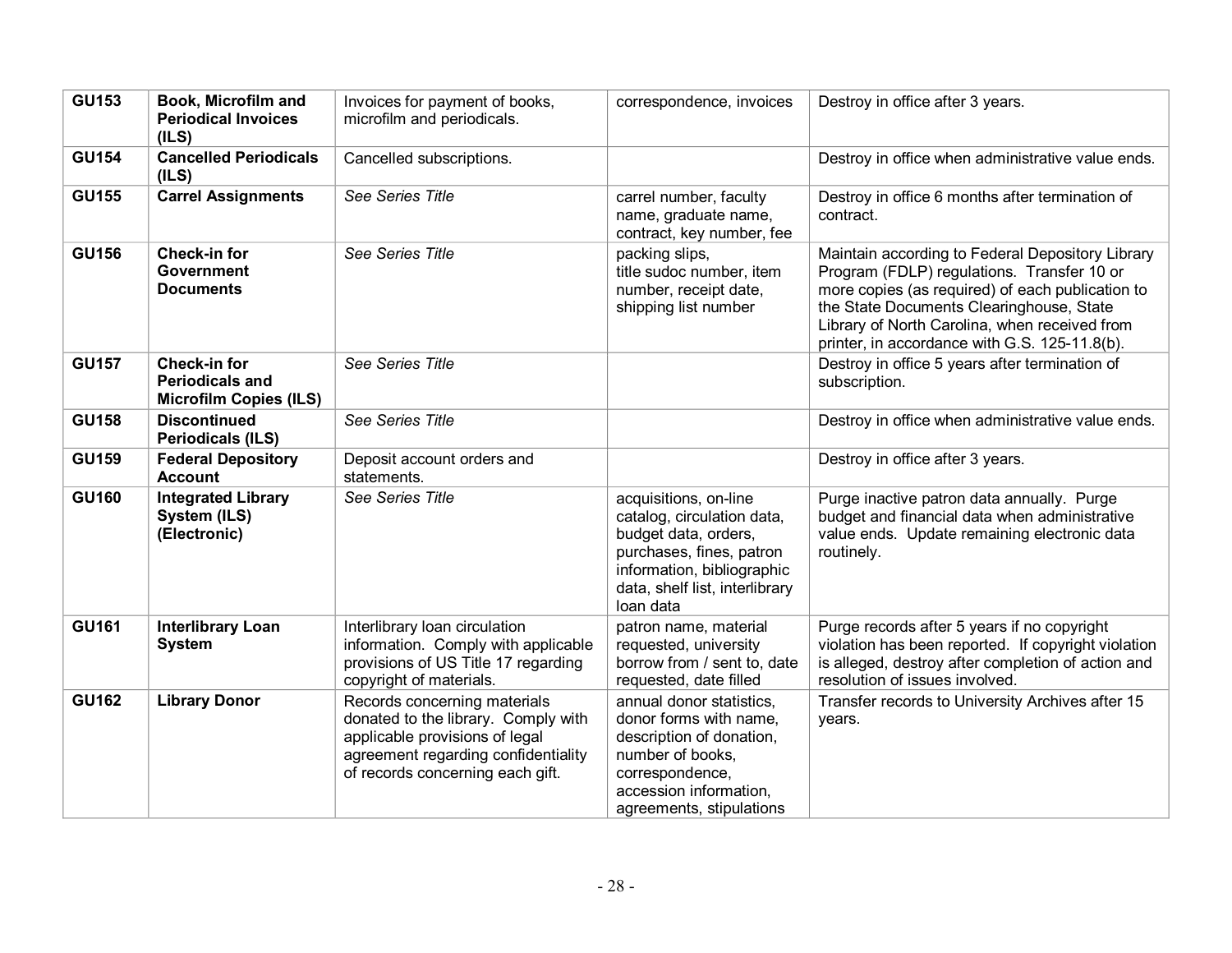| | | | | |
|---|---|---|---|---|
| **GU153** | **Book, Microfilm and Periodical Invoices (ILS)** | Invoices for payment of books, microfilm and periodicals. | correspondence, invoices | Destroy in office after 3 years. |
| **GU154** | **Cancelled Periodicals (ILS)** | Cancelled subscriptions. | | Destroy in office when administrative value ends. |
| **GU155** | **Carrel Assignments** | *See Series Title* | carrel number, faculty name, graduate name, contract, key number, fee | Destroy in office 6 months after termination of contract. |
| **GU156** | **Check-in for Government Documents** | *See Series Title* | packing slips, title sudoc number, item number, receipt date, shipping list number | Maintain according to Federal Depository Library Program (FDLP) regulations. Transfer 10 or more copies (as required) of each publication to the State Documents Clearinghouse, State Library of North Carolina, when received from printer, in accordance with G.S. 125-11.8(b). |
| **GU157** | **Check-in for Periodicals and Microfilm Copies (ILS)** | *See Series Title* | | Destroy in office 5 years after termination of subscription. |
| **GU158** | **Discontinued Periodicals (ILS)** | *See Series Title* | | Destroy in office when administrative value ends. |
| **GU159** | **Federal Depository Account** | Deposit account orders and statements. | | Destroy in office after 3 years. |
| **GU160** | **Integrated Library System (ILS) (Electronic)** | *See Series Title* | acquisitions, on-line catalog, circulation data, budget data, orders, purchases, fines, patron information, bibliographic data, shelf list, interlibrary loan data | Purge inactive patron data annually. Purge budget and financial data when administrative value ends. Update remaining electronic data routinely. |
| **GU161** | **Interlibrary Loan System** | Interlibrary loan circulation information. Comply with applicable provisions of US Title 17 regarding copyright of materials. | patron name, material requested, university borrow from / sent to, date requested, date filled | Purge records after 5 years if no copyright violation has been reported. If copyright violation is alleged, destroy after completion of action and resolution of issues involved. |
| **GU162** | **Library Donor** | Records concerning materials donated to the library. Comply with applicable provisions of legal agreement regarding confidentiality of records concerning each gift. | annual donor statistics, donor forms with name, description of donation, number of books, correspondence, accession information, agreements, stipulations | Transfer records to University Archives after 15 years. |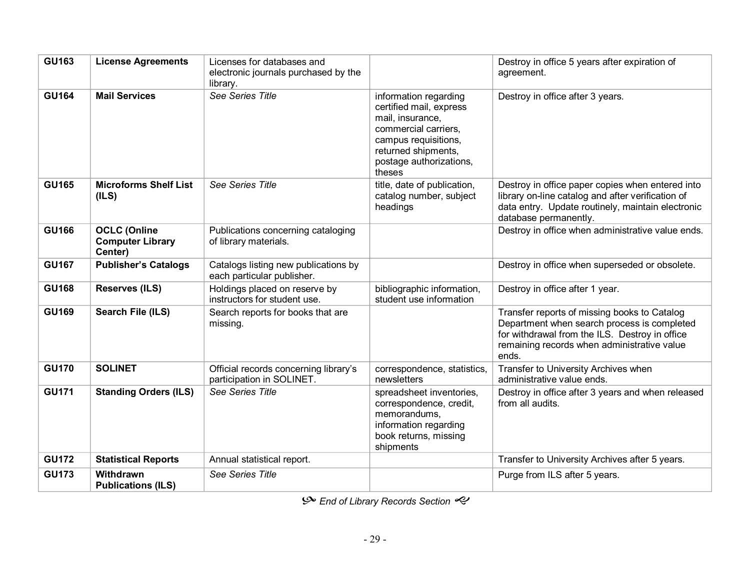| GU163 | **License Agreements** | Licenses for databases and electronic journals purchased by the library. | | Destroy in office 5 years after expiration of agreement. |
|---|---|---|---|---|
| **GU164** | **Mail Services** | *See Series Title* | information regarding certified mail, express mail, insurance, commercial carriers, campus requisitions, returned shipments, postage authorizations, theses | Destroy in office after 3 years. |
| **GU165** | **Microforms Shelf List (ILS)** | *See Series Title* | title, date of publication, catalog number, subject headings | Destroy in office paper copies when entered into library on-line catalog and after verification of data entry. Update routinely, maintain electronic database permanently. |
| **GU166** | **OCLC (Online Computer Library Center)** | Publications concerning cataloging of library materials. | | Destroy in office when administrative value ends. |
| **GU167** | **Publisher's Catalogs** | Catalogs listing new publications by each particular publisher. | | Destroy in office when superseded or obsolete. |
| **GU168** | **Reserves (ILS)** | Holdings placed on reserve by instructors for student use. | bibliographic information, student use information | Destroy in office after 1 year. |
| **GU169** | **Search File (ILS)** | Search reports for books that are missing. | | Transfer reports of missing books to Catalog Department when search process is completed for withdrawal from the ILS. Destroy in office remaining records when administrative value ends. |
| **GU170** | **SOLINET** | Official records concerning library's participation in SOLINET. | correspondence, statistics, newsletters | Transfer to University Archives when administrative value ends. |
| **GU171** | **Standing Orders (ILS)** | *See Series Title* | spreadsheet inventories, correspondence, credit, memorandums, information regarding book returns, missing shipments | Destroy in office after 3 years and when released from all audits. |
| **GU172** | **Statistical Reports** | Annual statistical report. | | Transfer to University Archives after 5 years. |
| **GU173** | **Withdrawn Publications (ILS)** | *See Series Title* | | Purge from ILS after 5 years. |

*End of Library Records Section*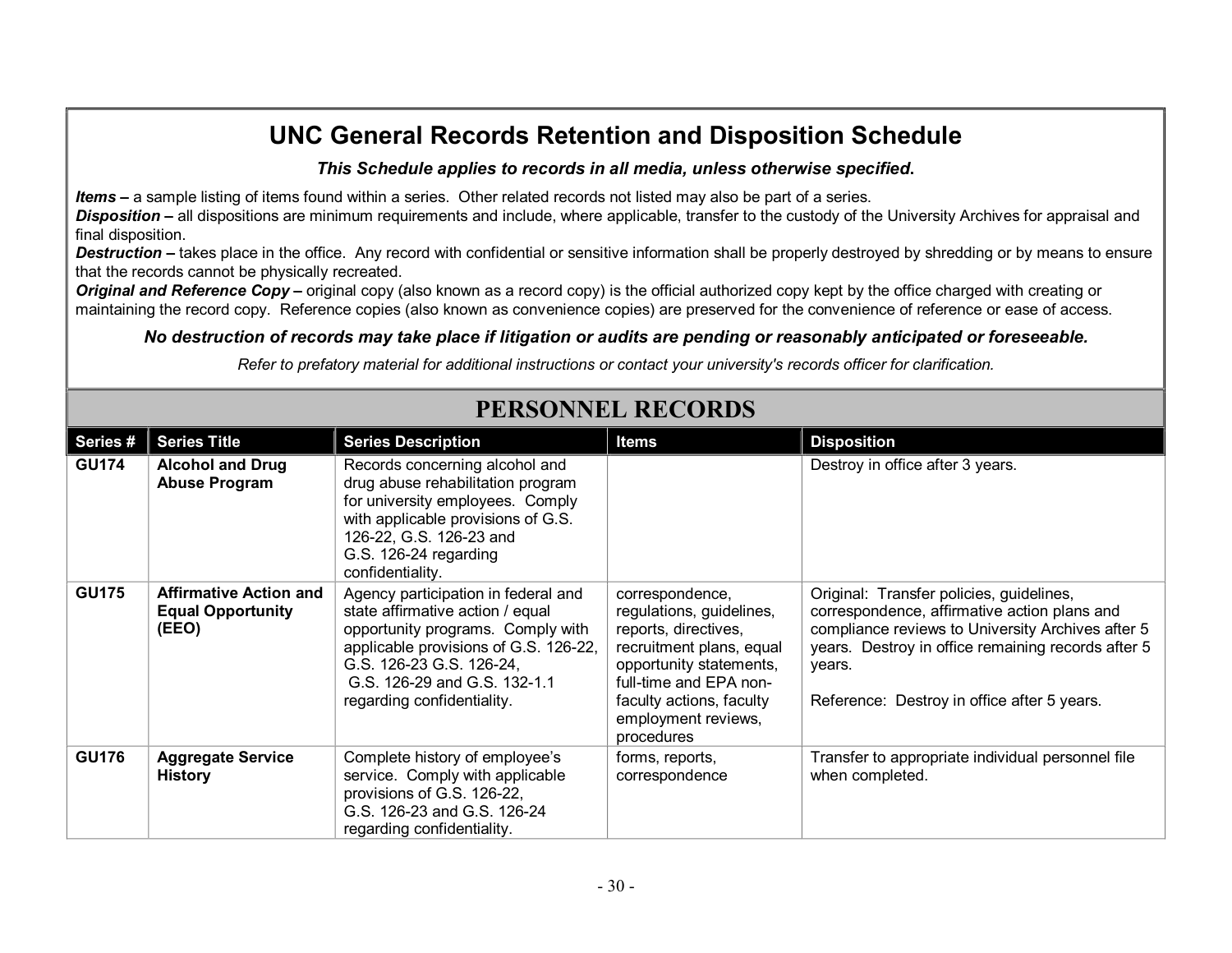# UNC General Records Retention and Disposition Schedule

***This Schedule applies to records in all media, unless otherwise specified.***

***Items –*** a sample listing of items found within a series. Other related records not listed may also be part of a series.
***Disposition –*** all dispositions are minimum requirements and include, where applicable, transfer to the custody of the University Archives for appraisal and final disposition.
***Destruction –*** takes place in the office. Any record with confidential or sensitive information shall be properly destroyed by shredding or by means to ensure that the records cannot be physically recreated.
***Original and Reference Copy –*** original copy (also known as a record copy) is the official authorized copy kept by the office charged with creating or maintaining the record copy. Reference copies (also known as convenience copies) are preserved for the convenience of reference or ease of access.

***No destruction of records may take place if litigation or audits are pending or reasonably anticipated or foreseeable.***

*Refer to prefatory material for additional instructions or contact your university's records officer for clarification.*

## PERSONNEL RECORDS

| Series # | Series Title | Series Description | Items | Disposition |
|---|---|---|---|---|
| **GU174** | **Alcohol and Drug Abuse Program** | Records concerning alcohol and drug abuse rehabilitation program for university employees. Comply with applicable provisions of G.S. 126-22, G.S. 126-23 and G.S. 126-24 regarding confidentiality. | | Destroy in office after 3 years. |
| **GU175** | **Affirmative Action and Equal Opportunity (EEO)** | Agency participation in federal and state affirmative action / equal opportunity programs. Comply with applicable provisions of G.S. 126-22, G.S. 126-23 G.S. 126-24, G.S. 126-29 and G.S. 132-1.1 regarding confidentiality. | correspondence, regulations, guidelines, reports, directives, recruitment plans, equal opportunity statements, full-time and EPA non-faculty actions, faculty employment reviews, procedures | Original: Transfer policies, guidelines, correspondence, affirmative action plans and compliance reviews to University Archives after 5 years. Destroy in office remaining records after 5 years.<br><br>Reference: Destroy in office after 5 years. |
| **GU176** | **Aggregate Service History** | Complete history of employee's service. Comply with applicable provisions of G.S. 126-22, G.S. 126-23 and G.S. 126-24 regarding confidentiality. | forms, reports, correspondence | Transfer to appropriate individual personnel file when completed. |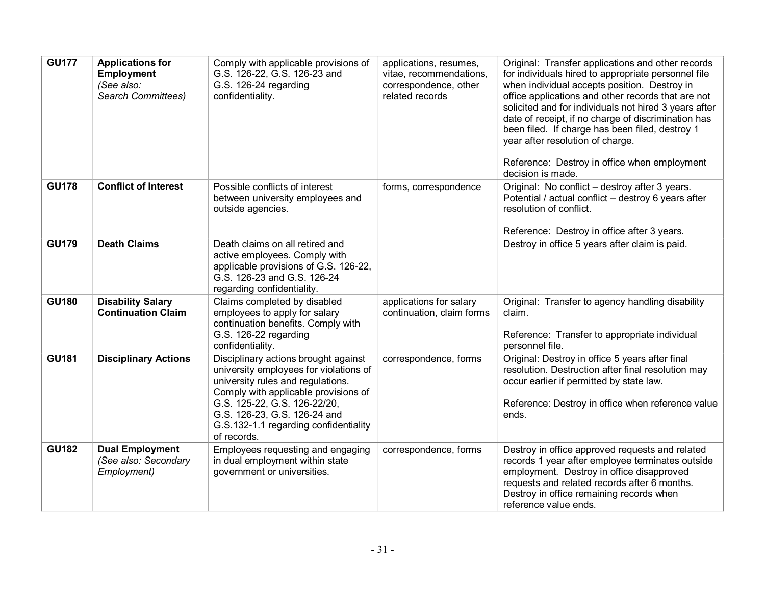| | | | | |
|---|---|---|---|---|
| **GU177** | **Applications for Employment** *(See also: Search Committees)* | Comply with applicable provisions of G.S. 126-22, G.S. 126-23 and G.S. 126-24 regarding confidentiality. | applications, resumes, vitae, recommendations, correspondence, other related records | Original: Transfer applications and other records for individuals hired to appropriate personnel file when individual accepts position. Destroy in office applications and other records that are not solicited and for individuals not hired 3 years after date of receipt, if no charge of discrimination has been filed. If charge has been filed, destroy 1 year after resolution of charge.<br><br>Reference: Destroy in office when employment decision is made. |
| **GU178** | **Conflict of Interest** | Possible conflicts of interest between university employees and outside agencies. | forms, correspondence | Original: No conflict – destroy after 3 years. Potential / actual conflict – destroy 6 years after resolution of conflict.<br><br>Reference: Destroy in office after 3 years. |
| **GU179** | **Death Claims** | Death claims on all retired and active employees. Comply with applicable provisions of G.S. 126-22, G.S. 126-23 and G.S. 126-24 regarding confidentiality. | | Destroy in office 5 years after claim is paid. |
| **GU180** | **Disability Salary Continuation Claim** | Claims completed by disabled employees to apply for salary continuation benefits. Comply with G.S. 126-22 regarding confidentiality. | applications for salary continuation, claim forms | Original: Transfer to agency handling disability claim.<br><br>Reference: Transfer to appropriate individual personnel file. |
| **GU181** | **Disciplinary Actions** | Disciplinary actions brought against university employees for violations of university rules and regulations. Comply with applicable provisions of G.S. 125-22, G.S. 126-22/20, G.S. 126-23, G.S. 126-24 and G.S.132-1.1 regarding confidentiality of records. | correspondence, forms | Original: Destroy in office 5 years after final resolution. Destruction after final resolution may occur earlier if permitted by state law.<br><br>Reference: Destroy in office when reference value ends. |
| **GU182** | **Dual Employment** *(See also: Secondary Employment)* | Employees requesting and engaging in dual employment within state government or universities. | correspondence, forms | Destroy in office approved requests and related records 1 year after employee terminates outside employment. Destroy in office disapproved requests and related records after 6 months. Destroy in office remaining records when reference value ends. |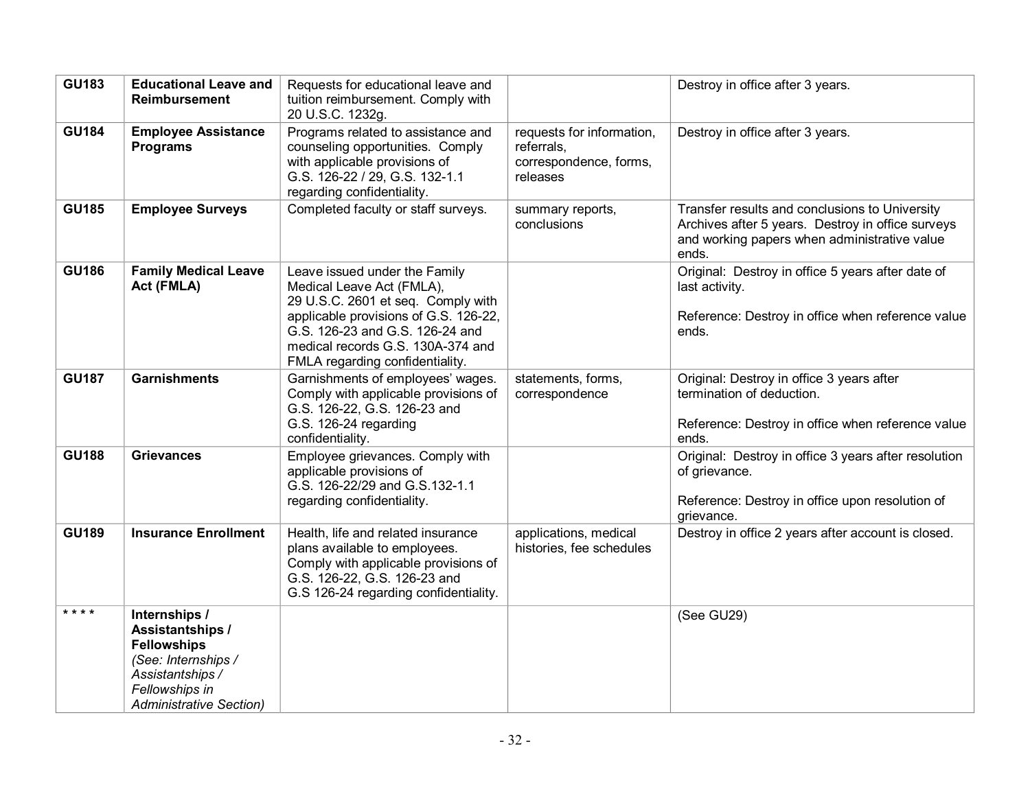| | | | | |
|---|---|---|---|---|
| **GU183** | **Educational Leave and Reimbursement** | Requests for educational leave and tuition reimbursement. Comply with 20 U.S.C. 1232g. | | Destroy in office after 3 years. |
| **GU184** | **Employee Assistance Programs** | Programs related to assistance and counseling opportunities. Comply with applicable provisions of G.S. 126-22 / 29, G.S. 132-1.1 regarding confidentiality. | requests for information, referrals, correspondence, forms, releases | Destroy in office after 3 years. |
| **GU185** | **Employee Surveys** | Completed faculty or staff surveys. | summary reports, conclusions | Transfer results and conclusions to University Archives after 5 years. Destroy in office surveys and working papers when administrative value ends. |
| **GU186** | **Family Medical Leave Act (FMLA)** | Leave issued under the Family Medical Leave Act (FMLA), 29 U.S.C. 2601 et seq. Comply with applicable provisions of G.S. 126-22, G.S. 126-23 and G.S. 126-24 and medical records G.S. 130A-374 and FMLA regarding confidentiality. | | Original: Destroy in office 5 years after date of last activity.<br><br>Reference: Destroy in office when reference value ends. |
| **GU187** | **Garnishments** | Garnishments of employees' wages. Comply with applicable provisions of G.S. 126-22, G.S. 126-23 and G.S. 126-24 regarding confidentiality. | statements, forms, correspondence | Original: Destroy in office 3 years after termination of deduction.<br><br>Reference: Destroy in office when reference value ends. |
| **GU188** | **Grievances** | Employee grievances. Comply with applicable provisions of G.S. 126-22/29 and G.S.132-1.1 regarding confidentiality. | | Original: Destroy in office 3 years after resolution of grievance.<br><br>Reference: Destroy in office upon resolution of grievance. |
| **GU189** | **Insurance Enrollment** | Health, life and related insurance plans available to employees. Comply with applicable provisions of G.S. 126-22, G.S. 126-23 and G.S 126-24 regarding confidentiality. | applications, medical histories, fee schedules | Destroy in office 2 years after account is closed. |
| * * * * | **Internships / Assistantships / Fellowships** *(See: Internships / Assistantships / Fellowships in Administrative Section)* | | | (See GU29) |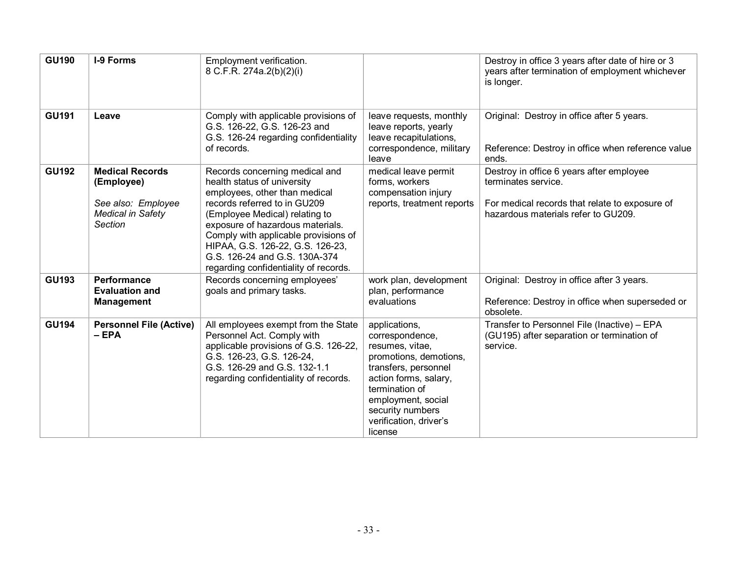| | | | | |
|---|---|---|---|---|
| **GU190** | **I-9 Forms** | Employment verification. 8 C.F.R. 274a.2(b)(2)(i) | | Destroy in office 3 years after date of hire or 3 years after termination of employment whichever is longer. |
| **GU191** | **Leave** | Comply with applicable provisions of G.S. 126-22, G.S. 126-23 and G.S. 126-24 regarding confidentiality of records. | leave requests, monthly leave reports, yearly leave recapitulations, correspondence, military leave | Original: Destroy in office after 5 years.<br><br>Reference: Destroy in office when reference value ends. |
| **GU192** | **Medical Records (Employee)**<br><br>*See also: Employee Medical in Safety Section* | Records concerning medical and health status of university employees, other than medical records referred to in GU209 (Employee Medical) relating to exposure of hazardous materials. Comply with applicable provisions of HIPAA, G.S. 126-22, G.S. 126-23, G.S. 126-24 and G.S. 130A-374 regarding confidentiality of records. | medical leave permit forms, workers compensation injury reports, treatment reports | Destroy in office 6 years after employee terminates service.<br><br>For medical records that relate to exposure of hazardous materials refer to GU209. |
| **GU193** | **Performance Evaluation and Management** | Records concerning employees' goals and primary tasks. | work plan, development plan, performance evaluations | Original: Destroy in office after 3 years.<br><br>Reference: Destroy in office when superseded or obsolete. |
| **GU194** | **Personnel File (Active) – EPA** | All employees exempt from the State Personnel Act. Comply with applicable provisions of G.S. 126-22, G.S. 126-23, G.S. 126-24, G.S. 126-29 and G.S. 132-1.1 regarding confidentiality of records. | applications, correspondence, resumes, vitae, promotions, demotions, transfers, personnel action forms, salary, termination of employment, social security numbers verification, driver's license | Transfer to Personnel File (Inactive) – EPA (GU195) after separation or termination of service. |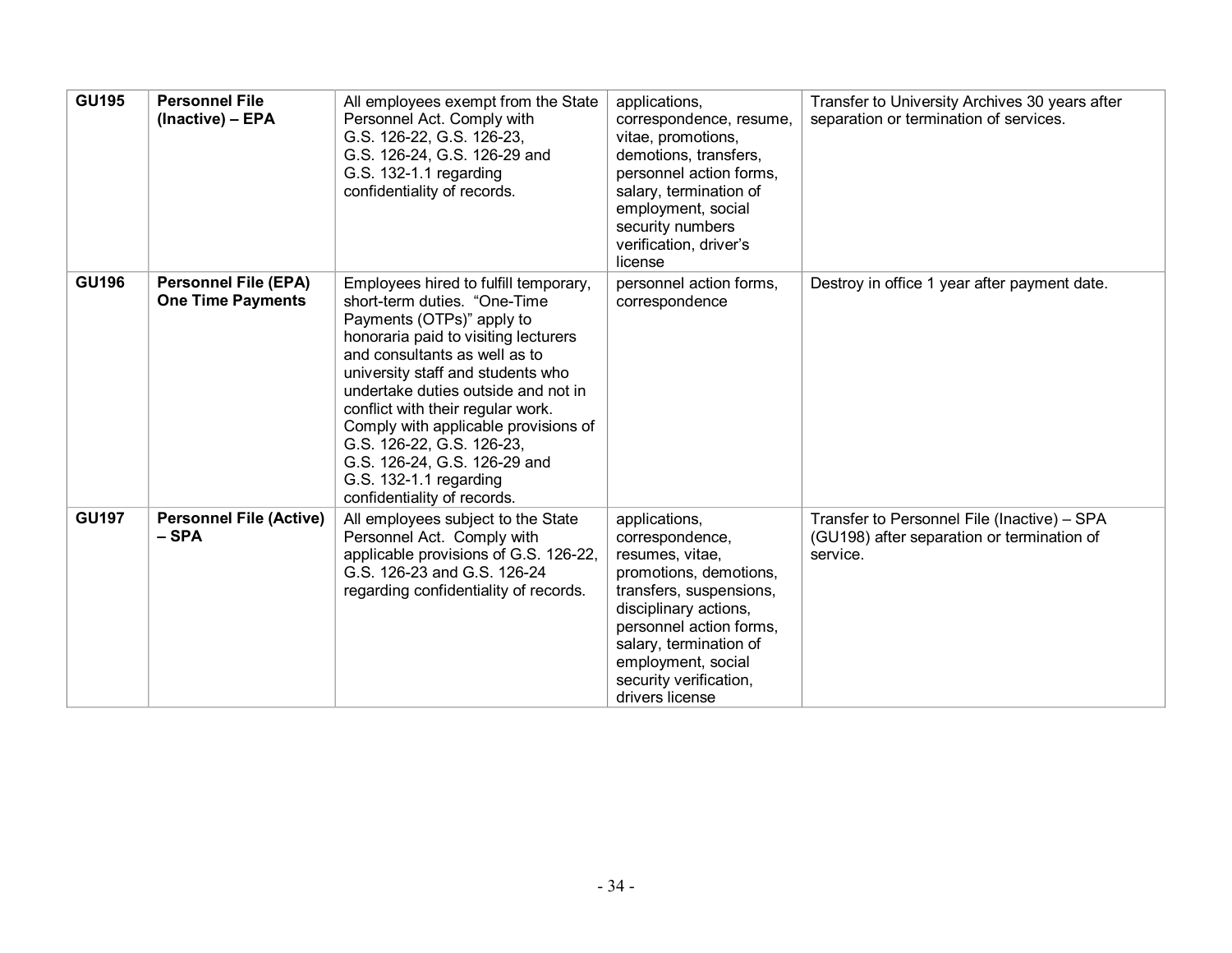| GU195 | **Personnel File (Inactive) – EPA** | All employees exempt from the State Personnel Act. Comply with G.S. 126-22, G.S. 126-23, G.S. 126-24, G.S. 126-29 and G.S. 132-1.1 regarding confidentiality of records. | applications, correspondence, resume, vitae, promotions, demotions, transfers, personnel action forms, salary, termination of employment, social security numbers verification, driver's license | Transfer to University Archives 30 years after separation or termination of services. |
|---|---|---|---|---|
| **GU196** | **Personnel File (EPA) One Time Payments** | Employees hired to fulfill temporary, short-term duties. "One-Time Payments (OTPs)" apply to honoraria paid to visiting lecturers and consultants as well as to university staff and students who undertake duties outside and not in conflict with their regular work. Comply with applicable provisions of G.S. 126-22, G.S. 126-23, G.S. 126-24, G.S. 126-29 and G.S. 132-1.1 regarding confidentiality of records. | personnel action forms, correspondence | Destroy in office 1 year after payment date. |
| **GU197** | **Personnel File (Active) – SPA** | All employees subject to the State Personnel Act. Comply with applicable provisions of G.S. 126-22, G.S. 126-23 and G.S. 126-24 regarding confidentiality of records. | applications, correspondence, resumes, vitae, promotions, demotions, transfers, suspensions, disciplinary actions, personnel action forms, salary, termination of employment, social security verification, drivers license | Transfer to Personnel File (Inactive) – SPA (GU198) after separation or termination of service. |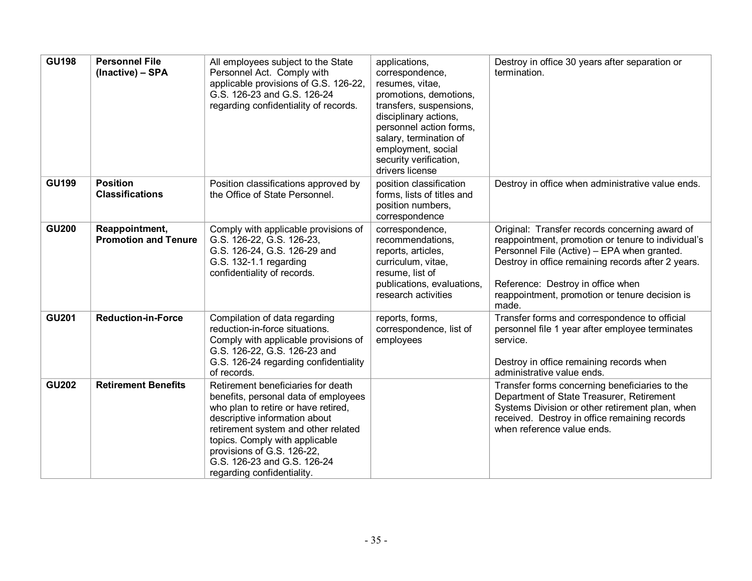| | | | | |
|---|---|---|---|---|
| **GU198** | **Personnel File (Inactive) – SPA** | All employees subject to the State Personnel Act. Comply with applicable provisions of G.S. 126-22, G.S. 126-23 and G.S. 126-24 regarding confidentiality of records. | applications, correspondence, resumes, vitae, promotions, demotions, transfers, suspensions, disciplinary actions, personnel action forms, salary, termination of employment, social security verification, drivers license | Destroy in office 30 years after separation or termination. |
| **GU199** | **Position Classifications** | Position classifications approved by the Office of State Personnel. | position classification forms, lists of titles and position numbers, correspondence | Destroy in office when administrative value ends. |
| **GU200** | **Reappointment, Promotion and Tenure** | Comply with applicable provisions of G.S. 126-22, G.S. 126-23, G.S. 126-24, G.S. 126-29 and G.S. 132-1.1 regarding confidentiality of records. | correspondence, recommendations, reports, articles, curriculum, vitae, resume, list of publications, evaluations, research activities | Original: Transfer records concerning award of reappointment, promotion or tenure to individual's Personnel File (Active) – EPA when granted. Destroy in office remaining records after 2 years.<br><br>Reference: Destroy in office when reappointment, promotion or tenure decision is made. |
| **GU201** | **Reduction-in-Force** | Compilation of data regarding reduction-in-force situations. Comply with applicable provisions of G.S. 126-22, G.S. 126-23 and G.S. 126-24 regarding confidentiality of records. | reports, forms, correspondence, list of employees | Transfer forms and correspondence to official personnel file 1 year after employee terminates service.<br><br>Destroy in office remaining records when administrative value ends. |
| **GU202** | **Retirement Benefits** | Retirement beneficiaries for death benefits, personal data of employees who plan to retire or have retired, descriptive information about retirement system and other related topics. Comply with applicable provisions of G.S. 126-22, G.S. 126-23 and G.S. 126-24 regarding confidentiality. | | Transfer forms concerning beneficiaries to the Department of State Treasurer, Retirement Systems Division or other retirement plan, when received. Destroy in office remaining records when reference value ends. |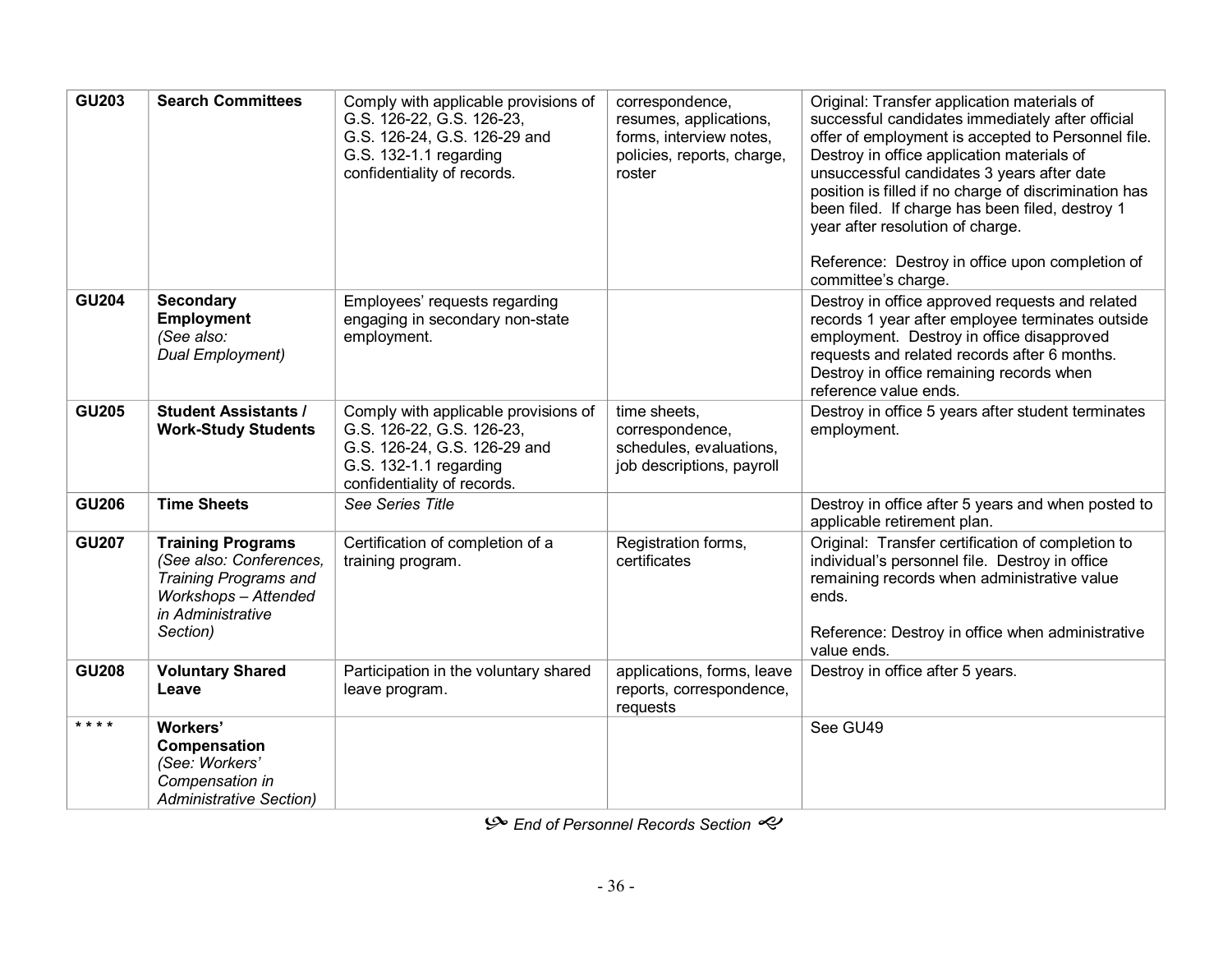| GU203 | **Search Committees** | Comply with applicable provisions of G.S. 126-22, G.S. 126-23, G.S. 126-24, G.S. 126-29 and G.S. 132-1.1 regarding confidentiality of records. | correspondence, resumes, applications, forms, interview notes, policies, reports, charge, roster | Original: Transfer application materials of successful candidates immediately after official offer of employment is accepted to Personnel file. Destroy in office application materials of unsuccessful candidates 3 years after date position is filled if no charge of discrimination has been filed. If charge has been filed, destroy 1 year after resolution of charge.<br><br>Reference: Destroy in office upon completion of committee's charge. |
|---|---|---|---|---|
| GU204 | **Secondary Employment** *(See also: Dual Employment)* | Employees' requests regarding engaging in secondary non-state employment. | | Destroy in office approved requests and related records 1 year after employee terminates outside employment. Destroy in office disapproved requests and related records after 6 months. Destroy in office remaining records when reference value ends. |
| GU205 | **Student Assistants / Work-Study Students** | Comply with applicable provisions of G.S. 126-22, G.S. 126-23, G.S. 126-24, G.S. 126-29 and G.S. 132-1.1 regarding confidentiality of records. | time sheets, correspondence, schedules, evaluations, job descriptions, payroll | Destroy in office 5 years after student terminates employment. |
| GU206 | **Time Sheets** | *See Series Title* | | Destroy in office after 5 years and when posted to applicable retirement plan. |
| GU207 | **Training Programs** *(See also: Conferences, Training Programs and Workshops – Attended in Administrative Section)* | Certification of completion of a training program. | Registration forms, certificates | Original: Transfer certification of completion to individual's personnel file. Destroy in office remaining records when administrative value ends.<br><br>Reference: Destroy in office when administrative value ends. |
| GU208 | **Voluntary Shared Leave** | Participation in the voluntary shared leave program. | applications, forms, leave reports, correspondence, requests | Destroy in office after 5 years. |
| * * * * | **Workers' Compensation** *(See: Workers' Compensation in Administrative Section)* | | | See GU49 |

*End of Personnel Records Section*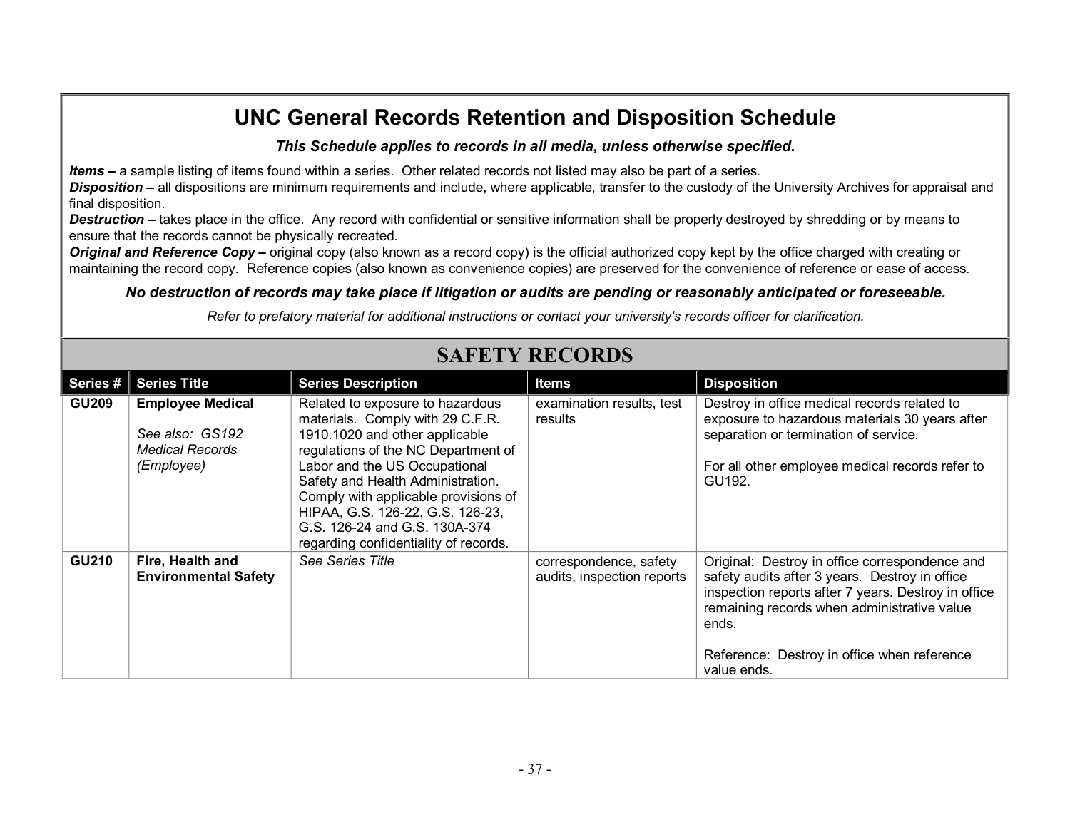# UNC General Records Retention and Disposition Schedule

***This Schedule applies to records in all media, unless otherwise specified.***

***Items –*** a sample listing of items found within a series. Other related records not listed may also be part of a series.
***Disposition –*** all dispositions are minimum requirements and include, where applicable, transfer to the custody of the University Archives for appraisal and final disposition.
***Destruction –*** takes place in the office. Any record with confidential or sensitive information shall be properly destroyed by shredding or by means to ensure that the records cannot be physically recreated.
***Original and Reference Copy –*** original copy (also known as a record copy) is the official authorized copy kept by the office charged with creating or maintaining the record copy. Reference copies (also known as convenience copies) are preserved for the convenience of reference or ease of access.

***No destruction of records may take place if litigation or audits are pending or reasonably anticipated or foreseeable.***

*Refer to prefatory material for additional instructions or contact your university's records officer for clarification.*

## SAFETY RECORDS

| Series # | Series Title | Series Description | Items | Disposition |
|---|---|---|---|---|
| **GU209** | **Employee Medical**<br><br>*See also: GS192 Medical Records (Employee)* | Related to exposure to hazardous materials. Comply with 29 C.F.R. 1910.1020 and other applicable regulations of the NC Department of Labor and the US Occupational Safety and Health Administration. Comply with applicable provisions of HIPAA, G.S. 126-22, G.S. 126-23, G.S. 126-24 and G.S. 130A-374 regarding confidentiality of records. | examination results, test results | Destroy in office medical records related to exposure to hazardous materials 30 years after separation or termination of service.<br><br>For all other employee medical records refer to GU192. |
| **GU210** | **Fire, Health and Environmental Safety** | *See Series Title* | correspondence, safety audits, inspection reports | Original: Destroy in office correspondence and safety audits after 3 years. Destroy in office inspection reports after 7 years. Destroy in office remaining records when administrative value ends.<br><br>Reference: Destroy in office when reference value ends. |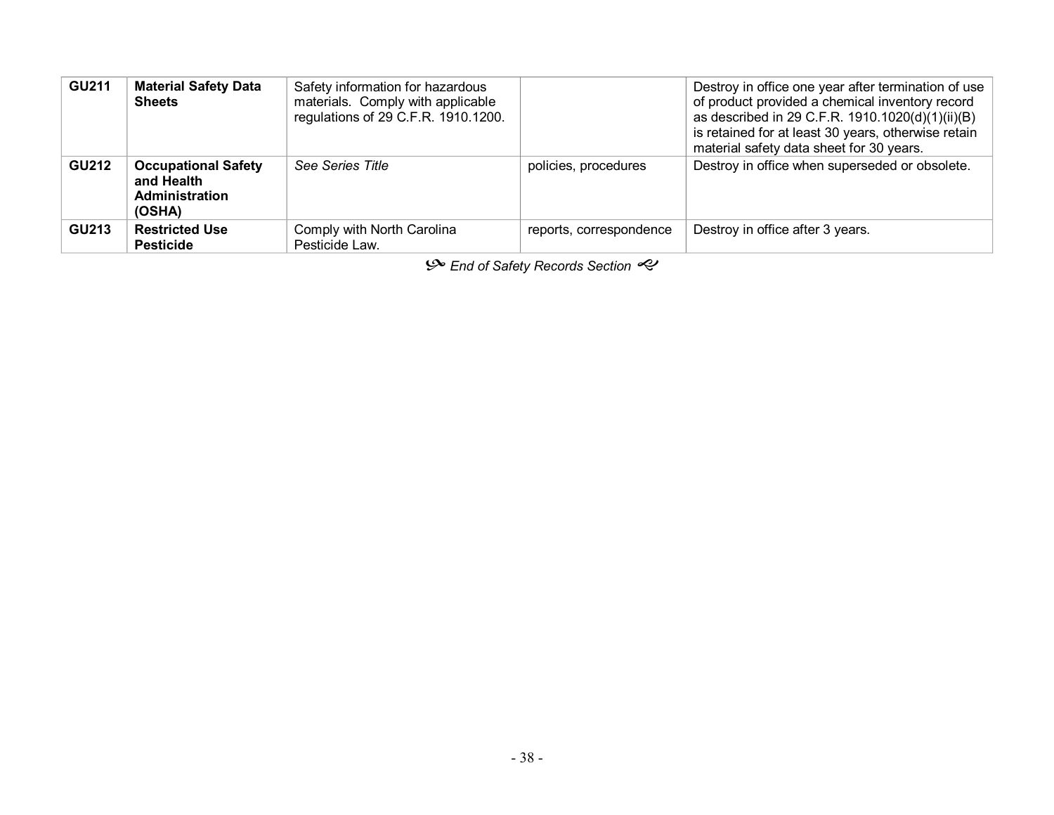| | | | | |
|---|---|---|---|---|
| **GU211** | **Material Safety Data Sheets** | Safety information for hazardous materials. Comply with applicable regulations of 29 C.F.R. 1910.1200. | | Destroy in office one year after termination of use of product provided a chemical inventory record as described in 29 C.F.R. 1910.1020(d)(1)(ii)(B) is retained for at least 30 years, otherwise retain material safety data sheet for 30 years. |
| **GU212** | **Occupational Safety and Health Administration (OSHA)** | *See Series Title* | policies, procedures | Destroy in office when superseded or obsolete. |
| **GU213** | **Restricted Use Pesticide** | Comply with North Carolina Pesticide Law. | reports, correspondence | Destroy in office after 3 years. |

*End of Safety Records Section*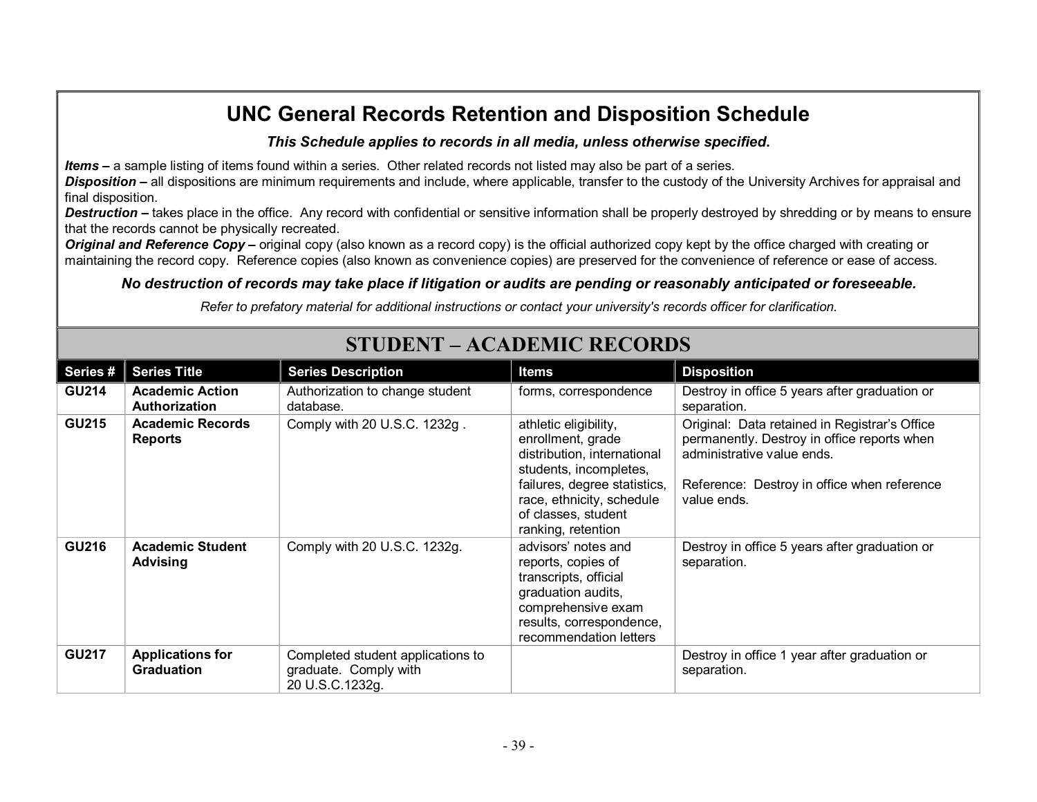# UNC General Records Retention and Disposition Schedule

***This Schedule applies to records in all media, unless otherwise specified.***

***Items –*** a sample listing of items found within a series. Other related records not listed may also be part of a series.
***Disposition –*** all dispositions are minimum requirements and include, where applicable, transfer to the custody of the University Archives for appraisal and final disposition.
***Destruction –*** takes place in the office. Any record with confidential or sensitive information shall be properly destroyed by shredding or by means to ensure that the records cannot be physically recreated.
***Original and Reference Copy –*** original copy (also known as a record copy) is the official authorized copy kept by the office charged with creating or maintaining the record copy. Reference copies (also known as convenience copies) are preserved for the convenience of reference or ease of access.

***No destruction of records may take place if litigation or audits are pending or reasonably anticipated or foreseeable.***

*Refer to prefatory material for additional instructions or contact your university's records officer for clarification.*

## STUDENT – ACADEMIC RECORDS

| Series # | Series Title | Series Description | Items | Disposition |
|---|---|---|---|---|
| **GU214** | **Academic Action Authorization** | Authorization to change student database. | forms, correspondence | Destroy in office 5 years after graduation or separation. |
| **GU215** | **Academic Records Reports** | Comply with 20 U.S.C. 1232g . | athletic eligibility, enrollment, grade distribution, international students, incompletes, failures, degree statistics, race, ethnicity, schedule of classes, student ranking, retention | Original: Data retained in Registrar's Office permanently. Destroy in office reports when administrative value ends.<br><br>Reference: Destroy in office when reference value ends. |
| **GU216** | **Academic Student Advising** | Comply with 20 U.S.C. 1232g. | advisors' notes and reports, copies of transcripts, official graduation audits, comprehensive exam results, correspondence, recommendation letters | Destroy in office 5 years after graduation or separation. |
| **GU217** | **Applications for Graduation** | Completed student applications to graduate. Comply with 20 U.S.C.1232g. | | Destroy in office 1 year after graduation or separation. |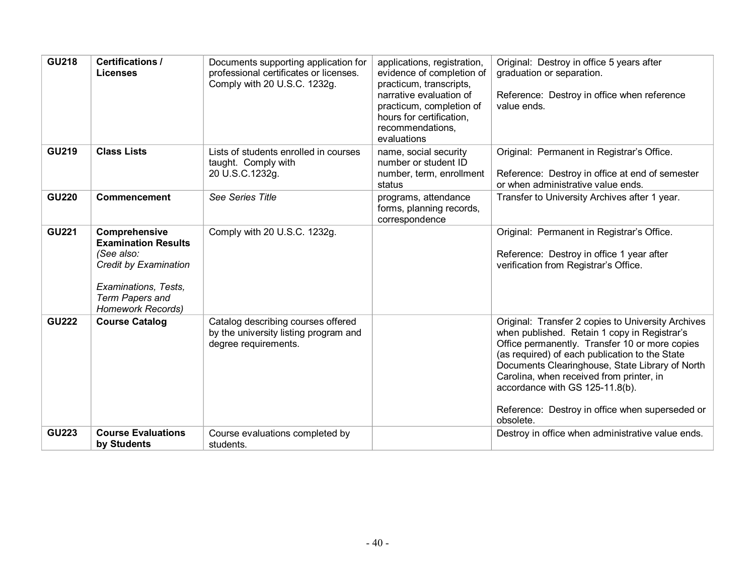| GU218 | **Certifications / Licenses** | Documents supporting application for professional certificates or licenses. Comply with 20 U.S.C. 1232g. | applications, registration, evidence of completion of practicum, transcripts, narrative evaluation of practicum, completion of hours for certification, recommendations, evaluations | Original: Destroy in office 5 years after graduation or separation.<br><br>Reference: Destroy in office when reference value ends. |
|---|---|---|---|---|
| **GU219** | **Class Lists** | Lists of students enrolled in courses taught. Comply with 20 U.S.C.1232g. | name, social security number or student ID number, term, enrollment status | Original: Permanent in Registrar's Office.<br><br>Reference: Destroy in office at end of semester or when administrative value ends. |
| **GU220** | **Commencement** | *See Series Title* | programs, attendance forms, planning records, correspondence | Transfer to University Archives after 1 year. |
| **GU221** | **Comprehensive Examination Results** *(See also: Credit by Examination*<br><br>*Examinations, Tests, Term Papers and Homework Records)* | Comply with 20 U.S.C. 1232g. | | Original: Permanent in Registrar's Office.<br><br>Reference: Destroy in office 1 year after verification from Registrar's Office. |
| **GU222** | **Course Catalog** | Catalog describing courses offered by the university listing program and degree requirements. | | Original: Transfer 2 copies to University Archives when published. Retain 1 copy in Registrar's Office permanently. Transfer 10 or more copies (as required) of each publication to the State Documents Clearinghouse, State Library of North Carolina, when received from printer, in accordance with GS 125-11.8(b).<br><br>Reference: Destroy in office when superseded or obsolete. |
| **GU223** | **Course Evaluations by Students** | Course evaluations completed by students. | | Destroy in office when administrative value ends. |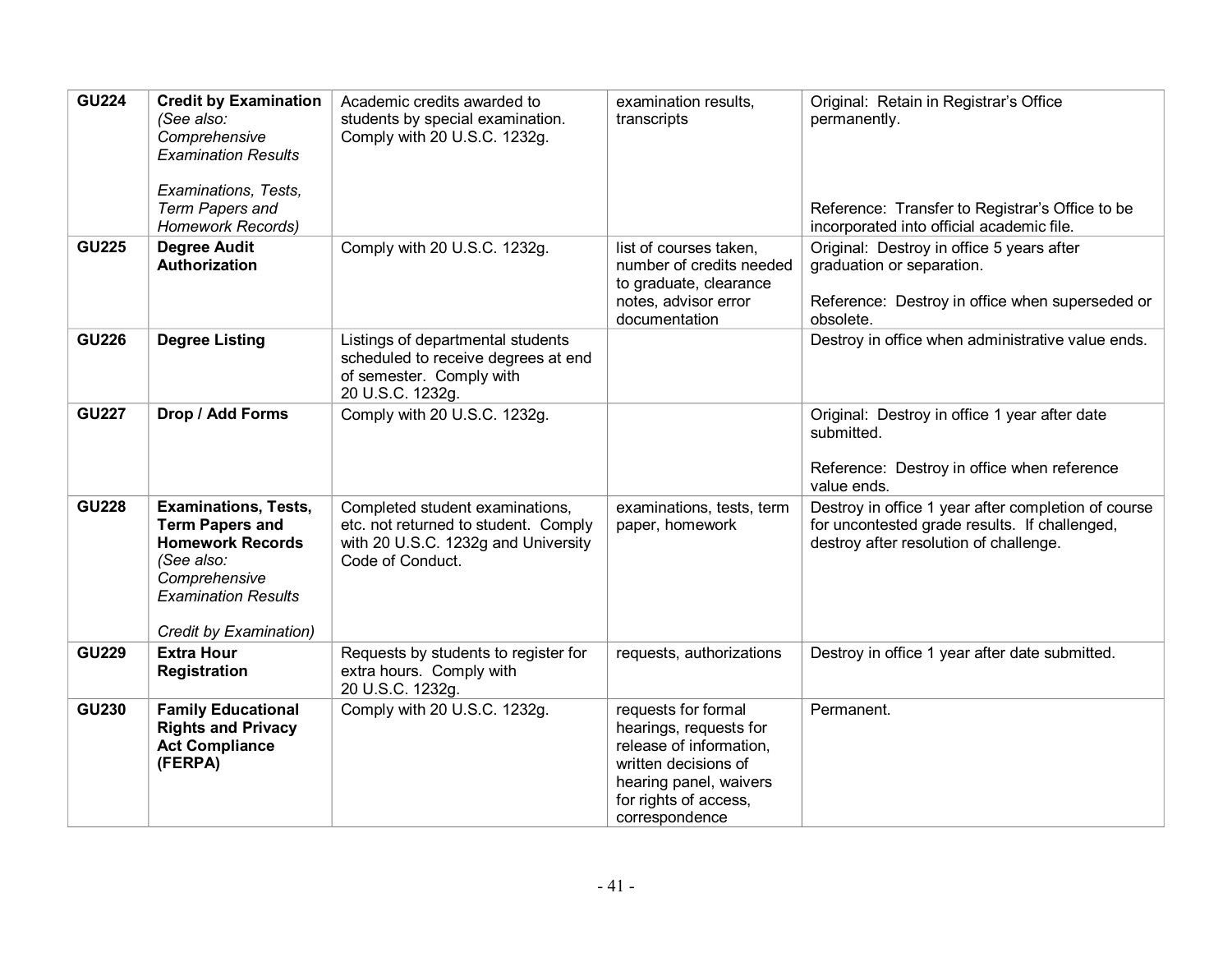| | | | | |
|---|---|---|---|---|
| **GU224** | **Credit by Examination** *(See also: Comprehensive Examination Results*<br><br>*Examinations, Tests, Term Papers and Homework Records)* | Academic credits awarded to students by special examination. Comply with 20 U.S.C. 1232g. | examination results, transcripts | Original: Retain in Registrar's Office permanently.<br><br>Reference: Transfer to Registrar's Office to be incorporated into official academic file. |
| **GU225** | **Degree Audit Authorization** | Comply with 20 U.S.C. 1232g. | list of courses taken, number of credits needed to graduate, clearance notes, advisor error documentation | Original: Destroy in office 5 years after graduation or separation.<br><br>Reference: Destroy in office when superseded or obsolete. |
| **GU226** | **Degree Listing** | Listings of departmental students scheduled to receive degrees at end of semester. Comply with 20 U.S.C. 1232g. | | Destroy in office when administrative value ends. |
| **GU227** | **Drop / Add Forms** | Comply with 20 U.S.C. 1232g. | | Original: Destroy in office 1 year after date submitted.<br><br>Reference: Destroy in office when reference value ends. |
| **GU228** | **Examinations, Tests, Term Papers and Homework Records** *(See also: Comprehensive Examination Results*<br><br>*Credit by Examination)* | Completed student examinations, etc. not returned to student. Comply with 20 U.S.C. 1232g and University Code of Conduct. | examinations, tests, term paper, homework | Destroy in office 1 year after completion of course for uncontested grade results. If challenged, destroy after resolution of challenge. |
| **GU229** | **Extra Hour Registration** | Requests by students to register for extra hours. Comply with 20 U.S.C. 1232g. | requests, authorizations | Destroy in office 1 year after date submitted. |
| **GU230** | **Family Educational Rights and Privacy Act Compliance (FERPA)** | Comply with 20 U.S.C. 1232g. | requests for formal hearings, requests for release of information, written decisions of hearing panel, waivers for rights of access, correspondence | Permanent. |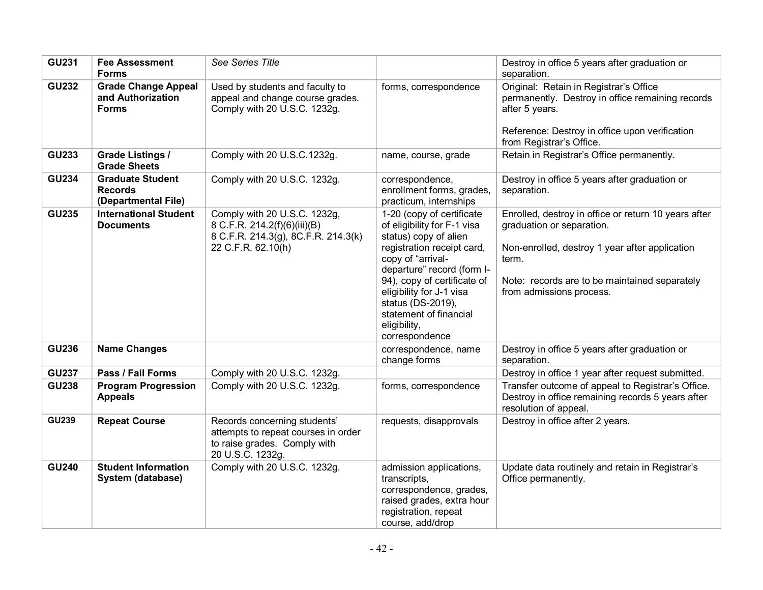| | | | | |
|---|---|---|---|---|
| **GU231** | **Fee Assessment Forms** | *See Series Title* | | Destroy in office 5 years after graduation or separation. |
| **GU232** | **Grade Change Appeal and Authorization Forms** | Used by students and faculty to appeal and change course grades. Comply with 20 U.S.C. 1232g. | forms, correspondence | Original: Retain in Registrar's Office permanently. Destroy in office remaining records after 5 years.<br><br>Reference: Destroy in office upon verification from Registrar's Office. |
| **GU233** | **Grade Listings / Grade Sheets** | Comply with 20 U.S.C.1232g. | name, course, grade | Retain in Registrar's Office permanently. |
| **GU234** | **Graduate Student Records (Departmental File)** | Comply with 20 U.S.C. 1232g. | correspondence, enrollment forms, grades, practicum, internships | Destroy in office 5 years after graduation or separation. |
| **GU235** | **International Student Documents** | Comply with 20 U.S.C. 1232g,<br>8 C.F.R. 214.2(f)(6)(iii)(B)<br>8 C.F.R. 214.3(g), 8C.F.R. 214.3(k)<br>22 C.F.R. 62.10(h) | 1-20 (copy of certificate of eligibility for F-1 visa status) copy of alien registration receipt card, copy of "arrival-departure" record (form I-94), copy of certificate of eligibility for J-1 visa status (DS-2019), statement of financial eligibility, correspondence | Enrolled, destroy in office or return 10 years after graduation or separation.<br><br>Non-enrolled, destroy 1 year after application term.<br><br>Note: records are to be maintained separately from admissions process. |
| **GU236** | **Name Changes** | | correspondence, name change forms | Destroy in office 5 years after graduation or separation. |
| **GU237** | **Pass / Fail Forms** | Comply with 20 U.S.C. 1232g. | | Destroy in office 1 year after request submitted. |
| **GU238** | **Program Progression Appeals** | Comply with 20 U.S.C. 1232g. | forms, correspondence | Transfer outcome of appeal to Registrar's Office. Destroy in office remaining records 5 years after resolution of appeal. |
| **GU239** | **Repeat Course** | Records concerning students' attempts to repeat courses in order to raise grades. Comply with 20 U.S.C. 1232g. | requests, disapprovals | Destroy in office after 2 years. |
| **GU240** | **Student Information System (database)** | Comply with 20 U.S.C. 1232g. | admission applications, transcripts, correspondence, grades, raised grades, extra hour registration, repeat course, add/drop | Update data routinely and retain in Registrar's Office permanently. |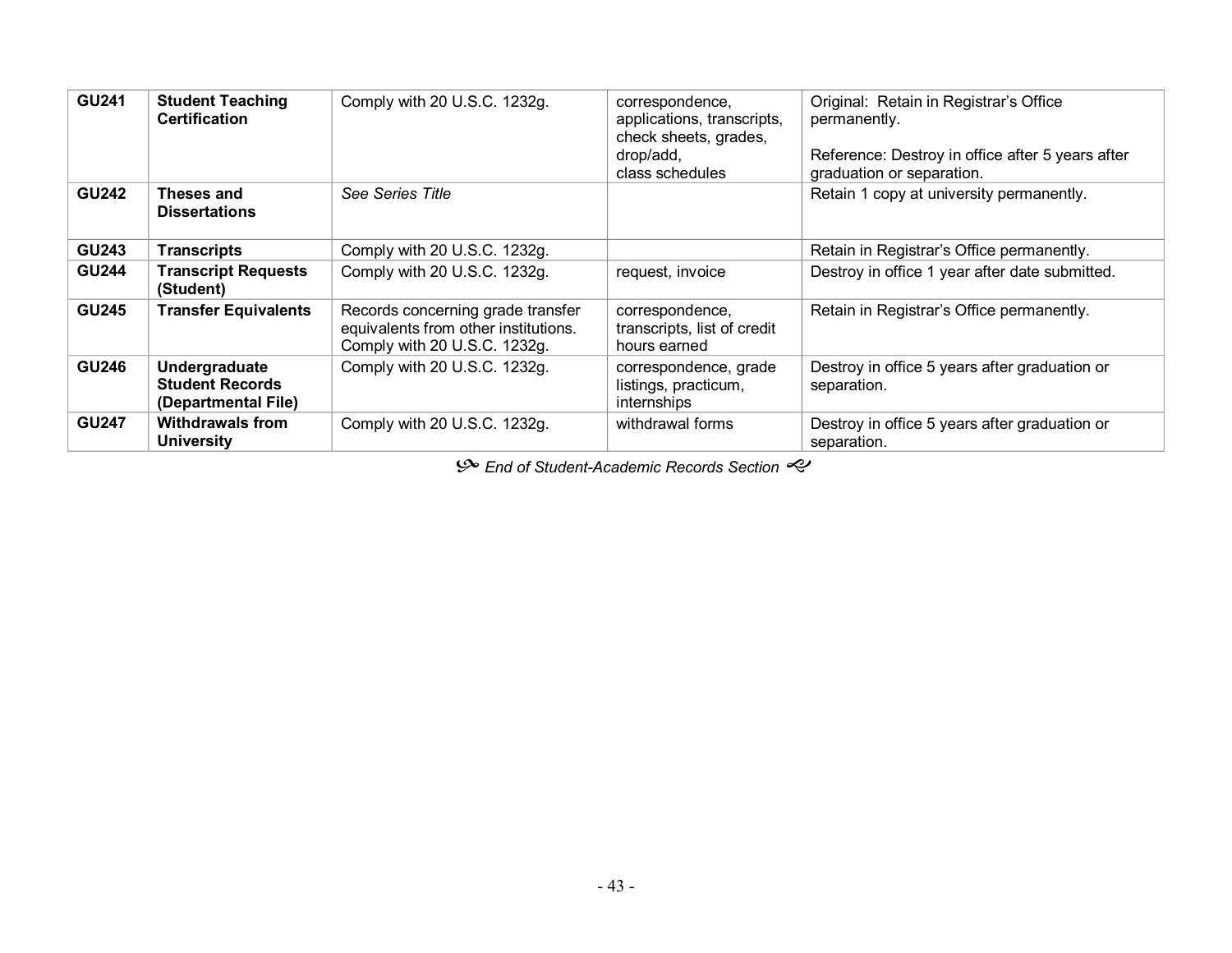| | | | | |
|---|---|---|---|---|
| **GU241** | **Student Teaching Certification** | Comply with 20 U.S.C. 1232g. | correspondence, applications, transcripts, check sheets, grades, drop/add, class schedules | Original: Retain in Registrar's Office permanently.<br><br>Reference: Destroy in office after 5 years after graduation or separation. |
| **GU242** | **Theses and Dissertations** | *See Series Title* | | Retain 1 copy at university permanently. |
| **GU243** | **Transcripts** | Comply with 20 U.S.C. 1232g. | | Retain in Registrar's Office permanently. |
| **GU244** | **Transcript Requests (Student)** | Comply with 20 U.S.C. 1232g. | request, invoice | Destroy in office 1 year after date submitted. |
| **GU245** | **Transfer Equivalents** | Records concerning grade transfer equivalents from other institutions. Comply with 20 U.S.C. 1232g. | correspondence, transcripts, list of credit hours earned | Retain in Registrar's Office permanently. |
| **GU246** | **Undergraduate Student Records (Departmental File)** | Comply with 20 U.S.C. 1232g. | correspondence, grade listings, practicum, internships | Destroy in office 5 years after graduation or separation. |
| **GU247** | **Withdrawals from University** | Comply with 20 U.S.C. 1232g. | withdrawal forms | Destroy in office 5 years after graduation or separation. |

*End of Student-Academic Records Section*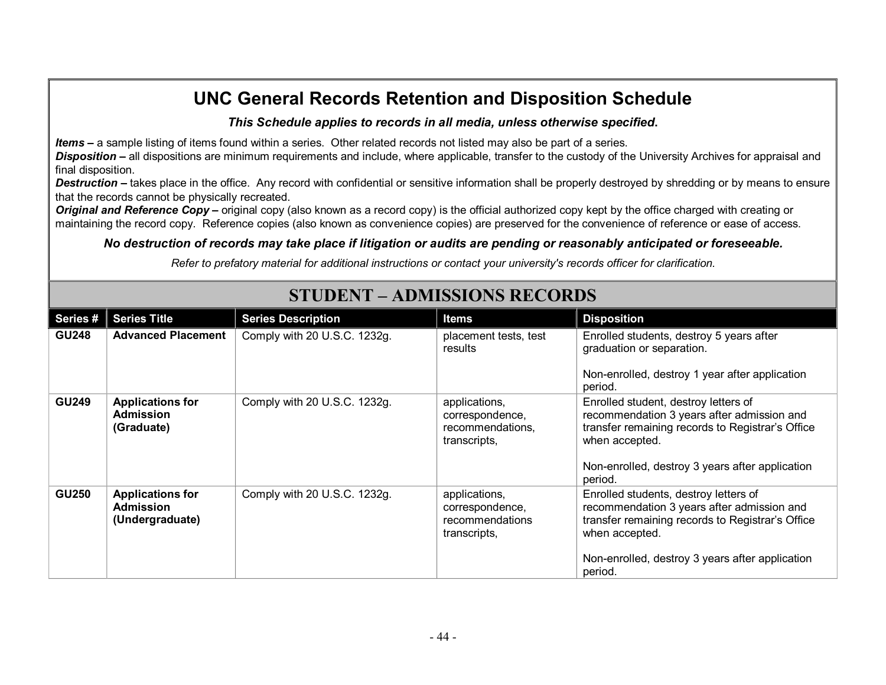# UNC General Records Retention and Disposition Schedule

***This Schedule applies to records in all media, unless otherwise specified.***

***Items –*** a sample listing of items found within a series. Other related records not listed may also be part of a series.
***Disposition –*** all dispositions are minimum requirements and include, where applicable, transfer to the custody of the University Archives for appraisal and final disposition.
***Destruction –*** takes place in the office. Any record with confidential or sensitive information shall be properly destroyed by shredding or by means to ensure that the records cannot be physically recreated.
***Original and Reference Copy –*** original copy (also known as a record copy) is the official authorized copy kept by the office charged with creating or maintaining the record copy. Reference copies (also known as convenience copies) are preserved for the convenience of reference or ease of access.

***No destruction of records may take place if litigation or audits are pending or reasonably anticipated or foreseeable.***

*Refer to prefatory material for additional instructions or contact your university's records officer for clarification.*

## STUDENT – ADMISSIONS RECORDS

| Series # | Series Title | Series Description | Items | Disposition |
|---|---|---|---|---|
| **GU248** | **Advanced Placement** | Comply with 20 U.S.C. 1232g. | placement tests, test results | Enrolled students, destroy 5 years after graduation or separation.<br><br>Non-enrolled, destroy 1 year after application period. |
| **GU249** | **Applications for Admission (Graduate)** | Comply with 20 U.S.C. 1232g. | applications, correspondence, recommendations, transcripts, | Enrolled student, destroy letters of recommendation 3 years after admission and transfer remaining records to Registrar's Office when accepted.<br><br>Non-enrolled, destroy 3 years after application period. |
| **GU250** | **Applications for Admission (Undergraduate)** | Comply with 20 U.S.C. 1232g. | applications, correspondence, recommendations transcripts, | Enrolled students, destroy letters of recommendation 3 years after admission and transfer remaining records to Registrar's Office when accepted.<br><br>Non-enrolled, destroy 3 years after application period. |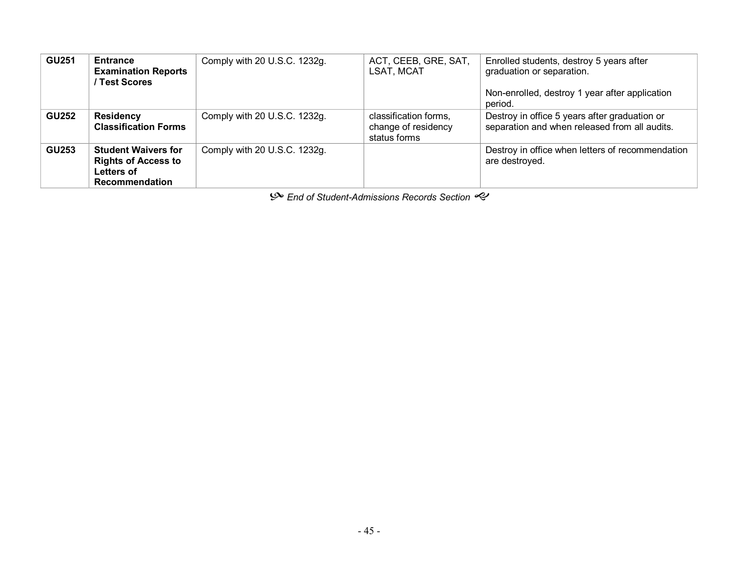| | | | | |
|---|---|---|---|---|
| **GU251** | **Entrance Examination Reports / Test Scores** | Comply with 20 U.S.C. 1232g. | ACT, CEEB, GRE, SAT, LSAT, MCAT | Enrolled students, destroy 5 years after graduation or separation.<br><br>Non-enrolled, destroy 1 year after application period. |
| **GU252** | **Residency Classification Forms** | Comply with 20 U.S.C. 1232g. | classification forms, change of residency status forms | Destroy in office 5 years after graduation or separation and when released from all audits. |
| **GU253** | **Student Waivers for Rights of Access to Letters of Recommendation** | Comply with 20 U.S.C. 1232g. | | Destroy in office when letters of recommendation are destroyed. |

*End of Student-Admissions Records Section*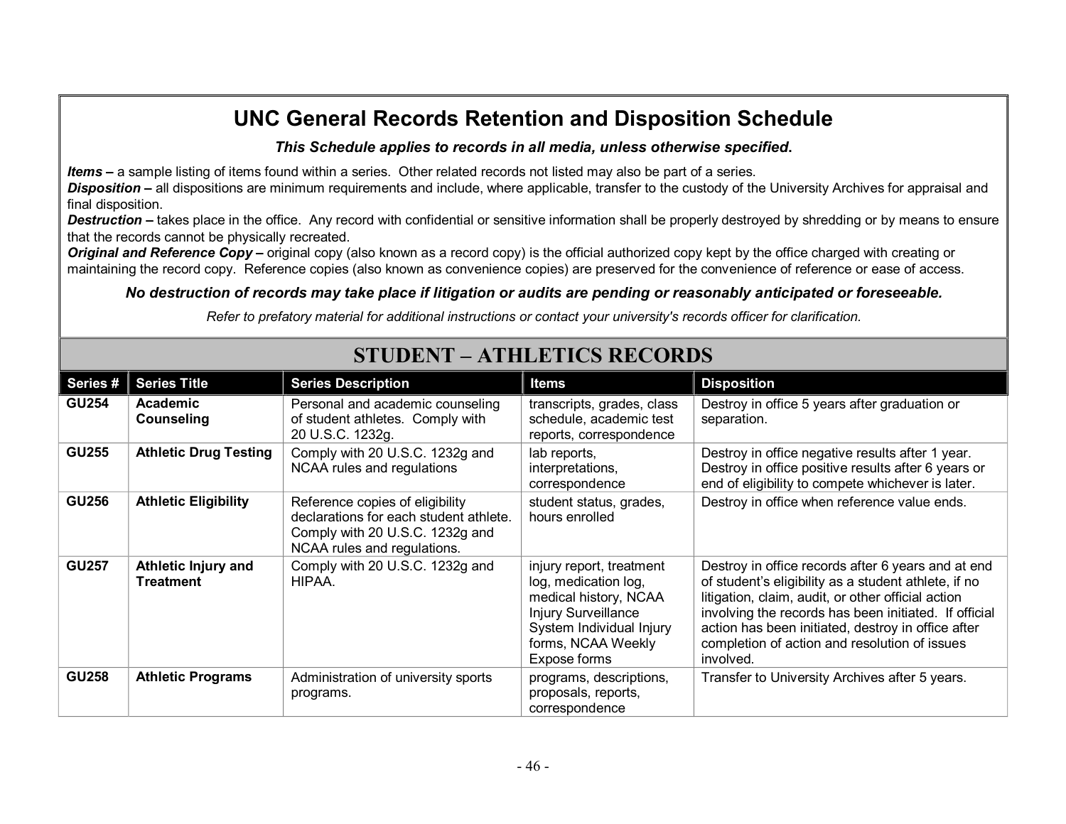# UNC General Records Retention and Disposition Schedule

***This Schedule applies to records in all media, unless otherwise specified.***

***Items –*** a sample listing of items found within a series. Other related records not listed may also be part of a series.
***Disposition –*** all dispositions are minimum requirements and include, where applicable, transfer to the custody of the University Archives for appraisal and final disposition.
***Destruction –*** takes place in the office. Any record with confidential or sensitive information shall be properly destroyed by shredding or by means to ensure that the records cannot be physically recreated.
***Original and Reference Copy –*** original copy (also known as a record copy) is the official authorized copy kept by the office charged with creating or maintaining the record copy. Reference copies (also known as convenience copies) are preserved for the convenience of reference or ease of access.

***No destruction of records may take place if litigation or audits are pending or reasonably anticipated or foreseeable.***

*Refer to prefatory material for additional instructions or contact your university's records officer for clarification.*

## STUDENT – ATHLETICS RECORDS

| Series # | Series Title | Series Description | Items | Disposition |
|---|---|---|---|---|
| **GU254** | **Academic Counseling** | Personal and academic counseling of student athletes. Comply with 20 U.S.C. 1232g. | transcripts, grades, class schedule, academic test reports, correspondence | Destroy in office 5 years after graduation or separation. |
| **GU255** | **Athletic Drug Testing** | Comply with 20 U.S.C. 1232g and NCAA rules and regulations | lab reports, interpretations, correspondence | Destroy in office negative results after 1 year. Destroy in office positive results after 6 years or end of eligibility to compete whichever is later. |
| **GU256** | **Athletic Eligibility** | Reference copies of eligibility declarations for each student athlete. Comply with 20 U.S.C. 1232g and NCAA rules and regulations. | student status, grades, hours enrolled | Destroy in office when reference value ends. |
| **GU257** | **Athletic Injury and Treatment** | Comply with 20 U.S.C. 1232g and HIPAA. | injury report, treatment log, medication log, medical history, NCAA Injury Surveillance System Individual Injury forms, NCAA Weekly Expose forms | Destroy in office records after 6 years and at end of student's eligibility as a student athlete, if no litigation, claim, audit, or other official action involving the records has been initiated. If official action has been initiated, destroy in office after completion of action and resolution of issues involved. |
| **GU258** | **Athletic Programs** | Administration of university sports programs. | programs, descriptions, proposals, reports, correspondence | Transfer to University Archives after 5 years. |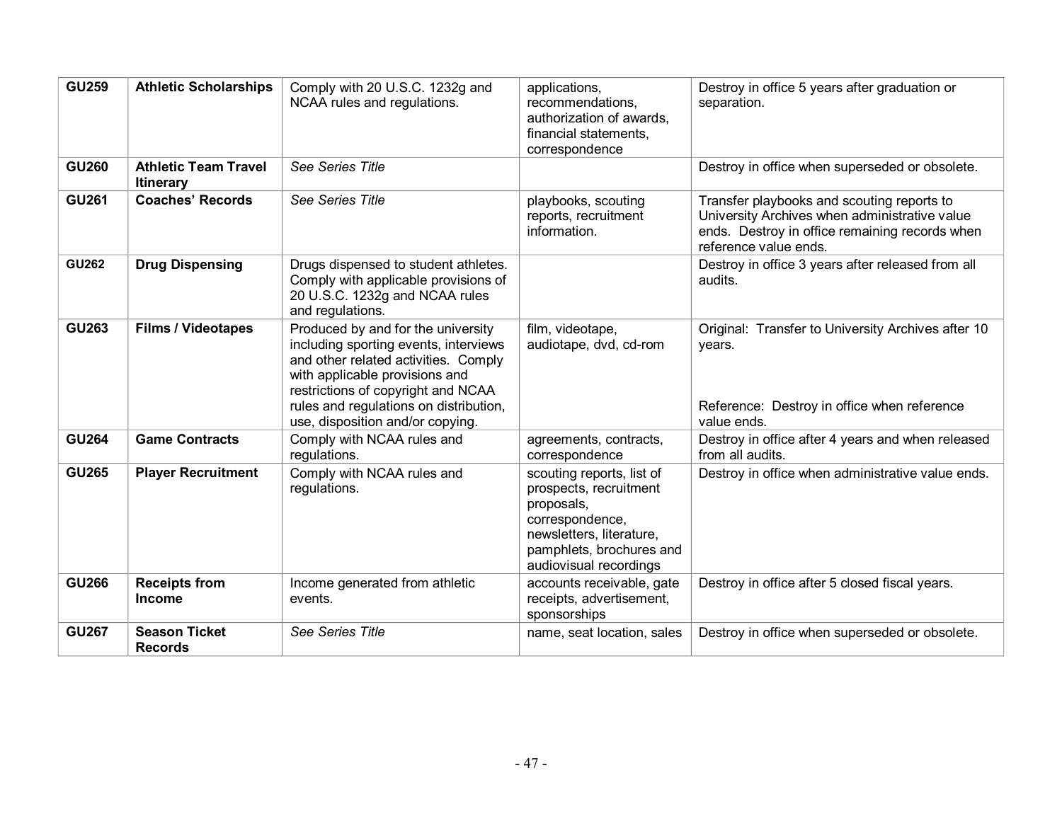| | | | | |
|---|---|---|---|---|
| **GU259** | **Athletic Scholarships** | Comply with 20 U.S.C. 1232g and NCAA rules and regulations. | applications, recommendations, authorization of awards, financial statements, correspondence | Destroy in office 5 years after graduation or separation. |
| **GU260** | **Athletic Team Travel Itinerary** | *See Series Title* | | Destroy in office when superseded or obsolete. |
| **GU261** | **Coaches' Records** | *See Series Title* | playbooks, scouting reports, recruitment information. | Transfer playbooks and scouting reports to University Archives when administrative value ends. Destroy in office remaining records when reference value ends. |
| **GU262** | **Drug Dispensing** | Drugs dispensed to student athletes. Comply with applicable provisions of 20 U.S.C. 1232g and NCAA rules and regulations. | | Destroy in office 3 years after released from all audits. |
| **GU263** | **Films / Videotapes** | Produced by and for the university including sporting events, interviews and other related activities. Comply with applicable provisions and restrictions of copyright and NCAA rules and regulations on distribution, use, disposition and/or copying. | film, videotape, audiotape, dvd, cd-rom | Original: Transfer to University Archives after 10 years.<br><br>Reference: Destroy in office when reference value ends. |
| **GU264** | **Game Contracts** | Comply with NCAA rules and regulations. | agreements, contracts, correspondence | Destroy in office after 4 years and when released from all audits. |
| **GU265** | **Player Recruitment** | Comply with NCAA rules and regulations. | scouting reports, list of prospects, recruitment proposals, correspondence, newsletters, literature, pamphlets, brochures and audiovisual recordings | Destroy in office when administrative value ends. |
| **GU266** | **Receipts from Income** | Income generated from athletic events. | accounts receivable, gate receipts, advertisement, sponsorships | Destroy in office after 5 closed fiscal years. |
| **GU267** | **Season Ticket Records** | *See Series Title* | name, seat location, sales | Destroy in office when superseded or obsolete. |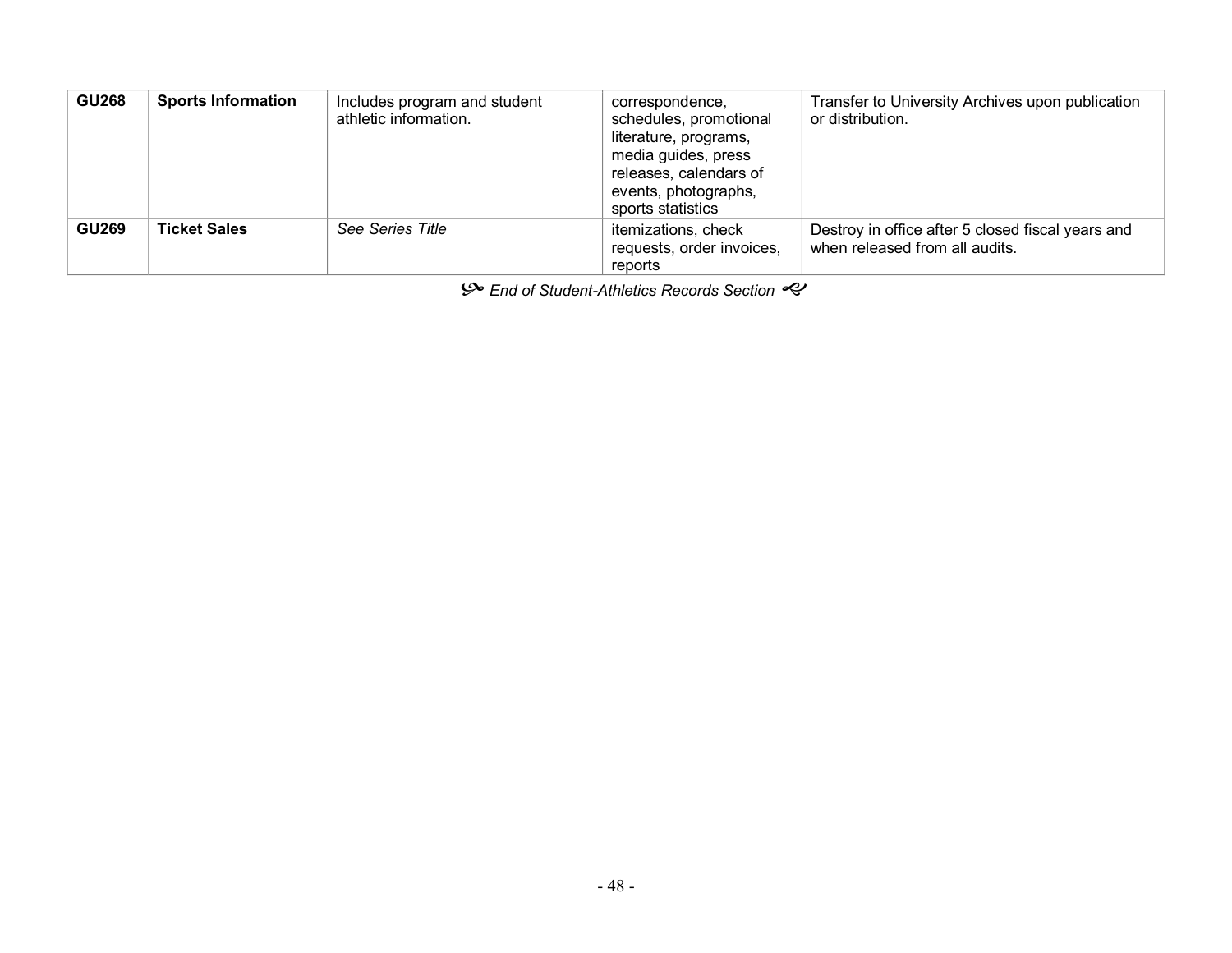| GU268 | **Sports Information** | Includes program and student athletic information. | correspondence, schedules, promotional literature, programs, media guides, press releases, calendars of events, photographs, sports statistics | Transfer to University Archives upon publication or distribution. |
|---|---|---|---|---|
| **GU269** | **Ticket Sales** | *See Series Title* | itemizations, check requests, order invoices, reports | Destroy in office after 5 closed fiscal years and when released from all audits. |

*End of Student-Athletics Records Section*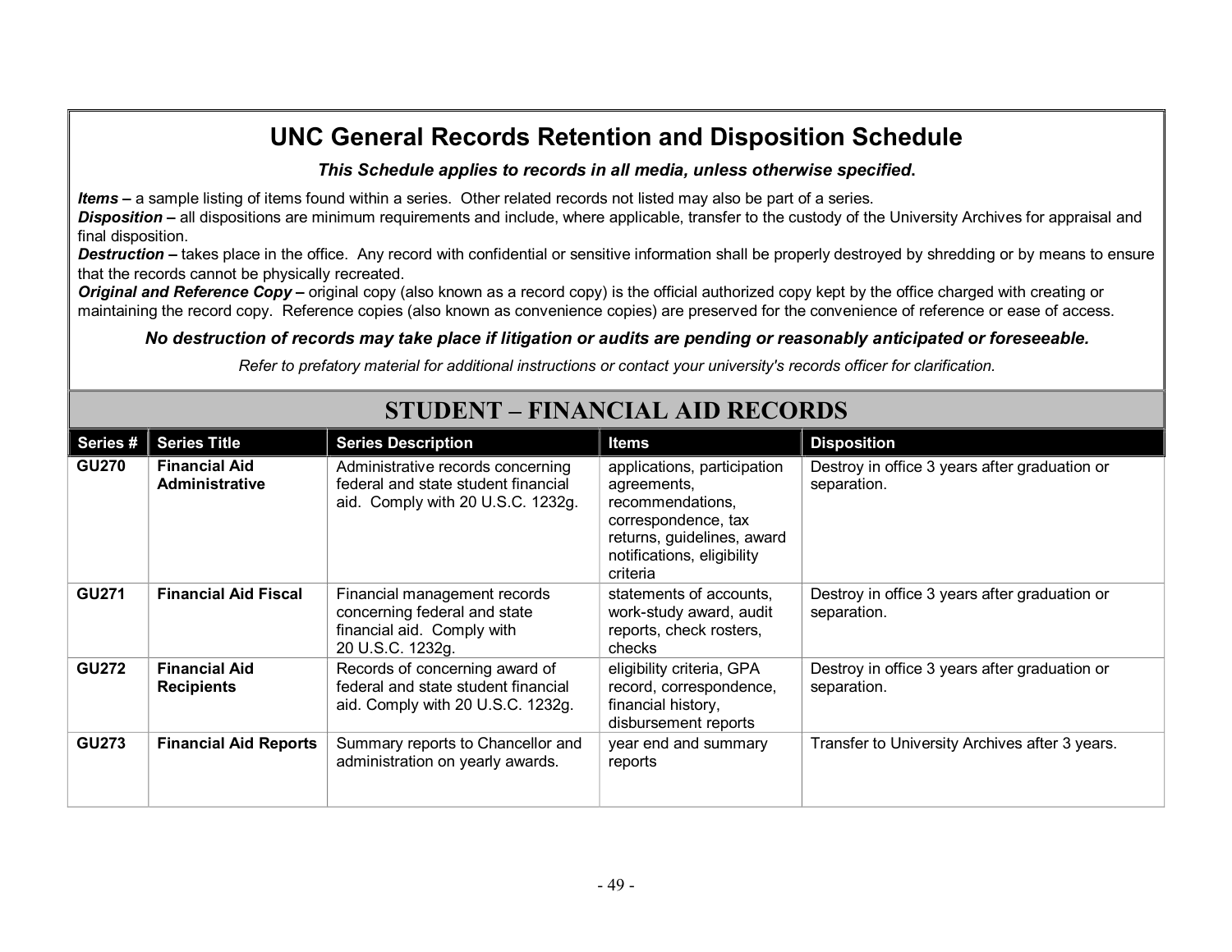# UNC General Records Retention and Disposition Schedule

***This Schedule applies to records in all media, unless otherwise specified.***

***Items –*** a sample listing of items found within a series. Other related records not listed may also be part of a series.
***Disposition –*** all dispositions are minimum requirements and include, where applicable, transfer to the custody of the University Archives for appraisal and final disposition.
***Destruction –*** takes place in the office. Any record with confidential or sensitive information shall be properly destroyed by shredding or by means to ensure that the records cannot be physically recreated.
***Original and Reference Copy –*** original copy (also known as a record copy) is the official authorized copy kept by the office charged with creating or maintaining the record copy. Reference copies (also known as convenience copies) are preserved for the convenience of reference or ease of access.

***No destruction of records may take place if litigation or audits are pending or reasonably anticipated or foreseeable.***

*Refer to prefatory material for additional instructions or contact your university's records officer for clarification.*

## STUDENT – FINANCIAL AID RECORDS

| Series # | Series Title | Series Description | Items | Disposition |
|---|---|---|---|---|
| **GU270** | **Financial Aid Administrative** | Administrative records concerning federal and state student financial aid. Comply with 20 U.S.C. 1232g. | applications, participation agreements, recommendations, correspondence, tax returns, guidelines, award notifications, eligibility criteria | Destroy in office 3 years after graduation or separation. |
| **GU271** | **Financial Aid Fiscal** | Financial management records concerning federal and state financial aid. Comply with 20 U.S.C. 1232g. | statements of accounts, work-study award, audit reports, check rosters, checks | Destroy in office 3 years after graduation or separation. |
| **GU272** | **Financial Aid Recipients** | Records of concerning award of federal and state student financial aid. Comply with 20 U.S.C. 1232g. | eligibility criteria, GPA record, correspondence, financial history, disbursement reports | Destroy in office 3 years after graduation or separation. |
| **GU273** | **Financial Aid Reports** | Summary reports to Chancellor and administration on yearly awards. | year end and summary reports | Transfer to University Archives after 3 years. |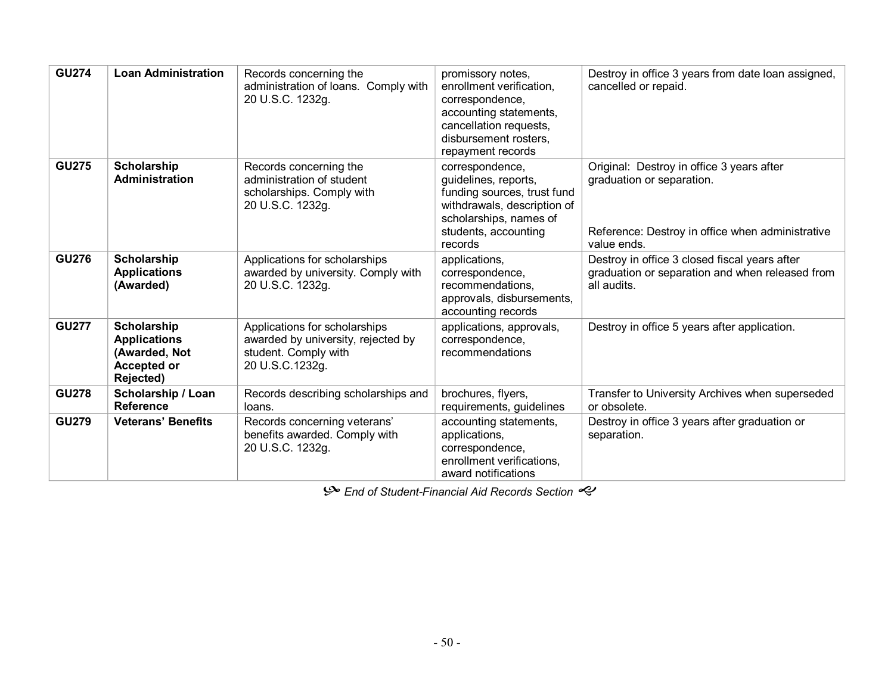| GU274 | **Loan Administration** | Records concerning the administration of loans. Comply with 20 U.S.C. 1232g. | promissory notes, enrollment verification, correspondence, accounting statements, cancellation requests, disbursement rosters, repayment records | Destroy in office 3 years from date loan assigned, cancelled or repaid. |
|---|---|---|---|---|
| **GU275** | **Scholarship Administration** | Records concerning the administration of student scholarships. Comply with 20 U.S.C. 1232g. | correspondence, guidelines, reports, funding sources, trust fund withdrawals, description of scholarships, names of students, accounting records | Original: Destroy in office 3 years after graduation or separation.<br><br>Reference: Destroy in office when administrative value ends. |
| **GU276** | **Scholarship Applications (Awarded)** | Applications for scholarships awarded by university. Comply with 20 U.S.C. 1232g. | applications, correspondence, recommendations, approvals, disbursements, accounting records | Destroy in office 3 closed fiscal years after graduation or separation and when released from all audits. |
| **GU277** | **Scholarship Applications (Awarded, Not Accepted or Rejected)** | Applications for scholarships awarded by university, rejected by student. Comply with 20 U.S.C.1232g. | applications, approvals, correspondence, recommendations | Destroy in office 5 years after application. |
| **GU278** | **Scholarship / Loan Reference** | Records describing scholarships and loans. | brochures, flyers, requirements, guidelines | Transfer to University Archives when superseded or obsolete. |
| **GU279** | **Veterans' Benefits** | Records concerning veterans' benefits awarded. Comply with 20 U.S.C. 1232g. | accounting statements, applications, correspondence, enrollment verifications, award notifications | Destroy in office 3 years after graduation or separation. |

*End of Student-Financial Aid Records Section*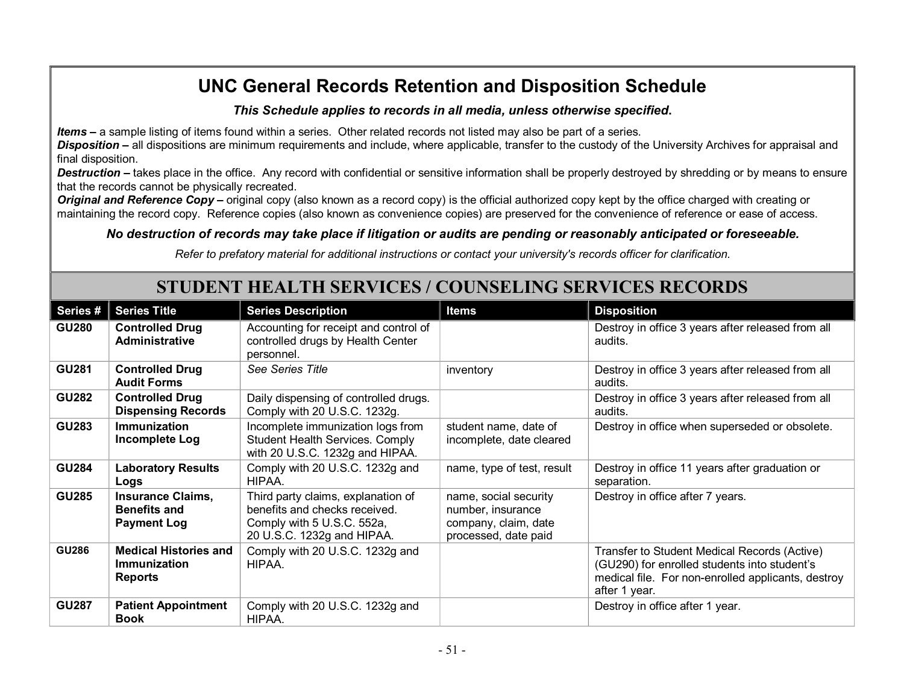# UNC General Records Retention and Disposition Schedule

***This Schedule applies to records in all media, unless otherwise specified.***

***Items –*** a sample listing of items found within a series. Other related records not listed may also be part of a series.
***Disposition –*** all dispositions are minimum requirements and include, where applicable, transfer to the custody of the University Archives for appraisal and final disposition.
***Destruction –*** takes place in the office. Any record with confidential or sensitive information shall be properly destroyed by shredding or by means to ensure that the records cannot be physically recreated.
***Original and Reference Copy –*** original copy (also known as a record copy) is the official authorized copy kept by the office charged with creating or maintaining the record copy. Reference copies (also known as convenience copies) are preserved for the convenience of reference or ease of access.

***No destruction of records may take place if litigation or audits are pending or reasonably anticipated or foreseeable.***

*Refer to prefatory material for additional instructions or contact your university's records officer for clarification.*

## STUDENT HEALTH SERVICES / COUNSELING SERVICES RECORDS

| Series # | Series Title | Series Description | Items | Disposition |
|---|---|---|---|---|
| **GU280** | **Controlled Drug Administrative** | Accounting for receipt and control of controlled drugs by Health Center personnel. | | Destroy in office 3 years after released from all audits. |
| **GU281** | **Controlled Drug Audit Forms** | *See Series Title* | inventory | Destroy in office 3 years after released from all audits. |
| **GU282** | **Controlled Drug Dispensing Records** | Daily dispensing of controlled drugs. Comply with 20 U.S.C. 1232g. | | Destroy in office 3 years after released from all audits. |
| **GU283** | **Immunization Incomplete Log** | Incomplete immunization logs from Student Health Services. Comply with 20 U.S.C. 1232g and HIPAA. | student name, date of incomplete, date cleared | Destroy in office when superseded or obsolete. |
| **GU284** | **Laboratory Results Logs** | Comply with 20 U.S.C. 1232g and HIPAA. | name, type of test, result | Destroy in office 11 years after graduation or separation. |
| **GU285** | **Insurance Claims, Benefits and Payment Log** | Third party claims, explanation of benefits and checks received. Comply with 5 U.S.C. 552a, 20 U.S.C. 1232g and HIPAA. | name, social security number, insurance company, claim, date processed, date paid | Destroy in office after 7 years. |
| **GU286** | **Medical Histories and Immunization Reports** | Comply with 20 U.S.C. 1232g and HIPAA. | | Transfer to Student Medical Records (Active) (GU290) for enrolled students into student's medical file. For non-enrolled applicants, destroy after 1 year. |
| **GU287** | **Patient Appointment Book** | Comply with 20 U.S.C. 1232g and HIPAA. | | Destroy in office after 1 year. |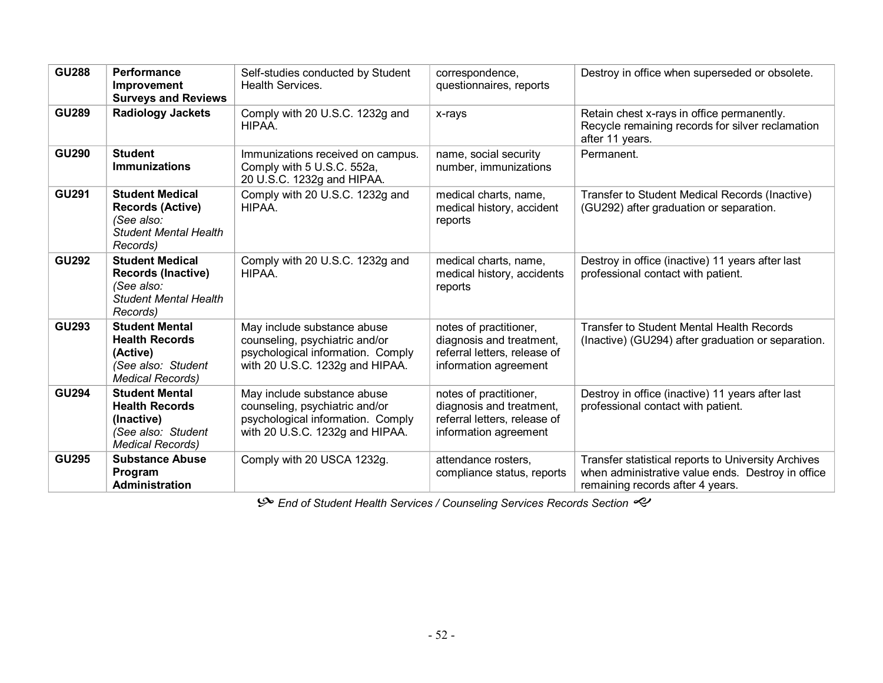| | | | | |
|---|---|---|---|---|
| **GU288** | **Performance Improvement Surveys and Reviews** | Self-studies conducted by Student Health Services. | correspondence, questionnaires, reports | Destroy in office when superseded or obsolete. |
| **GU289** | **Radiology Jackets** | Comply with 20 U.S.C. 1232g and HIPAA. | x-rays | Retain chest x-rays in office permanently. Recycle remaining records for silver reclamation after 11 years. |
| **GU290** | **Student Immunizations** | Immunizations received on campus. Comply with 5 U.S.C. 552a, 20 U.S.C. 1232g and HIPAA. | name, social security number, immunizations | Permanent. |
| **GU291** | **Student Medical Records (Active)** *(See also: Student Mental Health Records)* | Comply with 20 U.S.C. 1232g and HIPAA. | medical charts, name, medical history, accident reports | Transfer to Student Medical Records (Inactive) (GU292) after graduation or separation. |
| **GU292** | **Student Medical Records (Inactive)** *(See also: Student Mental Health Records)* | Comply with 20 U.S.C. 1232g and HIPAA. | medical charts, name, medical history, accidents reports | Destroy in office (inactive) 11 years after last professional contact with patient. |
| **GU293** | **Student Mental Health Records (Active)** *(See also: Student Medical Records)* | May include substance abuse counseling, psychiatric and/or psychological information. Comply with 20 U.S.C. 1232g and HIPAA. | notes of practitioner, diagnosis and treatment, referral letters, release of information agreement | Transfer to Student Mental Health Records (Inactive) (GU294) after graduation or separation. |
| **GU294** | **Student Mental Health Records (Inactive)** *(See also: Student Medical Records)* | May include substance abuse counseling, psychiatric and/or psychological information. Comply with 20 U.S.C. 1232g and HIPAA. | notes of practitioner, diagnosis and treatment, referral letters, release of information agreement | Destroy in office (inactive) 11 years after last professional contact with patient. |
| **GU295** | **Substance Abuse Program Administration** | Comply with 20 USCA 1232g. | attendance rosters, compliance status, reports | Transfer statistical reports to University Archives when administrative value ends. Destroy in office remaining records after 4 years. |

*End of Student Health Services / Counseling Services Records Section*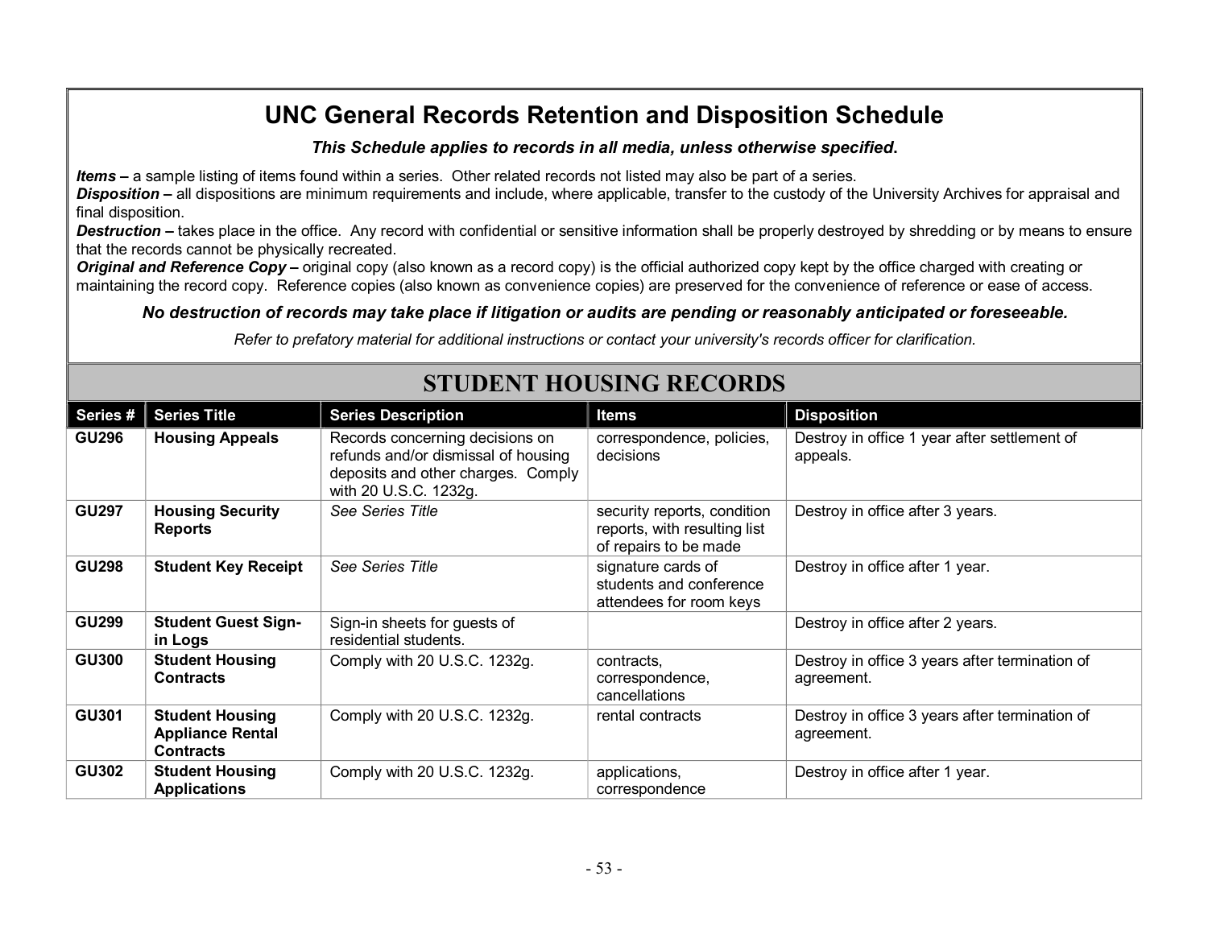# UNC General Records Retention and Disposition Schedule

***This Schedule applies to records in all media, unless otherwise specified.***

***Items –*** a sample listing of items found within a series. Other related records not listed may also be part of a series.
***Disposition –*** all dispositions are minimum requirements and include, where applicable, transfer to the custody of the University Archives for appraisal and final disposition.
***Destruction –*** takes place in the office. Any record with confidential or sensitive information shall be properly destroyed by shredding or by means to ensure that the records cannot be physically recreated.
***Original and Reference Copy –*** original copy (also known as a record copy) is the official authorized copy kept by the office charged with creating or maintaining the record copy. Reference copies (also known as convenience copies) are preserved for the convenience of reference or ease of access.

***No destruction of records may take place if litigation or audits are pending or reasonably anticipated or foreseeable.***

*Refer to prefatory material for additional instructions or contact your university's records officer for clarification.*

## STUDENT HOUSING RECORDS

| Series # | Series Title | Series Description | Items | Disposition |
|---|---|---|---|---|
| **GU296** | **Housing Appeals** | Records concerning decisions on refunds and/or dismissal of housing deposits and other charges. Comply with 20 U.S.C. 1232g. | correspondence, policies, decisions | Destroy in office 1 year after settlement of appeals. |
| **GU297** | **Housing Security Reports** | *See Series Title* | security reports, condition reports, with resulting list of repairs to be made | Destroy in office after 3 years. |
| **GU298** | **Student Key Receipt** | *See Series Title* | signature cards of students and conference attendees for room keys | Destroy in office after 1 year. |
| **GU299** | **Student Guest Sign-in Logs** | Sign-in sheets for guests of residential students. | | Destroy in office after 2 years. |
| **GU300** | **Student Housing Contracts** | Comply with 20 U.S.C. 1232g. | contracts, correspondence, cancellations | Destroy in office 3 years after termination of agreement. |
| **GU301** | **Student Housing Appliance Rental Contracts** | Comply with 20 U.S.C. 1232g. | rental contracts | Destroy in office 3 years after termination of agreement. |
| **GU302** | **Student Housing Applications** | Comply with 20 U.S.C. 1232g. | applications, correspondence | Destroy in office after 1 year. |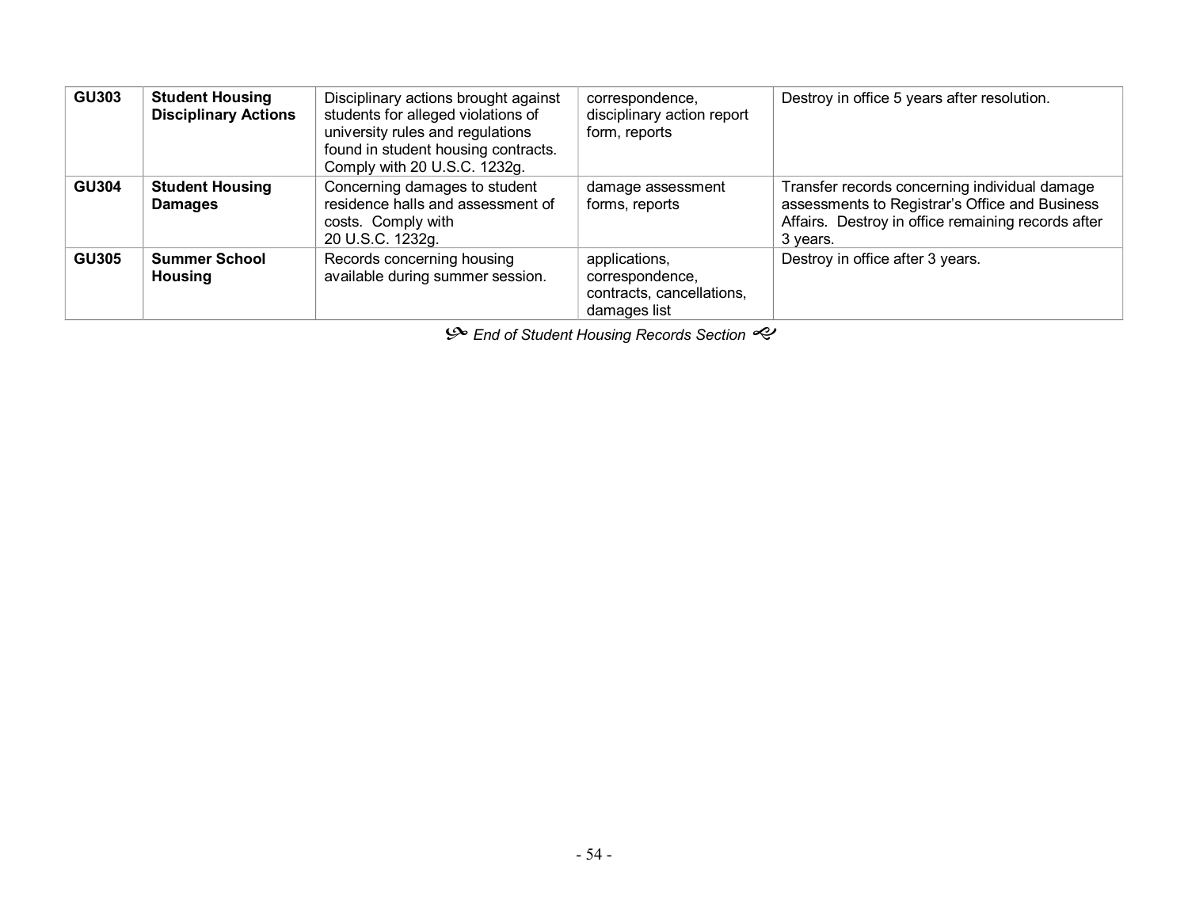| | | | | |
|---|---|---|---|---|
| **GU303** | **Student Housing Disciplinary Actions** | Disciplinary actions brought against students for alleged violations of university rules and regulations found in student housing contracts. Comply with 20 U.S.C. 1232g. | correspondence, disciplinary action report form, reports | Destroy in office 5 years after resolution. |
| **GU304** | **Student Housing Damages** | Concerning damages to student residence halls and assessment of costs. Comply with 20 U.S.C. 1232g. | damage assessment forms, reports | Transfer records concerning individual damage assessments to Registrar's Office and Business Affairs. Destroy in office remaining records after 3 years. |
| **GU305** | **Summer School Housing** | Records concerning housing available during summer session. | applications, correspondence, contracts, cancellations, damages list | Destroy in office after 3 years. |

*End of Student Housing Records Section*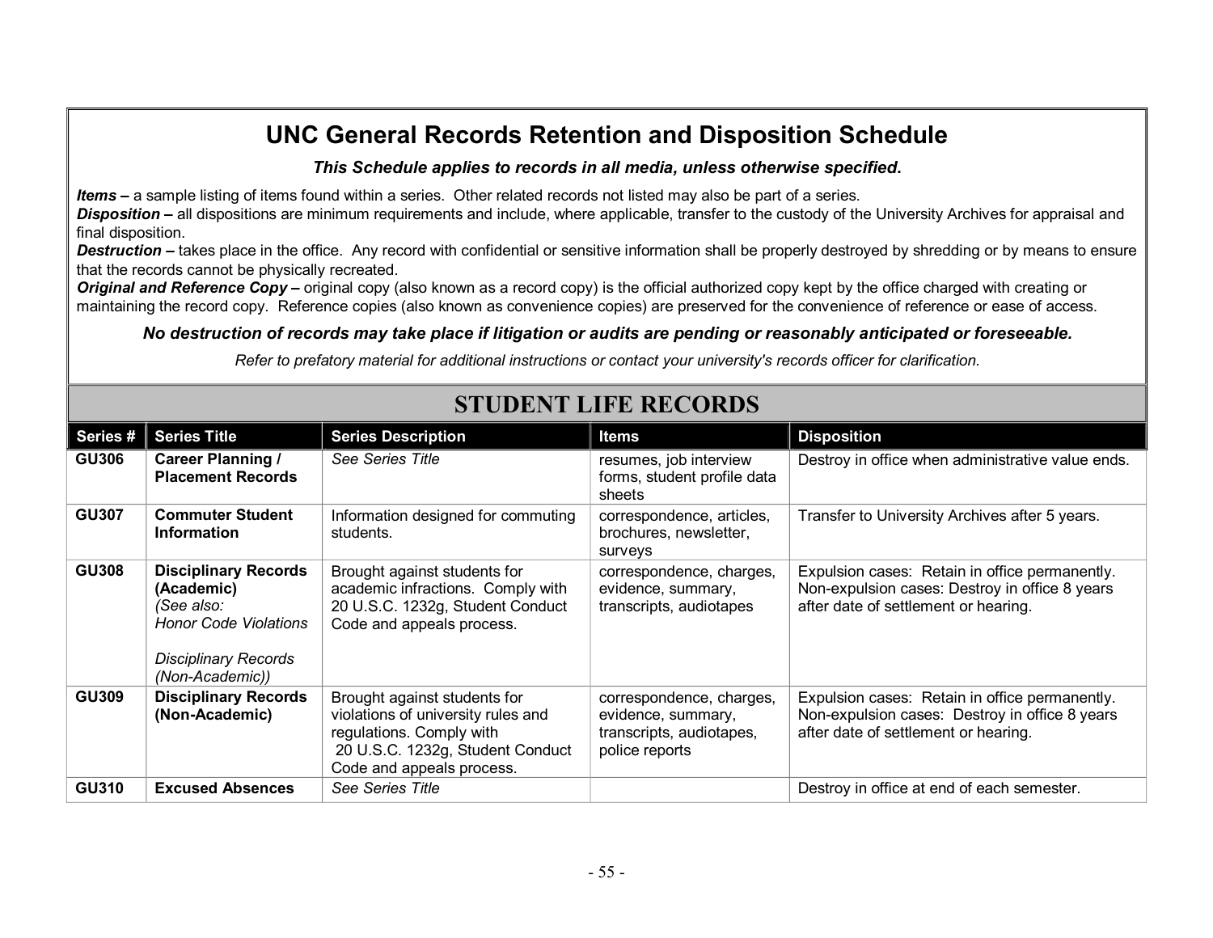# UNC General Records Retention and Disposition Schedule

***This Schedule applies to records in all media, unless otherwise specified.***

***Items –*** a sample listing of items found within a series. Other related records not listed may also be part of a series.
***Disposition –*** all dispositions are minimum requirements and include, where applicable, transfer to the custody of the University Archives for appraisal and final disposition.
***Destruction –*** takes place in the office. Any record with confidential or sensitive information shall be properly destroyed by shredding or by means to ensure that the records cannot be physically recreated.
***Original and Reference Copy –*** original copy (also known as a record copy) is the official authorized copy kept by the office charged with creating or maintaining the record copy. Reference copies (also known as convenience copies) are preserved for the convenience of reference or ease of access.

***No destruction of records may take place if litigation or audits are pending or reasonably anticipated or foreseeable.***

*Refer to prefatory material for additional instructions or contact your university's records officer for clarification.*

## STUDENT LIFE RECORDS

| Series # | Series Title | Series Description | Items | Disposition |
|---|---|---|---|---|
| **GU306** | **Career Planning / Placement Records** | *See Series Title* | resumes, job interview forms, student profile data sheets | Destroy in office when administrative value ends. |
| **GU307** | **Commuter Student Information** | Information designed for commuting students. | correspondence, articles, brochures, newsletter, surveys | Transfer to University Archives after 5 years. |
| **GU308** | **Disciplinary Records (Academic)** *(See also: Honor Code Violations* *Disciplinary Records (Non-Academic))* | Brought against students for academic infractions. Comply with 20 U.S.C. 1232g, Student Conduct Code and appeals process. | correspondence, charges, evidence, summary, transcripts, audiotapes | Expulsion cases: Retain in office permanently. Non-expulsion cases: Destroy in office 8 years after date of settlement or hearing. |
| **GU309** | **Disciplinary Records (Non-Academic)** | Brought against students for violations of university rules and regulations. Comply with 20 U.S.C. 1232g, Student Conduct Code and appeals process. | correspondence, charges, evidence, summary, transcripts, audiotapes, police reports | Expulsion cases: Retain in office permanently. Non-expulsion cases: Destroy in office 8 years after date of settlement or hearing. |
| **GU310** | **Excused Absences** | *See Series Title* | | Destroy in office at end of each semester. |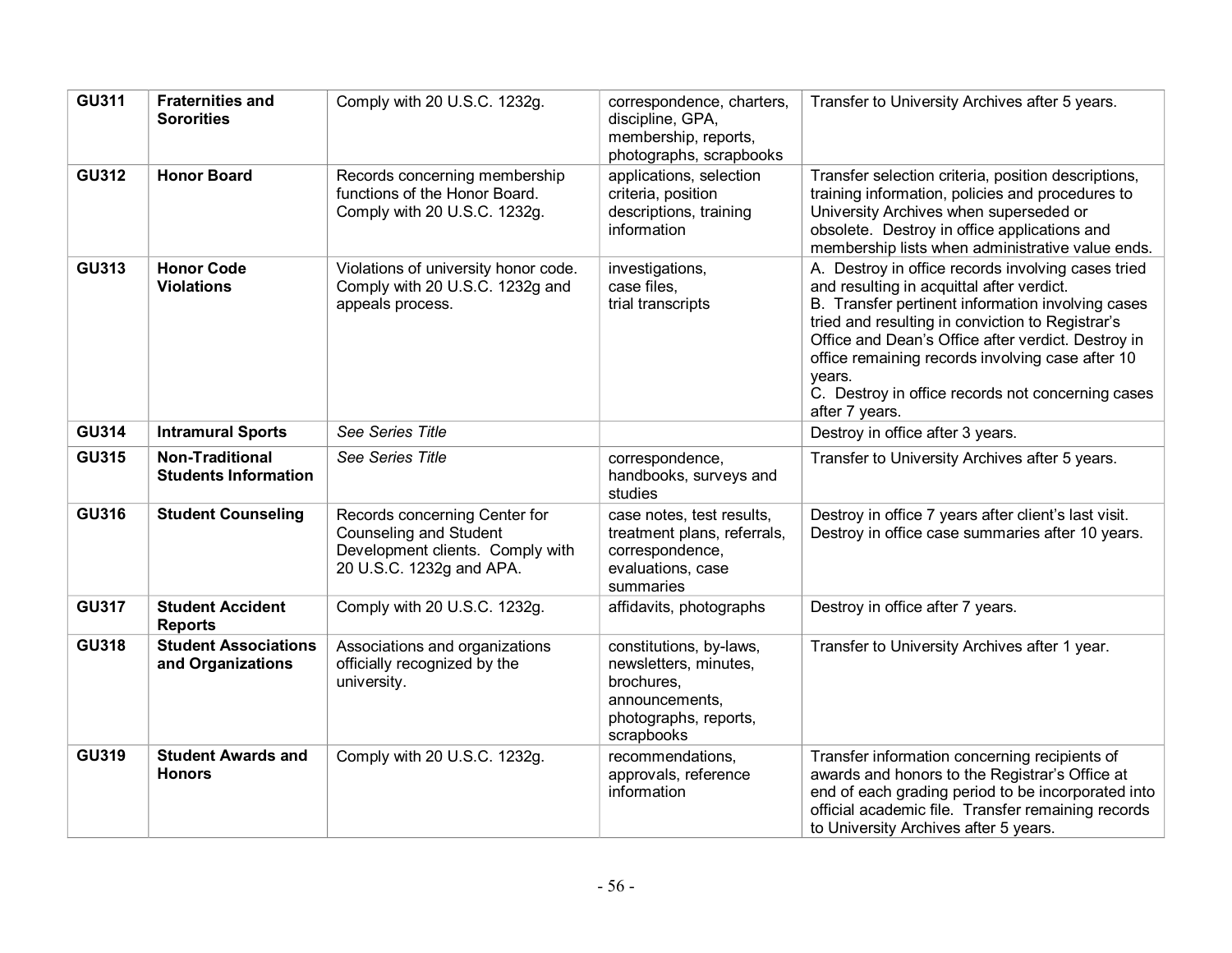| | | | | |
|---|---|---|---|---|
| **GU311** | **Fraternities and Sororities** | Comply with 20 U.S.C. 1232g. | correspondence, charters, discipline, GPA, membership, reports, photographs, scrapbooks | Transfer to University Archives after 5 years. |
| **GU312** | **Honor Board** | Records concerning membership functions of the Honor Board. Comply with 20 U.S.C. 1232g. | applications, selection criteria, position descriptions, training information | Transfer selection criteria, position descriptions, training information, policies and procedures to University Archives when superseded or obsolete. Destroy in office applications and membership lists when administrative value ends. |
| **GU313** | **Honor Code Violations** | Violations of university honor code. Comply with 20 U.S.C. 1232g and appeals process. | investigations, case files, trial transcripts | A. Destroy in office records involving cases tried and resulting in acquittal after verdict.<br>B. Transfer pertinent information involving cases tried and resulting in conviction to Registrar's Office and Dean's Office after verdict. Destroy in office remaining records involving case after 10 years.<br>C. Destroy in office records not concerning cases after 7 years. |
| **GU314** | **Intramural Sports** | *See Series Title* | | Destroy in office after 3 years. |
| **GU315** | **Non-Traditional Students Information** | *See Series Title* | correspondence, handbooks, surveys and studies | Transfer to University Archives after 5 years. |
| **GU316** | **Student Counseling** | Records concerning Center for Counseling and Student Development clients. Comply with 20 U.S.C. 1232g and APA. | case notes, test results, treatment plans, referrals, correspondence, evaluations, case summaries | Destroy in office 7 years after client's last visit. Destroy in office case summaries after 10 years. |
| **GU317** | **Student Accident Reports** | Comply with 20 U.S.C. 1232g. | affidavits, photographs | Destroy in office after 7 years. |
| **GU318** | **Student Associations and Organizations** | Associations and organizations officially recognized by the university. | constitutions, by-laws, newsletters, minutes, brochures, announcements, photographs, reports, scrapbooks | Transfer to University Archives after 1 year. |
| **GU319** | **Student Awards and Honors** | Comply with 20 U.S.C. 1232g. | recommendations, approvals, reference information | Transfer information concerning recipients of awards and honors to the Registrar's Office at end of each grading period to be incorporated into official academic file. Transfer remaining records to University Archives after 5 years. |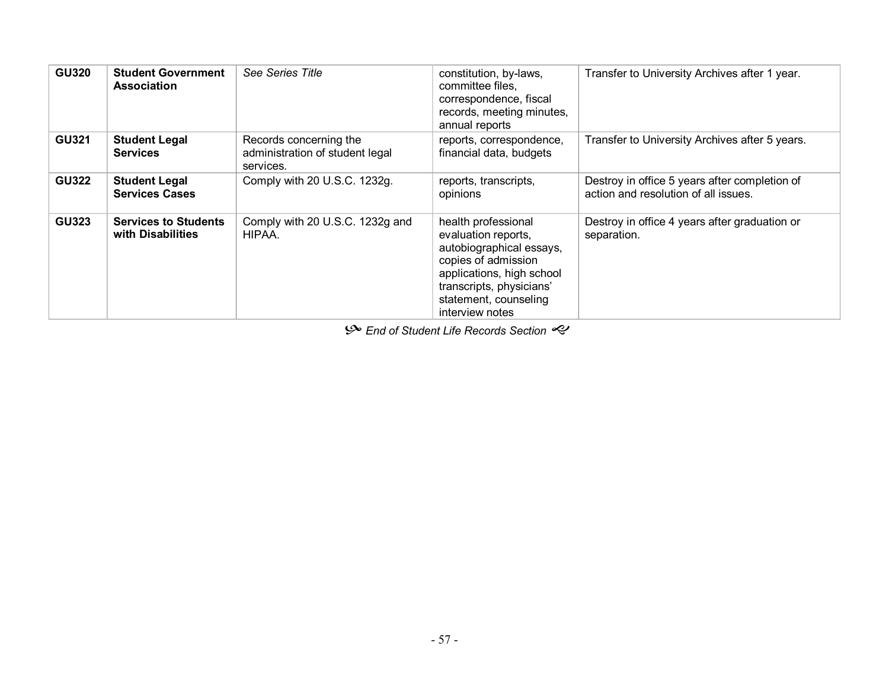| GU320 | **Student Government Association** | *See Series Title* | constitution, by-laws, committee files, correspondence, fiscal records, meeting minutes, annual reports | Transfer to University Archives after 1 year. |
|---|---|---|---|---|
| **GU321** | **Student Legal Services** | Records concerning the administration of student legal services. | reports, correspondence, financial data, budgets | Transfer to University Archives after 5 years. |
| **GU322** | **Student Legal Services Cases** | Comply with 20 U.S.C. 1232g. | reports, transcripts, opinions | Destroy in office 5 years after completion of action and resolution of all issues. |
| **GU323** | **Services to Students with Disabilities** | Comply with 20 U.S.C. 1232g and HIPAA. | health professional evaluation reports, autobiographical essays, copies of admission applications, high school transcripts, physicians' statement, counseling interview notes | Destroy in office 4 years after graduation or separation. |

*End of Student Life Records Section*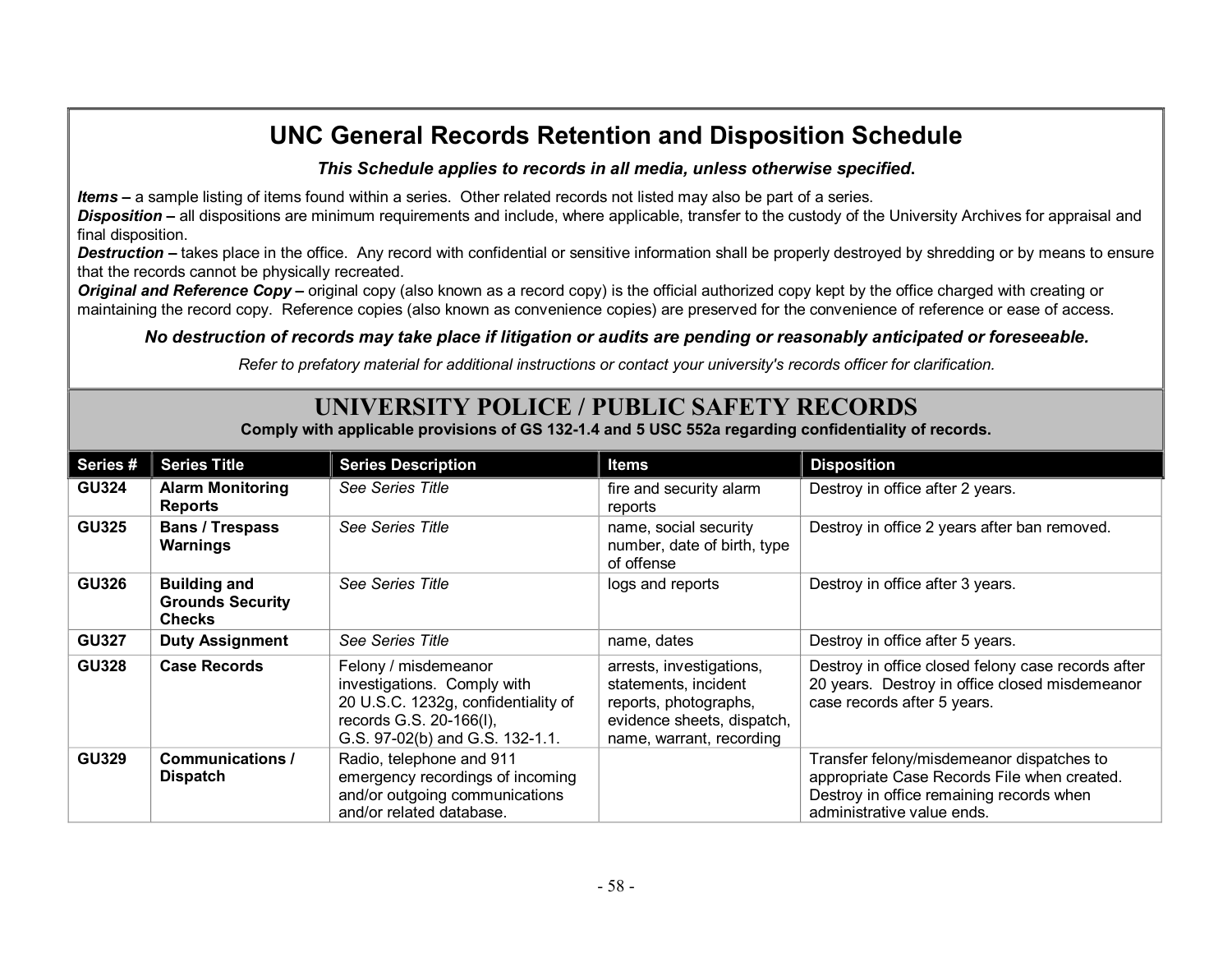# UNC General Records Retention and Disposition Schedule

***This Schedule applies to records in all media, unless otherwise specified.***

***Items –*** a sample listing of items found within a series. Other related records not listed may also be part of a series.
***Disposition –*** all dispositions are minimum requirements and include, where applicable, transfer to the custody of the University Archives for appraisal and final disposition.
***Destruction –*** takes place in the office. Any record with confidential or sensitive information shall be properly destroyed by shredding or by means to ensure that the records cannot be physically recreated.
***Original and Reference Copy –*** original copy (also known as a record copy) is the official authorized copy kept by the office charged with creating or maintaining the record copy. Reference copies (also known as convenience copies) are preserved for the convenience of reference or ease of access.

***No destruction of records may take place if litigation or audits are pending or reasonably anticipated or foreseeable.***

*Refer to prefatory material for additional instructions or contact your university's records officer for clarification.*

## UNIVERSITY POLICE / PUBLIC SAFETY RECORDS

**Comply with applicable provisions of GS 132-1.4 and 5 USC 552a regarding confidentiality of records.**

| Series # | Series Title | Series Description | Items | Disposition |
|---|---|---|---|---|
| **GU324** | **Alarm Monitoring Reports** | *See Series Title* | fire and security alarm reports | Destroy in office after 2 years. |
| **GU325** | **Bans / Trespass Warnings** | *See Series Title* | name, social security number, date of birth, type of offense | Destroy in office 2 years after ban removed. |
| **GU326** | **Building and Grounds Security Checks** | *See Series Title* | logs and reports | Destroy in office after 3 years. |
| **GU327** | **Duty Assignment** | *See Series Title* | name, dates | Destroy in office after 5 years. |
| **GU328** | **Case Records** | Felony / misdemeanor investigations. Comply with 20 U.S.C. 1232g, confidentiality of records G.S. 20-166(l), G.S. 97-02(b) and G.S. 132-1.1. | arrests, investigations, statements, incident reports, photographs, evidence sheets, dispatch, name, warrant, recording | Destroy in office closed felony case records after 20 years. Destroy in office closed misdemeanor case records after 5 years. |
| **GU329** | **Communications / Dispatch** | Radio, telephone and 911 emergency recordings of incoming and/or outgoing communications and/or related database. | | Transfer felony/misdemeanor dispatches to appropriate Case Records File when created. Destroy in office remaining records when administrative value ends. |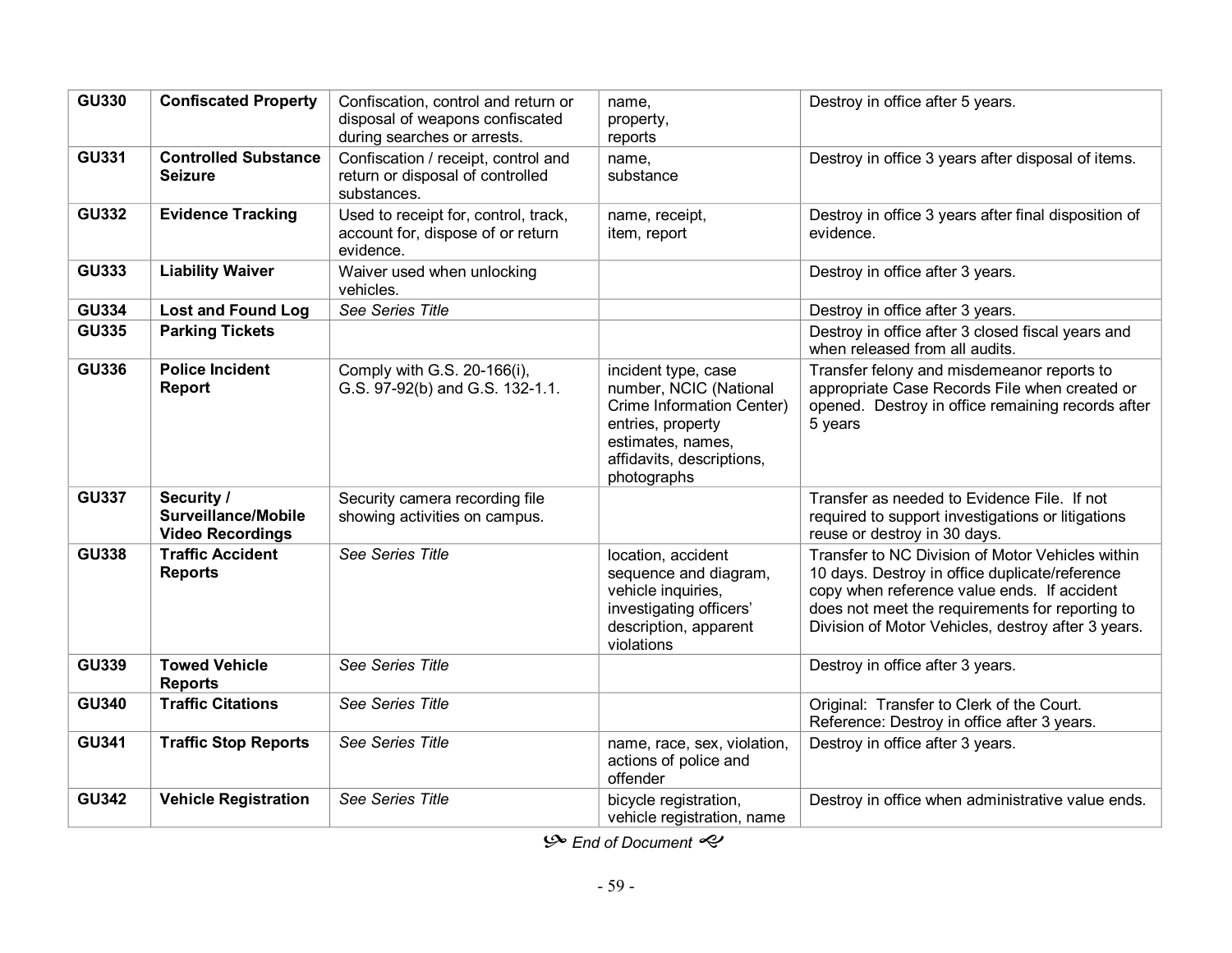| | | | | |
|---|---|---|---|---|
| **GU330** | **Confiscated Property** | Confiscation, control and return or disposal of weapons confiscated during searches or arrests. | name, property, reports | Destroy in office after 5 years. |
| **GU331** | **Controlled Substance Seizure** | Confiscation / receipt, control and return or disposal of controlled substances. | name, substance | Destroy in office 3 years after disposal of items. |
| **GU332** | **Evidence Tracking** | Used to receipt for, control, track, account for, dispose of or return evidence. | name, receipt, item, report | Destroy in office 3 years after final disposition of evidence. |
| **GU333** | **Liability Waiver** | Waiver used when unlocking vehicles. | | Destroy in office after 3 years. |
| **GU334** | **Lost and Found Log** | *See Series Title* | | Destroy in office after 3 years. |
| **GU335** | **Parking Tickets** | | | Destroy in office after 3 closed fiscal years and when released from all audits. |
| **GU336** | **Police Incident Report** | Comply with G.S. 20-166(i), G.S. 97-92(b) and G.S. 132-1.1. | incident type, case number, NCIC (National Crime Information Center) entries, property estimates, names, affidavits, descriptions, photographs | Transfer felony and misdemeanor reports to appropriate Case Records File when created or opened. Destroy in office remaining records after 5 years |
| **GU337** | **Security / Surveillance/Mobile Video Recordings** | Security camera recording file showing activities on campus. | | Transfer as needed to Evidence File. If not required to support investigations or litigations reuse or destroy in 30 days. |
| **GU338** | **Traffic Accident Reports** | *See Series Title* | location, accident sequence and diagram, vehicle inquiries, investigating officers' description, apparent violations | Transfer to NC Division of Motor Vehicles within 10 days. Destroy in office duplicate/reference copy when reference value ends. If accident does not meet the requirements for reporting to Division of Motor Vehicles, destroy after 3 years. |
| **GU339** | **Towed Vehicle Reports** | *See Series Title* | | Destroy in office after 3 years. |
| **GU340** | **Traffic Citations** | *See Series Title* | | Original: Transfer to Clerk of the Court. Reference: Destroy in office after 3 years. |
| **GU341** | **Traffic Stop Reports** | *See Series Title* | name, race, sex, violation, actions of police and offender | Destroy in office after 3 years. |
| **GU342** | **Vehicle Registration** | *See Series Title* | bicycle registration, vehicle registration, name | Destroy in office when administrative value ends. |

*End of Document*